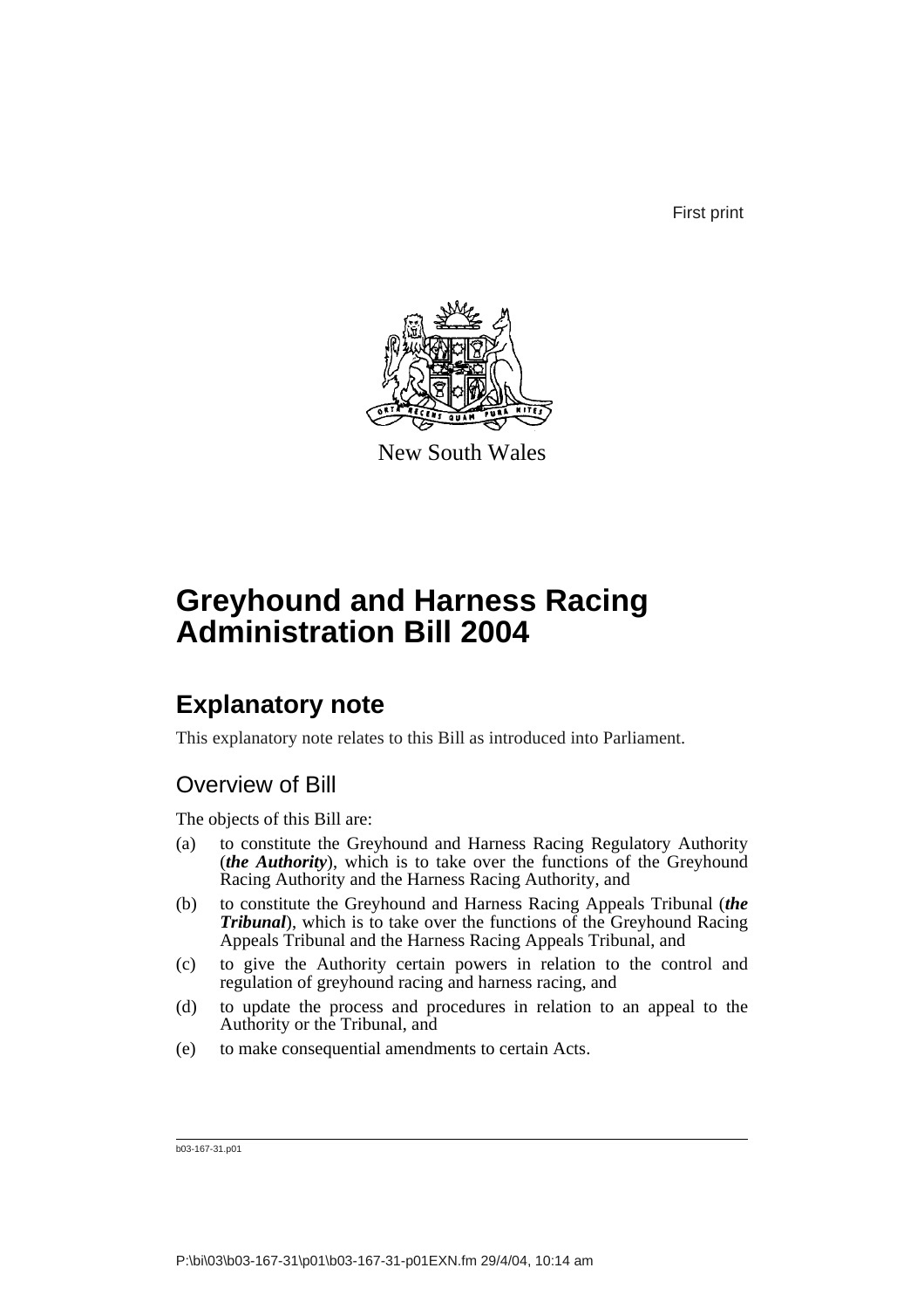First print

New South Wales

# Greyhound and Harness Racing Administration Bill 2004

## Explanatory note

This explanatory note relates to this Bill as introduced into Parliament.

### Overview of Bill

The objects of this Bill are:

(a) to constitute the Greyhound and Harness Racing Regulatory Authority (***the Authority***), which is to take over the functions of the Greyhound Racing Authority and the Harness Racing Authority, and

(b) to constitute the Greyhound and Harness Racing Appeals Tribunal (***the Tribunal***), which is to take over the functions of the Greyhound Racing Appeals Tribunal and the Harness Racing Appeals Tribunal, and

(c) to give the Authority certain powers in relation to the control and regulation of greyhound racing and harness racing, and

(d) to update the process and procedures in relation to an appeal to the Authority or the Tribunal, and

(e) to make consequential amendments to certain Acts.

b03-167-31.p01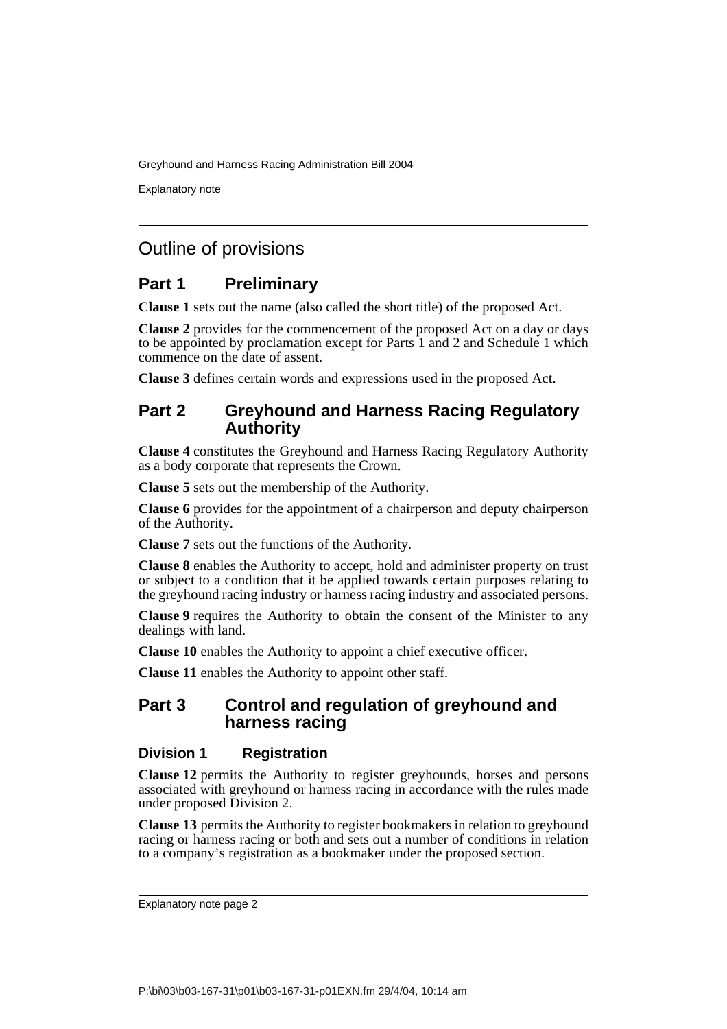## Outline of provisions

### Part 1 Preliminary

**Clause 1** sets out the name (also called the short title) of the proposed Act.

**Clause 2** provides for the commencement of the proposed Act on a day or days to be appointed by proclamation except for Parts 1 and 2 and Schedule 1 which commence on the date of assent.

**Clause 3** defines certain words and expressions used in the proposed Act.

### Part 2 Greyhound and Harness Racing Regulatory Authority

**Clause 4** constitutes the Greyhound and Harness Racing Regulatory Authority as a body corporate that represents the Crown.

**Clause 5** sets out the membership of the Authority.

**Clause 6** provides for the appointment of a chairperson and deputy chairperson of the Authority.

**Clause 7** sets out the functions of the Authority.

**Clause 8** enables the Authority to accept, hold and administer property on trust or subject to a condition that it be applied towards certain purposes relating to the greyhound racing industry or harness racing industry and associated persons.

**Clause 9** requires the Authority to obtain the consent of the Minister to any dealings with land.

**Clause 10** enables the Authority to appoint a chief executive officer.

**Clause 11** enables the Authority to appoint other staff.

### Part 3 Control and regulation of greyhound and harness racing

#### Division 1 Registration

**Clause 12** permits the Authority to register greyhounds, horses and persons associated with greyhound or harness racing in accordance with the rules made under proposed Division 2.

**Clause 13** permits the Authority to register bookmakers in relation to greyhound racing or harness racing or both and sets out a number of conditions in relation to a company's registration as a bookmaker under the proposed section.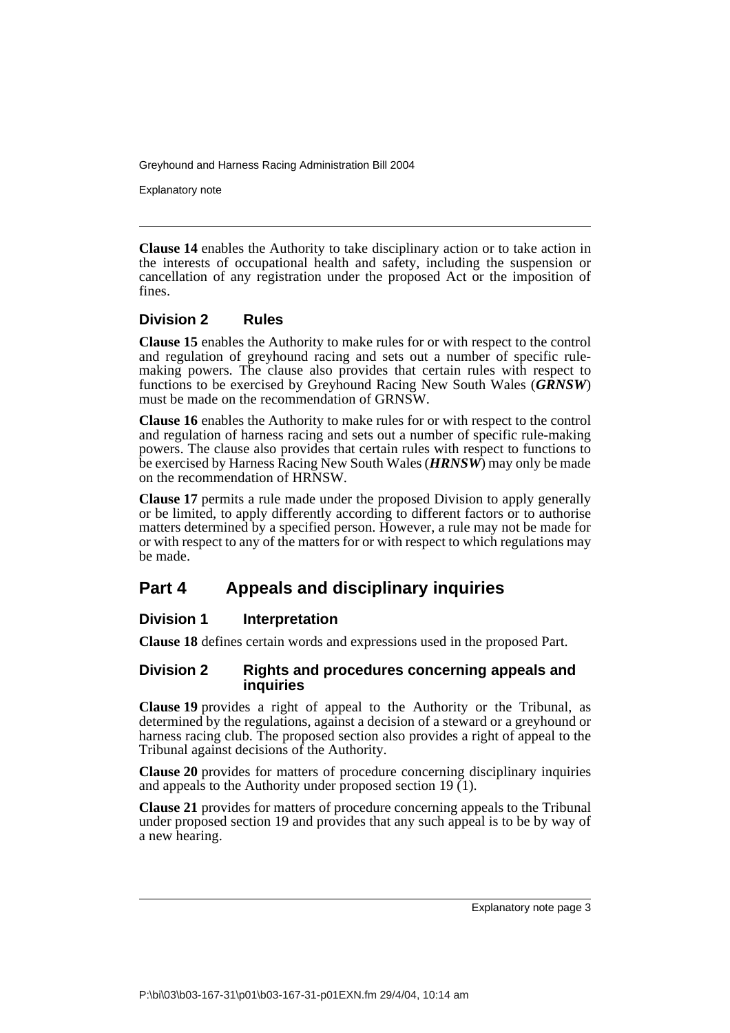**Clause 14** enables the Authority to take disciplinary action or to take action in the interests of occupational health and safety, including the suspension or cancellation of any registration under the proposed Act or the imposition of fines.

### Division 2 Rules

**Clause 15** enables the Authority to make rules for or with respect to the control and regulation of greyhound racing and sets out a number of specific rule-making powers. The clause also provides that certain rules with respect to functions to be exercised by Greyhound Racing New South Wales (***GRNSW***) must be made on the recommendation of GRNSW.

**Clause 16** enables the Authority to make rules for or with respect to the control and regulation of harness racing and sets out a number of specific rule-making powers. The clause also provides that certain rules with respect to functions to be exercised by Harness Racing New South Wales (***HRNSW***) may only be made on the recommendation of HRNSW.

**Clause 17** permits a rule made under the proposed Division to apply generally or be limited, to apply differently according to different factors or to authorise matters determined by a specified person. However, a rule may not be made for or with respect to any of the matters for or with respect to which regulations may be made.

## Part 4 Appeals and disciplinary inquiries

### Division 1 Interpretation

**Clause 18** defines certain words and expressions used in the proposed Part.

### Division 2 Rights and procedures concerning appeals and inquiries

**Clause 19** provides a right of appeal to the Authority or the Tribunal, as determined by the regulations, against a decision of a steward or a greyhound or harness racing club. The proposed section also provides a right of appeal to the Tribunal against decisions of the Authority.

**Clause 20** provides for matters of procedure concerning disciplinary inquiries and appeals to the Authority under proposed section 19 (1).

**Clause 21** provides for matters of procedure concerning appeals to the Tribunal under proposed section 19 and provides that any such appeal is to be by way of a new hearing.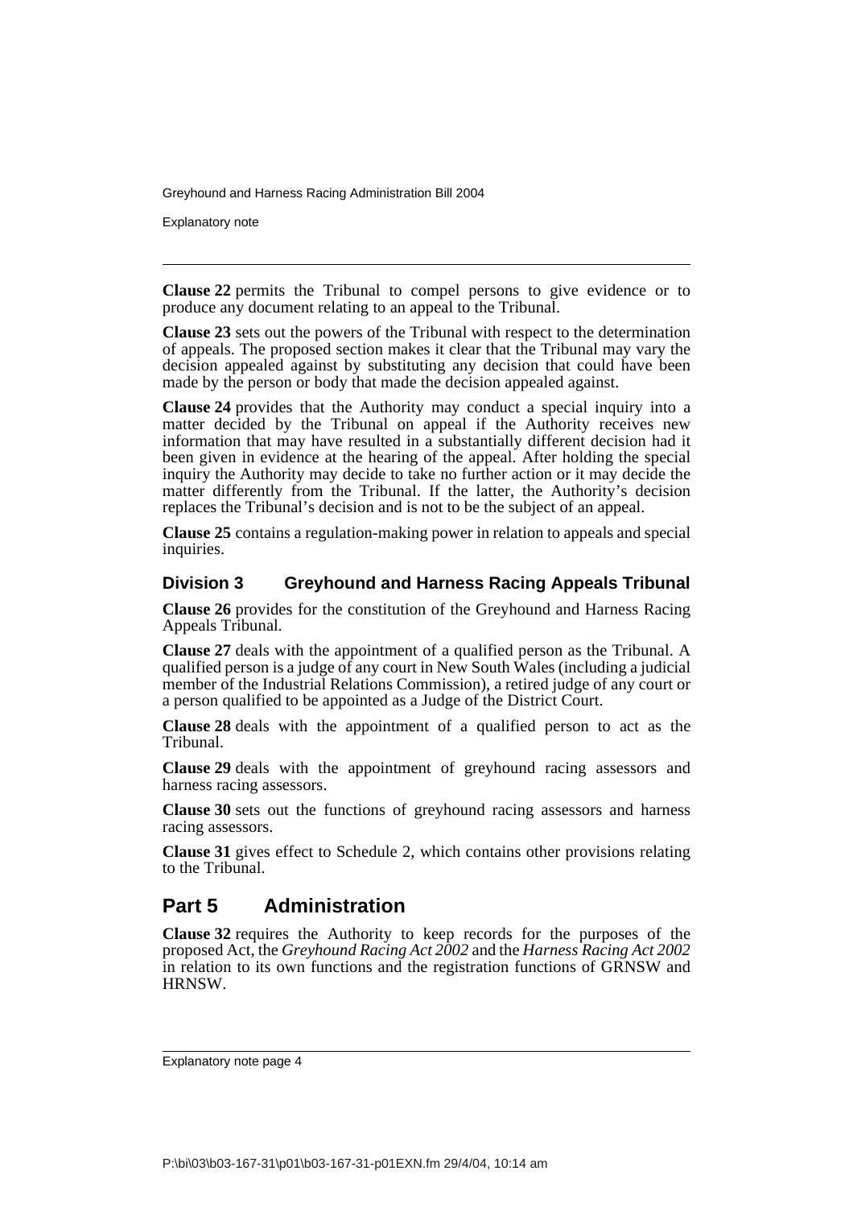**Clause 22** permits the Tribunal to compel persons to give evidence or to produce any document relating to an appeal to the Tribunal.

**Clause 23** sets out the powers of the Tribunal with respect to the determination of appeals. The proposed section makes it clear that the Tribunal may vary the decision appealed against by substituting any decision that could have been made by the person or body that made the decision appealed against.

**Clause 24** provides that the Authority may conduct a special inquiry into a matter decided by the Tribunal on appeal if the Authority receives new information that may have resulted in a substantially different decision had it been given in evidence at the hearing of the appeal. After holding the special inquiry the Authority may decide to take no further action or it may decide the matter differently from the Tribunal. If the latter, the Authority's decision replaces the Tribunal's decision and is not to be the subject of an appeal.

**Clause 25** contains a regulation-making power in relation to appeals and special inquiries.

### Division 3 Greyhound and Harness Racing Appeals Tribunal

**Clause 26** provides for the constitution of the Greyhound and Harness Racing Appeals Tribunal.

**Clause 27** deals with the appointment of a qualified person as the Tribunal. A qualified person is a judge of any court in New South Wales (including a judicial member of the Industrial Relations Commission), a retired judge of any court or a person qualified to be appointed as a Judge of the District Court.

**Clause 28** deals with the appointment of a qualified person to act as the Tribunal.

**Clause 29** deals with the appointment of greyhound racing assessors and harness racing assessors.

**Clause 30** sets out the functions of greyhound racing assessors and harness racing assessors.

**Clause 31** gives effect to Schedule 2, which contains other provisions relating to the Tribunal.

## Part 5 Administration

**Clause 32** requires the Authority to keep records for the purposes of the proposed Act, the *Greyhound Racing Act 2002* and the *Harness Racing Act 2002* in relation to its own functions and the registration functions of GRNSW and HRNSW.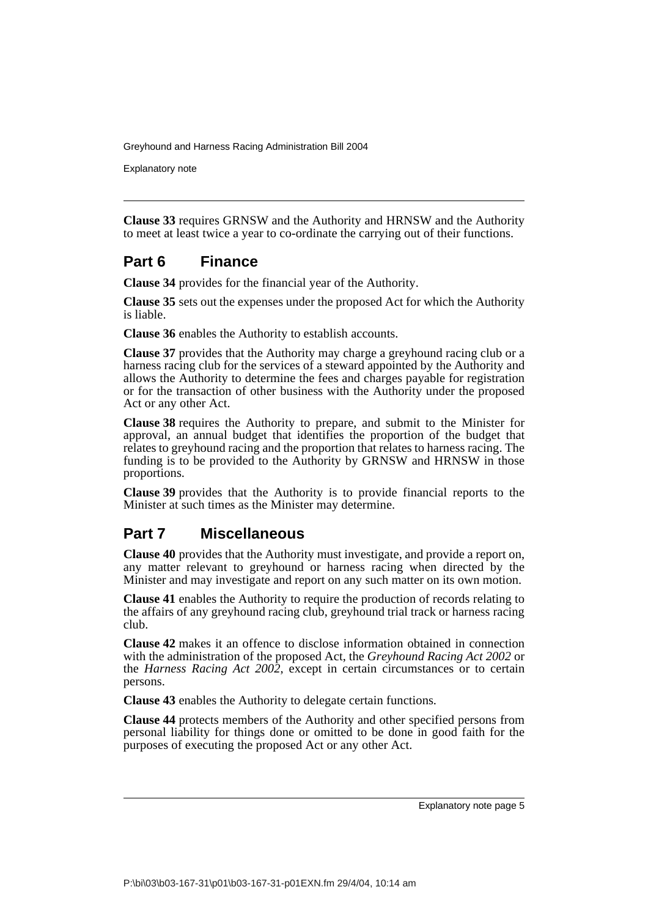**Clause 33** requires GRNSW and the Authority and HRNSW and the Authority to meet at least twice a year to co-ordinate the carrying out of their functions.

## Part 6 Finance

**Clause 34** provides for the financial year of the Authority.

**Clause 35** sets out the expenses under the proposed Act for which the Authority is liable.

**Clause 36** enables the Authority to establish accounts.

**Clause 37** provides that the Authority may charge a greyhound racing club or a harness racing club for the services of a steward appointed by the Authority and allows the Authority to determine the fees and charges payable for registration or for the transaction of other business with the Authority under the proposed Act or any other Act.

**Clause 38** requires the Authority to prepare, and submit to the Minister for approval, an annual budget that identifies the proportion of the budget that relates to greyhound racing and the proportion that relates to harness racing. The funding is to be provided to the Authority by GRNSW and HRNSW in those proportions.

**Clause 39** provides that the Authority is to provide financial reports to the Minister at such times as the Minister may determine.

## Part 7 Miscellaneous

**Clause 40** provides that the Authority must investigate, and provide a report on, any matter relevant to greyhound or harness racing when directed by the Minister and may investigate and report on any such matter on its own motion.

**Clause 41** enables the Authority to require the production of records relating to the affairs of any greyhound racing club, greyhound trial track or harness racing club.

**Clause 42** makes it an offence to disclose information obtained in connection with the administration of the proposed Act, the *Greyhound Racing Act 2002* or the *Harness Racing Act 2002*, except in certain circumstances or to certain persons.

**Clause 43** enables the Authority to delegate certain functions.

**Clause 44** protects members of the Authority and other specified persons from personal liability for things done or omitted to be done in good faith for the purposes of executing the proposed Act or any other Act.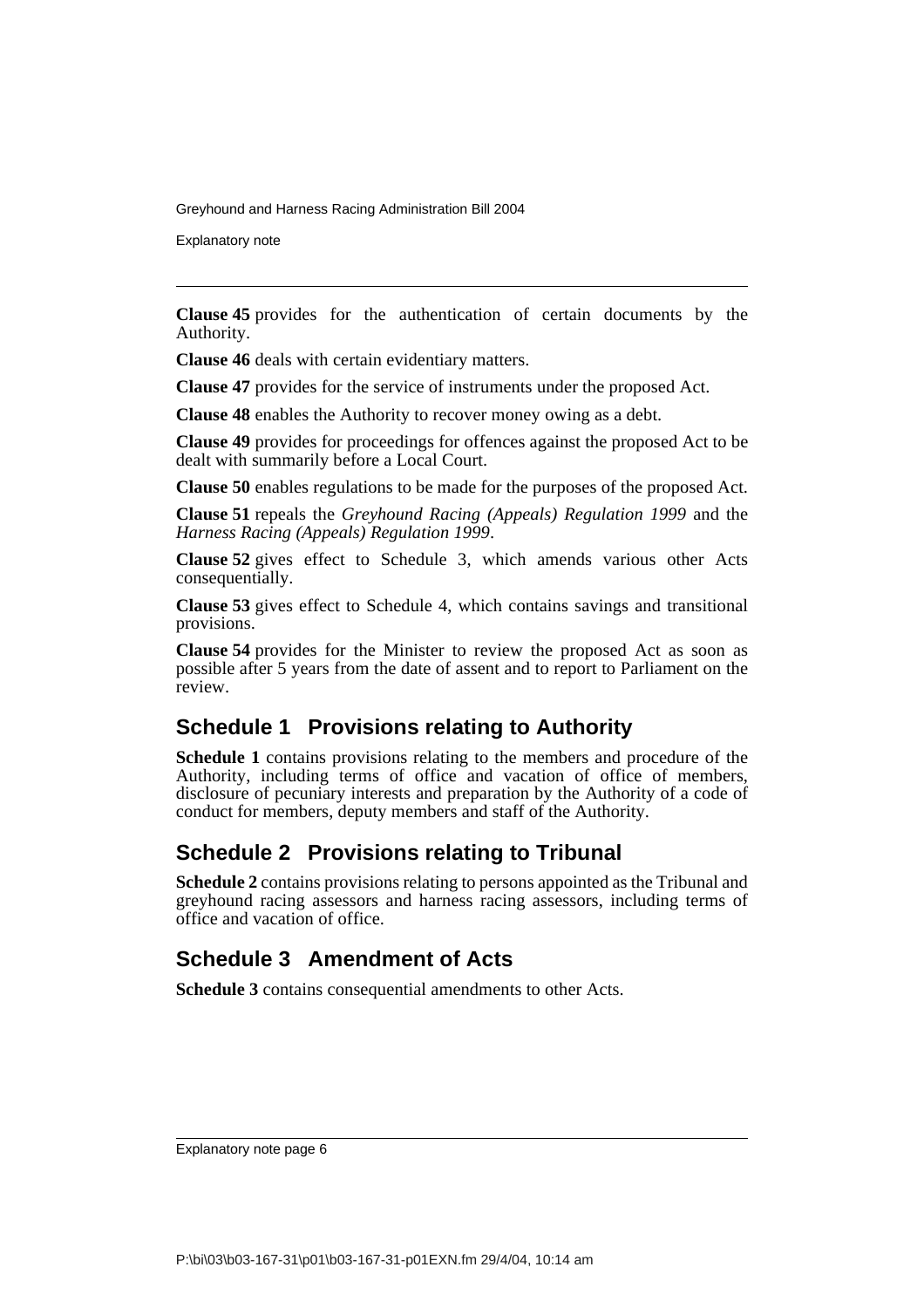**Clause 45** provides for the authentication of certain documents by the Authority.

**Clause 46** deals with certain evidentiary matters.

**Clause 47** provides for the service of instruments under the proposed Act.

**Clause 48** enables the Authority to recover money owing as a debt.

**Clause 49** provides for proceedings for offences against the proposed Act to be dealt with summarily before a Local Court.

**Clause 50** enables regulations to be made for the purposes of the proposed Act.

**Clause 51** repeals the *Greyhound Racing (Appeals) Regulation 1999* and the *Harness Racing (Appeals) Regulation 1999*.

**Clause 52** gives effect to Schedule 3, which amends various other Acts consequentially.

**Clause 53** gives effect to Schedule 4, which contains savings and transitional provisions.

**Clause 54** provides for the Minister to review the proposed Act as soon as possible after 5 years from the date of assent and to report to Parliament on the review.

## Schedule 1 Provisions relating to Authority

**Schedule 1** contains provisions relating to the members and procedure of the Authority, including terms of office and vacation of office of members, disclosure of pecuniary interests and preparation by the Authority of a code of conduct for members, deputy members and staff of the Authority.

## Schedule 2 Provisions relating to Tribunal

**Schedule 2** contains provisions relating to persons appointed as the Tribunal and greyhound racing assessors and harness racing assessors, including terms of office and vacation of office.

## Schedule 3 Amendment of Acts

**Schedule 3** contains consequential amendments to other Acts.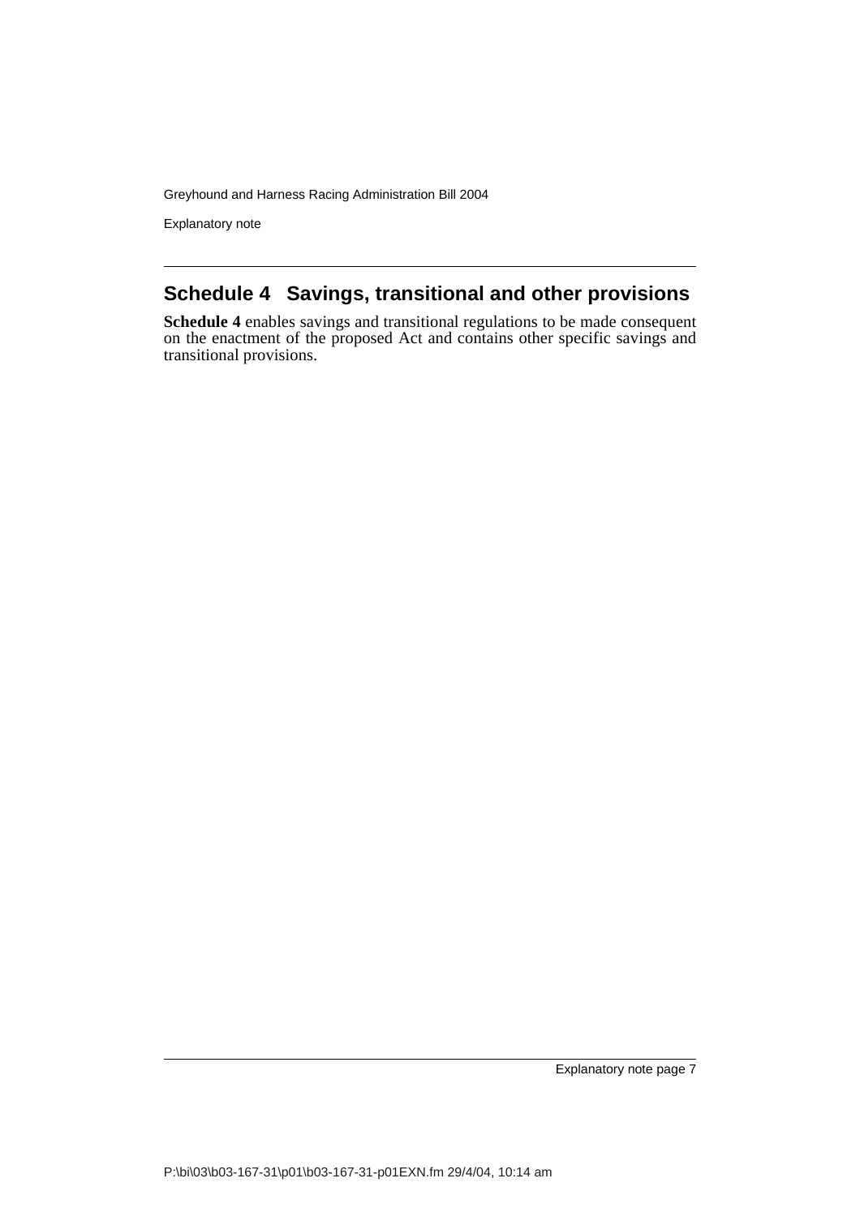## Schedule 4 Savings, transitional and other provisions

**Schedule 4** enables savings and transitional regulations to be made consequent on the enactment of the proposed Act and contains other specific savings and transitional provisions.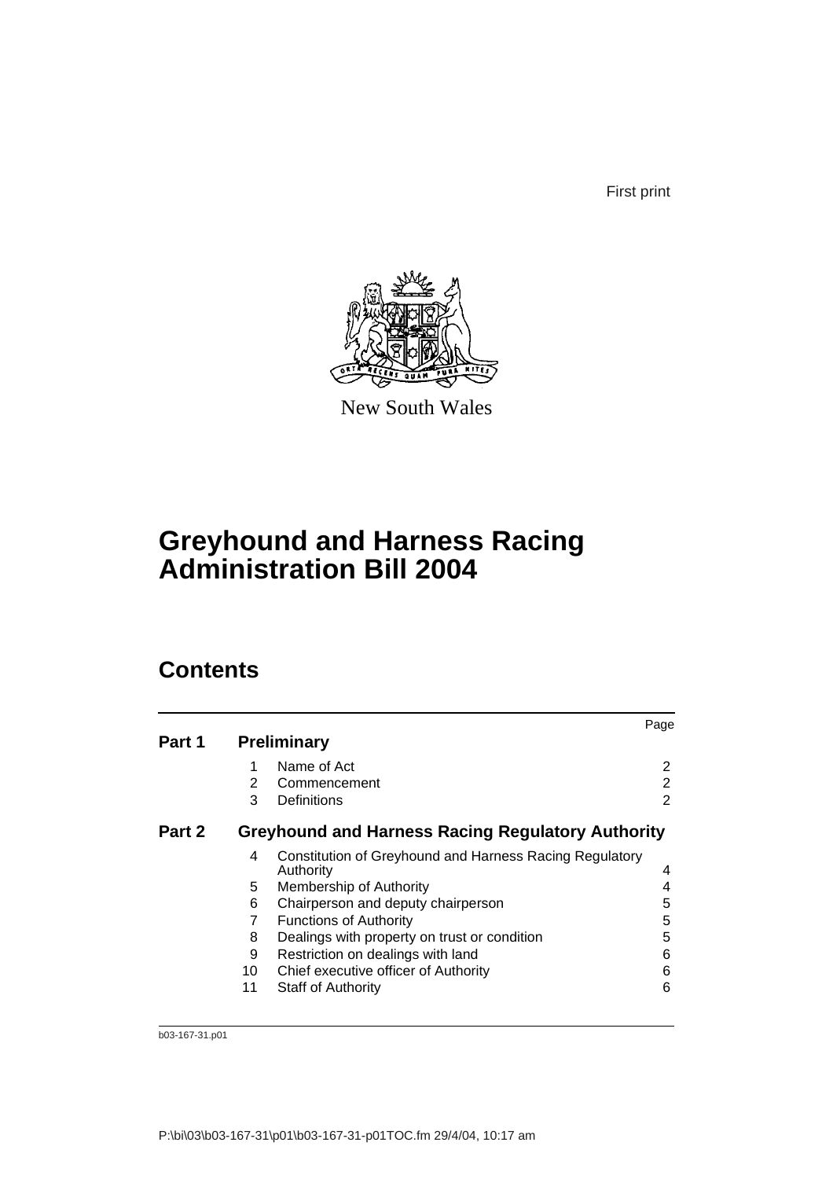First print

New South Wales

# Greyhound and Harness Racing Administration Bill 2004

## Contents

| | | | Page |
|---|---|---|---|
| **Part 1** | **Preliminary** | | |
| | 1 | Name of Act | 2 |
| | 2 | Commencement | 2 |
| | 3 | Definitions | 2 |
| **Part 2** | **Greyhound and Harness Racing Regulatory Authority** | | |
| | 4 | Constitution of Greyhound and Harness Racing Regulatory Authority | 4 |
| | 5 | Membership of Authority | 4 |
| | 6 | Chairperson and deputy chairperson | 5 |
| | 7 | Functions of Authority | 5 |
| | 8 | Dealings with property on trust or condition | 5 |
| | 9 | Restriction on dealings with land | 6 |
| | 10 | Chief executive officer of Authority | 6 |
| | 11 | Staff of Authority | 6 |

b03-167-31.p01

P:\bi\03\b03-167-31\p01\b03-167-31-p01TOC.fm 29/4/04, 10:17 am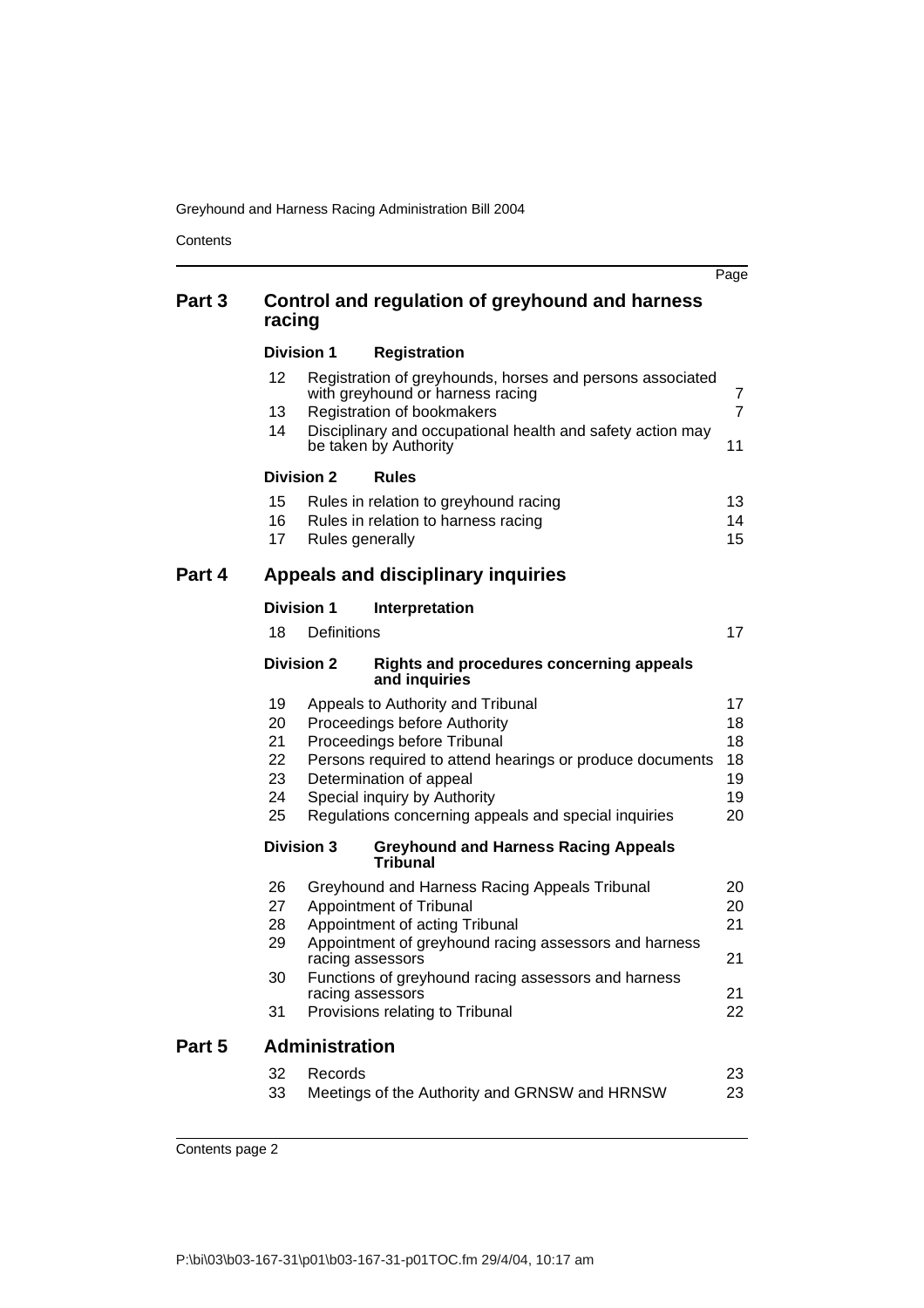| | | | Page |
|---|---|---|---|
| **Part 3** | **Control and regulation of greyhound and harness racing** | | |
| | **Division 1** | **Registration** | |
| | 12 | Registration of greyhounds, horses and persons associated with greyhound or harness racing | 7 |
| | 13 | Registration of bookmakers | 7 |
| | 14 | Disciplinary and occupational health and safety action may be taken by Authority | 11 |
| | **Division 2** | **Rules** | |
| | 15 | Rules in relation to greyhound racing | 13 |
| | 16 | Rules in relation to harness racing | 14 |
| | 17 | Rules generally | 15 |
| **Part 4** | **Appeals and disciplinary inquiries** | | |
| | **Division 1** | **Interpretation** | |
| | 18 | Definitions | 17 |
| | **Division 2** | **Rights and procedures concerning appeals and inquiries** | |
| | 19 | Appeals to Authority and Tribunal | 17 |
| | 20 | Proceedings before Authority | 18 |
| | 21 | Proceedings before Tribunal | 18 |
| | 22 | Persons required to attend hearings or produce documents | 18 |
| | 23 | Determination of appeal | 19 |
| | 24 | Special inquiry by Authority | 19 |
| | 25 | Regulations concerning appeals and special inquiries | 20 |
| | **Division 3** | **Greyhound and Harness Racing Appeals Tribunal** | |
| | 26 | Greyhound and Harness Racing Appeals Tribunal | 20 |
| | 27 | Appointment of Tribunal | 20 |
| | 28 | Appointment of acting Tribunal | 21 |
| | 29 | Appointment of greyhound racing assessors and harness racing assessors | 21 |
| | 30 | Functions of greyhound racing assessors and harness racing assessors | 21 |
| | 31 | Provisions relating to Tribunal | 22 |
| **Part 5** | **Administration** | | |
| | 32 | Records | 23 |
| | 33 | Meetings of the Authority and GRNSW and HRNSW | 23 |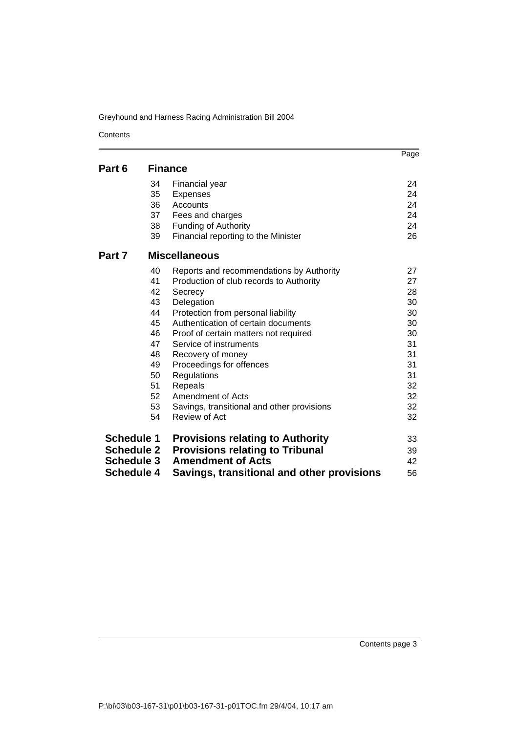Contents

| | | | Page |
|---|---|---|---|
| **Part 6** | **Finance** | | |
| | 34 | Financial year | 24 |
| | 35 | Expenses | 24 |
| | 36 | Accounts | 24 |
| | 37 | Fees and charges | 24 |
| | 38 | Funding of Authority | 24 |
| | 39 | Financial reporting to the Minister | 26 |
| **Part 7** | **Miscellaneous** | | |
| | 40 | Reports and recommendations by Authority | 27 |
| | 41 | Production of club records to Authority | 27 |
| | 42 | Secrecy | 28 |
| | 43 | Delegation | 30 |
| | 44 | Protection from personal liability | 30 |
| | 45 | Authentication of certain documents | 30 |
| | 46 | Proof of certain matters not required | 30 |
| | 47 | Service of instruments | 31 |
| | 48 | Recovery of money | 31 |
| | 49 | Proceedings for offences | 31 |
| | 50 | Regulations | 31 |
| | 51 | Repeals | 32 |
| | 52 | Amendment of Acts | 32 |
| | 53 | Savings, transitional and other provisions | 32 |
| | 54 | Review of Act | 32 |
| **Schedule 1** | **Provisions relating to Authority** | | 33 |
| **Schedule 2** | **Provisions relating to Tribunal** | | 39 |
| **Schedule 3** | **Amendment of Acts** | | 42 |
| **Schedule 4** | **Savings, transitional and other provisions** | | 56 |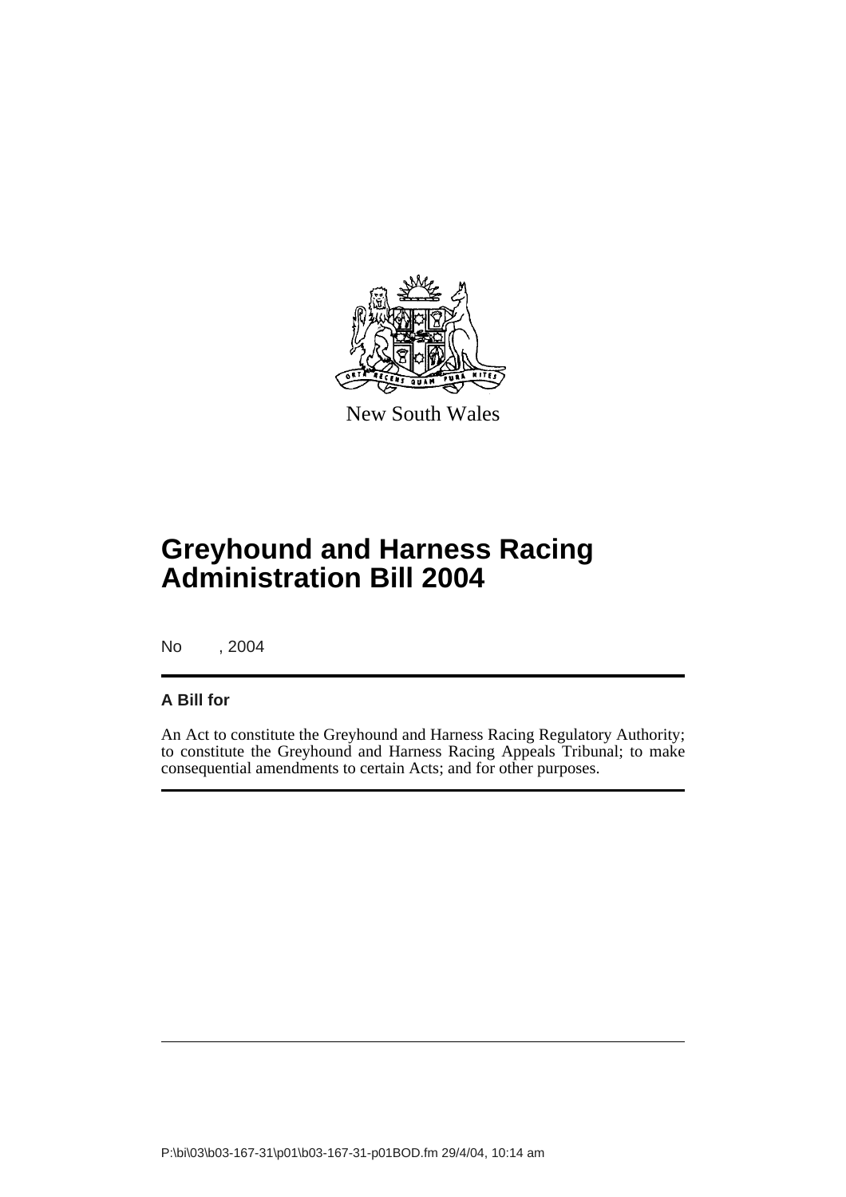New South Wales

# Greyhound and Harness Racing Administration Bill 2004

No , 2004

**A Bill for**

An Act to constitute the Greyhound and Harness Racing Regulatory Authority; to constitute the Greyhound and Harness Racing Appeals Tribunal; to make consequential amendments to certain Acts; and for other purposes.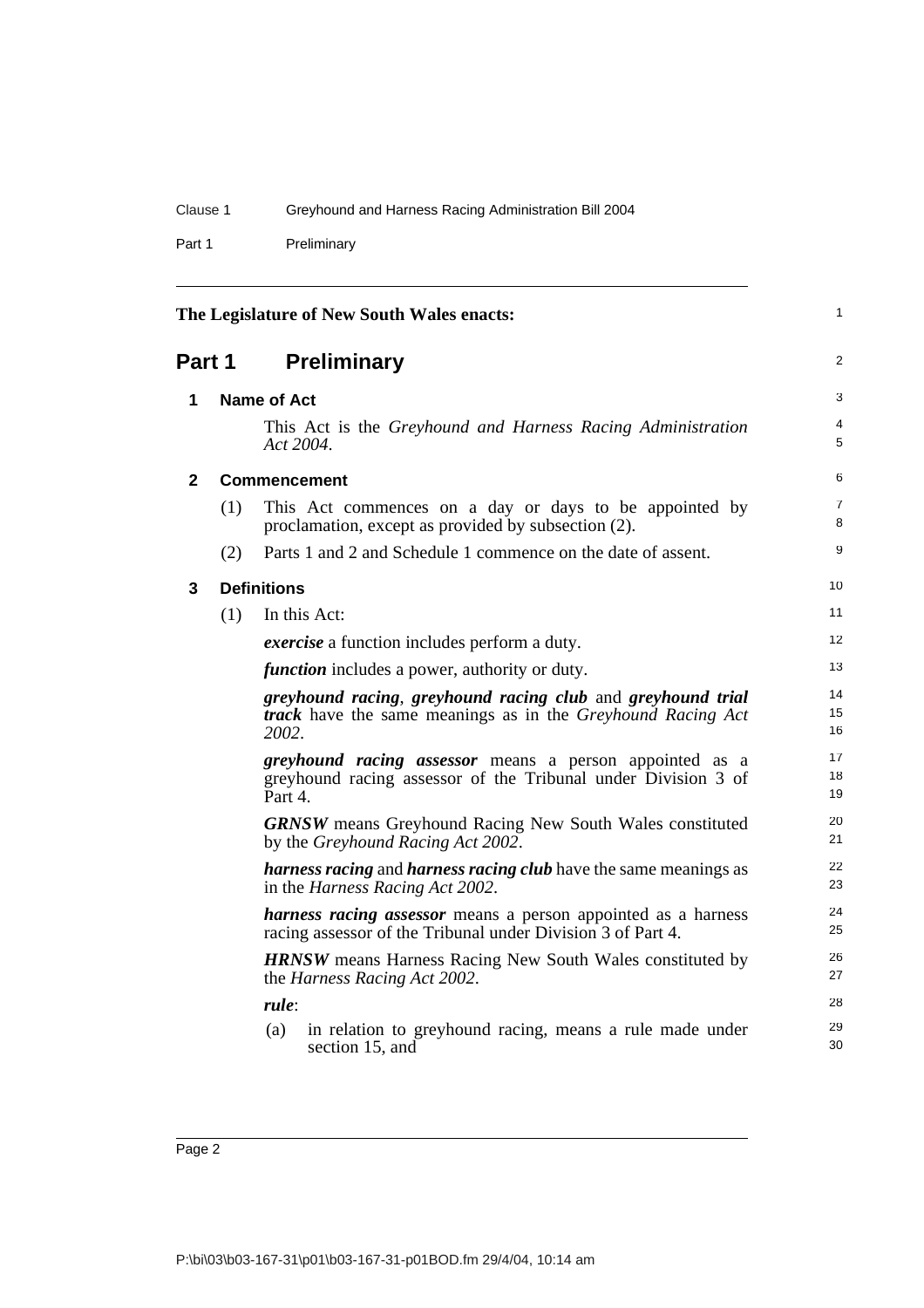The Legislature of New South Wales enacts:

# Part 1 Preliminary

## 1 Name of Act

This Act is the *Greyhound and Harness Racing Administration Act 2004*.

## 2 Commencement

(1) This Act commences on a day or days to be appointed by proclamation, except as provided by subsection (2).

(2) Parts 1 and 2 and Schedule 1 commence on the date of assent.

## 3 Definitions

(1) In this Act:

***exercise*** a function includes perform a duty.

***function*** includes a power, authority or duty.

***greyhound racing***, ***greyhound racing club*** and ***greyhound trial track*** have the same meanings as in the *Greyhound Racing Act 2002*.

***greyhound racing assessor*** means a person appointed as a greyhound racing assessor of the Tribunal under Division 3 of Part 4.

***GRNSW*** means Greyhound Racing New South Wales constituted by the *Greyhound Racing Act 2002*.

***harness racing*** and ***harness racing club*** have the same meanings as in the *Harness Racing Act 2002*.

***harness racing assessor*** means a person appointed as a harness racing assessor of the Tribunal under Division 3 of Part 4.

***HRNSW*** means Harness Racing New South Wales constituted by the *Harness Racing Act 2002*.

***rule***:

(a) in relation to greyhound racing, means a rule made under section 15, and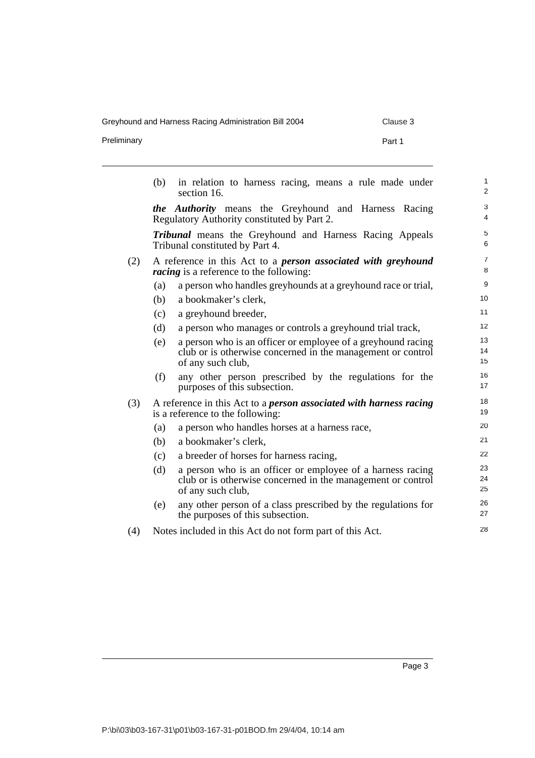(b) in relation to harness racing, means a rule made under section 16.

***the Authority*** means the Greyhound and Harness Racing Regulatory Authority constituted by Part 2.

***Tribunal*** means the Greyhound and Harness Racing Appeals Tribunal constituted by Part 4.

(2) A reference in this Act to a ***person associated with greyhound racing*** is a reference to the following:

- (a) a person who handles greyhounds at a greyhound race or trial,
- (b) a bookmaker's clerk,
- (c) a greyhound breeder,
- (d) a person who manages or controls a greyhound trial track,
- (e) a person who is an officer or employee of a greyhound racing club or is otherwise concerned in the management or control of any such club,
- (f) any other person prescribed by the regulations for the purposes of this subsection.

(3) A reference in this Act to a ***person associated with harness racing*** is a reference to the following:

- (a) a person who handles horses at a harness race,
- (b) a bookmaker's clerk,
- (c) a breeder of horses for harness racing,
- (d) a person who is an officer or employee of a harness racing club or is otherwise concerned in the management or control of any such club,
- (e) any other person of a class prescribed by the regulations for the purposes of this subsection.

(4) Notes included in this Act do not form part of this Act.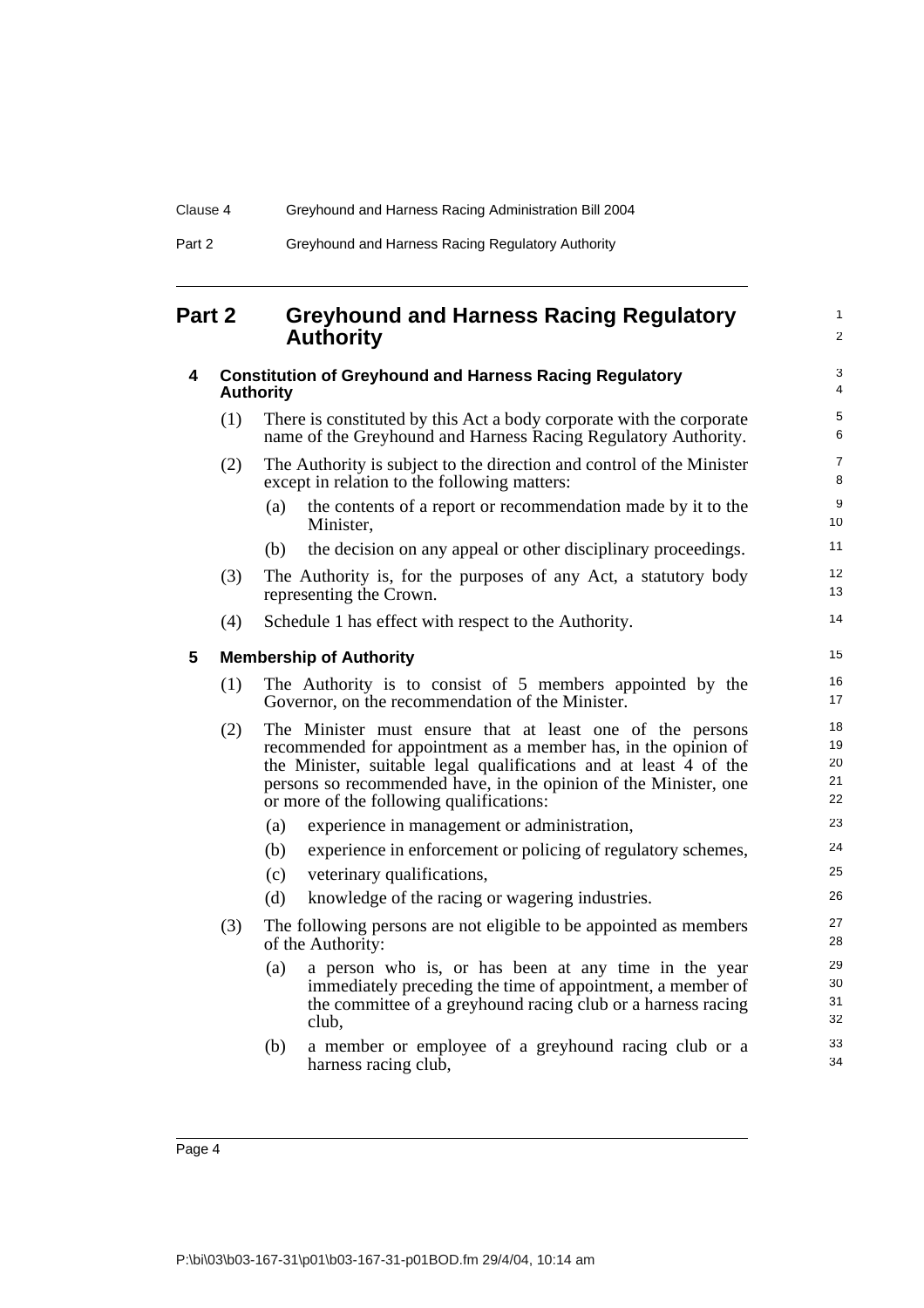# Part 2 Greyhound and Harness Racing Regulatory Authority

## 4 Constitution of Greyhound and Harness Racing Regulatory Authority

(1) There is constituted by this Act a body corporate with the corporate name of the Greyhound and Harness Racing Regulatory Authority.

(2) The Authority is subject to the direction and control of the Minister except in relation to the following matters:

- (a) the contents of a report or recommendation made by it to the Minister,
- (b) the decision on any appeal or other disciplinary proceedings.

(3) The Authority is, for the purposes of any Act, a statutory body representing the Crown.

(4) Schedule 1 has effect with respect to the Authority.

## 5 Membership of Authority

(1) The Authority is to consist of 5 members appointed by the Governor, on the recommendation of the Minister.

(2) The Minister must ensure that at least one of the persons recommended for appointment as a member has, in the opinion of the Minister, suitable legal qualifications and at least 4 of the persons so recommended have, in the opinion of the Minister, one or more of the following qualifications:

- (a) experience in management or administration,
- (b) experience in enforcement or policing of regulatory schemes,
- (c) veterinary qualifications,
- (d) knowledge of the racing or wagering industries.

(3) The following persons are not eligible to be appointed as members of the Authority:

- (a) a person who is, or has been at any time in the year immediately preceding the time of appointment, a member of the committee of a greyhound racing club or a harness racing club,
- (b) a member or employee of a greyhound racing club or a harness racing club,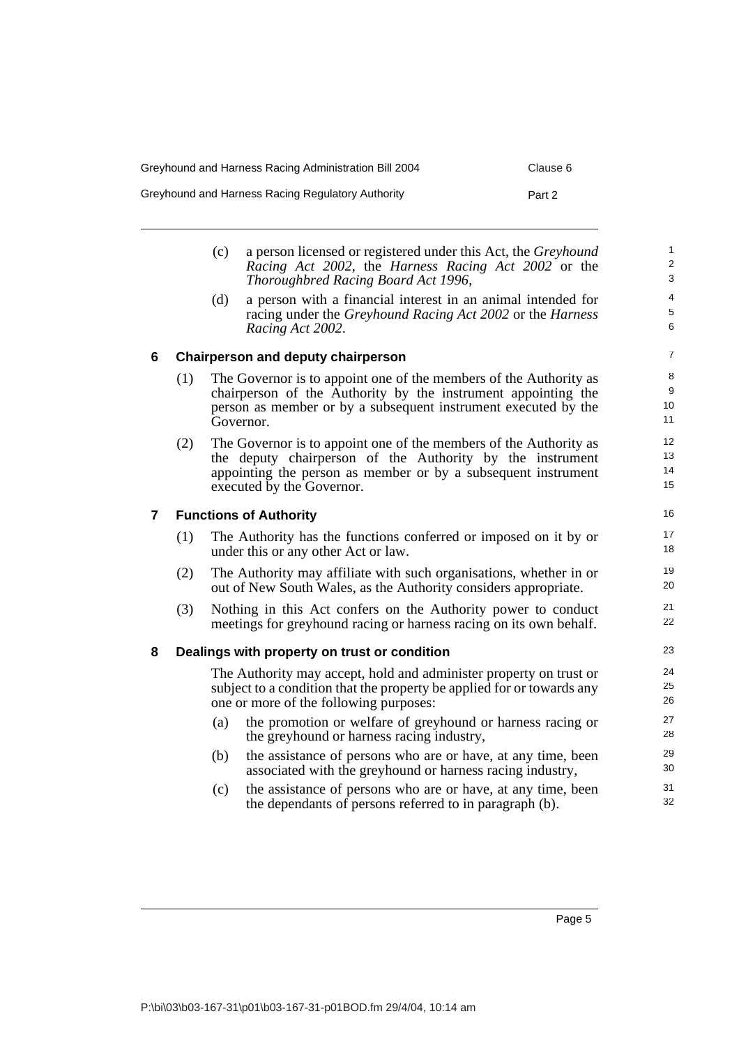(c) a person licensed or registered under this Act, the *Greyhound Racing Act 2002*, the *Harness Racing Act 2002* or the *Thoroughbred Racing Board Act 1996*,

(d) a person with a financial interest in an animal intended for racing under the *Greyhound Racing Act 2002* or the *Harness Racing Act 2002*.

### 6 Chairperson and deputy chairperson

(1) The Governor is to appoint one of the members of the Authority as chairperson of the Authority by the instrument appointing the person as member or by a subsequent instrument executed by the Governor.

(2) The Governor is to appoint one of the members of the Authority as the deputy chairperson of the Authority by the instrument appointing the person as member or by a subsequent instrument executed by the Governor.

### 7 Functions of Authority

(1) The Authority has the functions conferred or imposed on it by or under this or any other Act or law.

(2) The Authority may affiliate with such organisations, whether in or out of New South Wales, as the Authority considers appropriate.

(3) Nothing in this Act confers on the Authority power to conduct meetings for greyhound racing or harness racing on its own behalf.

### 8 Dealings with property on trust or condition

The Authority may accept, hold and administer property on trust or subject to a condition that the property be applied for or towards any one or more of the following purposes:

(a) the promotion or welfare of greyhound or harness racing or the greyhound or harness racing industry,

(b) the assistance of persons who are or have, at any time, been associated with the greyhound or harness racing industry,

(c) the assistance of persons who are or have, at any time, been the dependants of persons referred to in paragraph (b).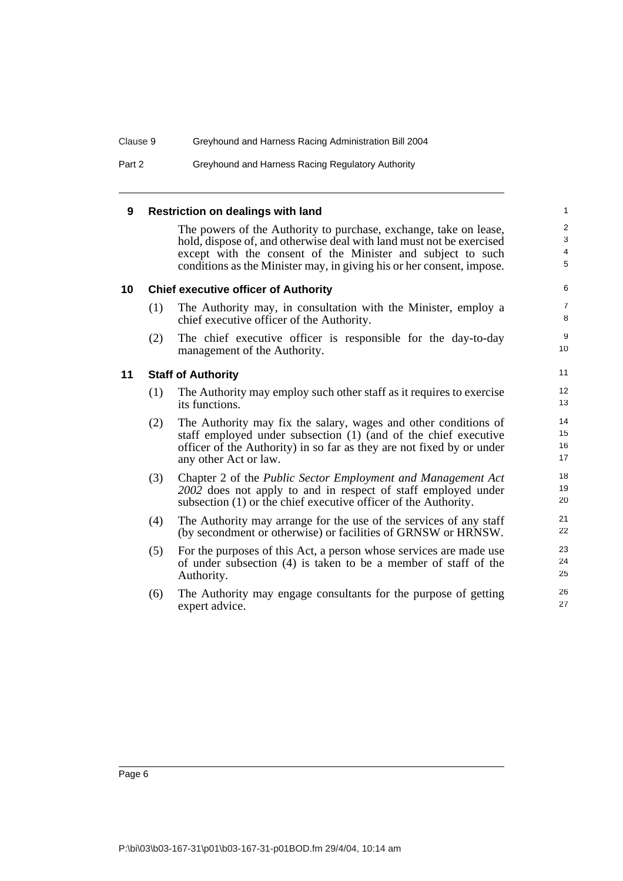### 9 Restriction on dealings with land

The powers of the Authority to purchase, exchange, take on lease, hold, dispose of, and otherwise deal with land must not be exercised except with the consent of the Minister and subject to such conditions as the Minister may, in giving his or her consent, impose.

### 10 Chief executive officer of Authority

(1) The Authority may, in consultation with the Minister, employ a chief executive officer of the Authority.

(2) The chief executive officer is responsible for the day-to-day management of the Authority.

### 11 Staff of Authority

(1) The Authority may employ such other staff as it requires to exercise its functions.

(2) The Authority may fix the salary, wages and other conditions of staff employed under subsection (1) (and of the chief executive officer of the Authority) in so far as they are not fixed by or under any other Act or law.

(3) Chapter 2 of the *Public Sector Employment and Management Act 2002* does not apply to and in respect of staff employed under subsection (1) or the chief executive officer of the Authority.

(4) The Authority may arrange for the use of the services of any staff (by secondment or otherwise) or facilities of GRNSW or HRNSW.

(5) For the purposes of this Act, a person whose services are made use of under subsection (4) is taken to be a member of staff of the Authority.

(6) The Authority may engage consultants for the purpose of getting expert advice.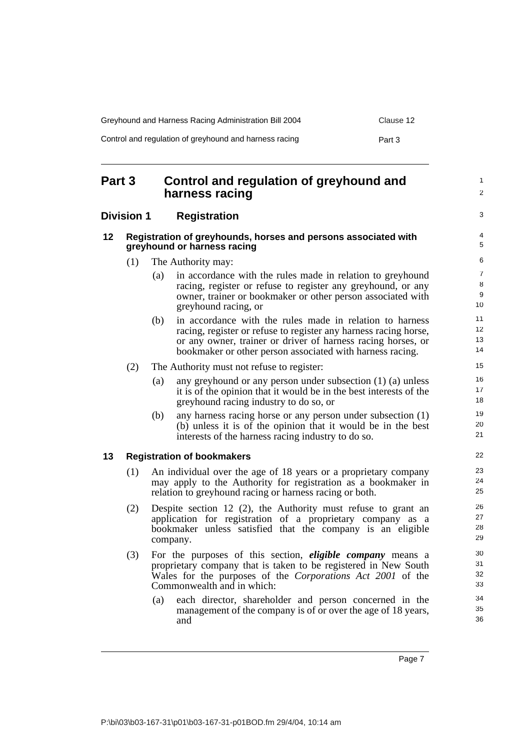# Part 3 Control and regulation of greyhound and harness racing

## Division 1 Registration

### 12 Registration of greyhounds, horses and persons associated with greyhound or harness racing

(1) The Authority may:

(a) in accordance with the rules made in relation to greyhound racing, register or refuse to register any greyhound, or any owner, trainer or bookmaker or other person associated with greyhound racing, or

(b) in accordance with the rules made in relation to harness racing, register or refuse to register any harness racing horse, or any owner, trainer or driver of harness racing horses, or bookmaker or other person associated with harness racing.

(2) The Authority must not refuse to register:

(a) any greyhound or any person under subsection (1) (a) unless it is of the opinion that it would be in the best interests of the greyhound racing industry to do so, or

(b) any harness racing horse or any person under subsection (1) (b) unless it is of the opinion that it would be in the best interests of the harness racing industry to do so.

### 13 Registration of bookmakers

(1) An individual over the age of 18 years or a proprietary company may apply to the Authority for registration as a bookmaker in relation to greyhound racing or harness racing or both.

(2) Despite section 12 (2), the Authority must refuse to grant an application for registration of a proprietary company as a bookmaker unless satisfied that the company is an eligible company.

(3) For the purposes of this section, ***eligible company*** means a proprietary company that is taken to be registered in New South Wales for the purposes of the *Corporations Act 2001* of the Commonwealth and in which:

(a) each director, shareholder and person concerned in the management of the company is of or over the age of 18 years, and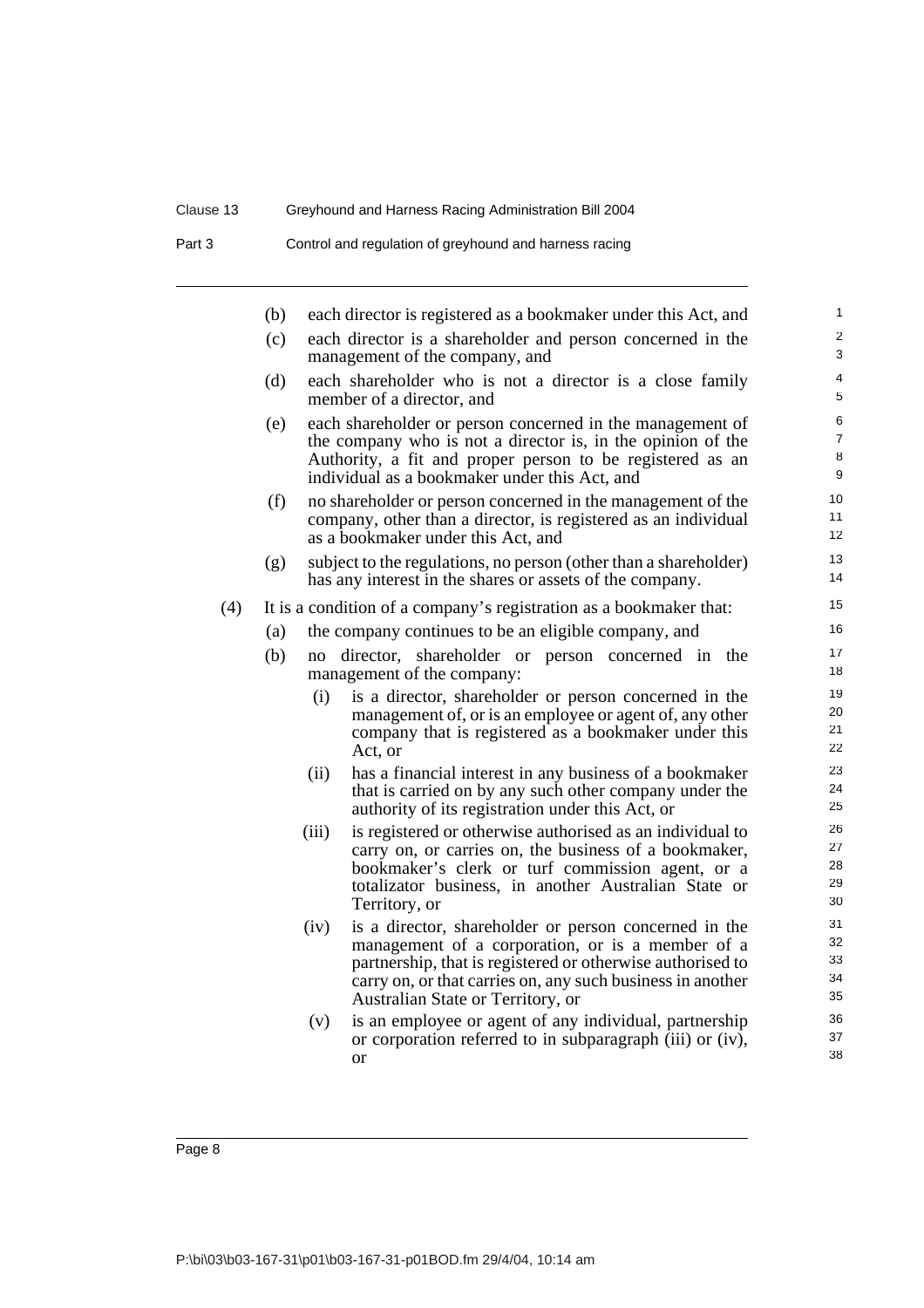(b) each director is registered as a bookmaker under this Act, and

(c) each director is a shareholder and person concerned in the management of the company, and

(d) each shareholder who is not a director is a close family member of a director, and

(e) each shareholder or person concerned in the management of the company who is not a director is, in the opinion of the Authority, a fit and proper person to be registered as an individual as a bookmaker under this Act, and

(f) no shareholder or person concerned in the management of the company, other than a director, is registered as an individual as a bookmaker under this Act, and

(g) subject to the regulations, no person (other than a shareholder) has any interest in the shares or assets of the company.

(4) It is a condition of a company's registration as a bookmaker that:

(a) the company continues to be an eligible company, and

(b) no director, shareholder or person concerned in the management of the company:

(i) is a director, shareholder or person concerned in the management of, or is an employee or agent of, any other company that is registered as a bookmaker under this Act, or

(ii) has a financial interest in any business of a bookmaker that is carried on by any such other company under the authority of its registration under this Act, or

(iii) is registered or otherwise authorised as an individual to carry on, or carries on, the business of a bookmaker, bookmaker's clerk or turf commission agent, or a totalizator business, in another Australian State or Territory, or

(iv) is a director, shareholder or person concerned in the management of a corporation, or is a member of a partnership, that is registered or otherwise authorised to carry on, or that carries on, any such business in another Australian State or Territory, or

(v) is an employee or agent of any individual, partnership or corporation referred to in subparagraph (iii) or (iv), or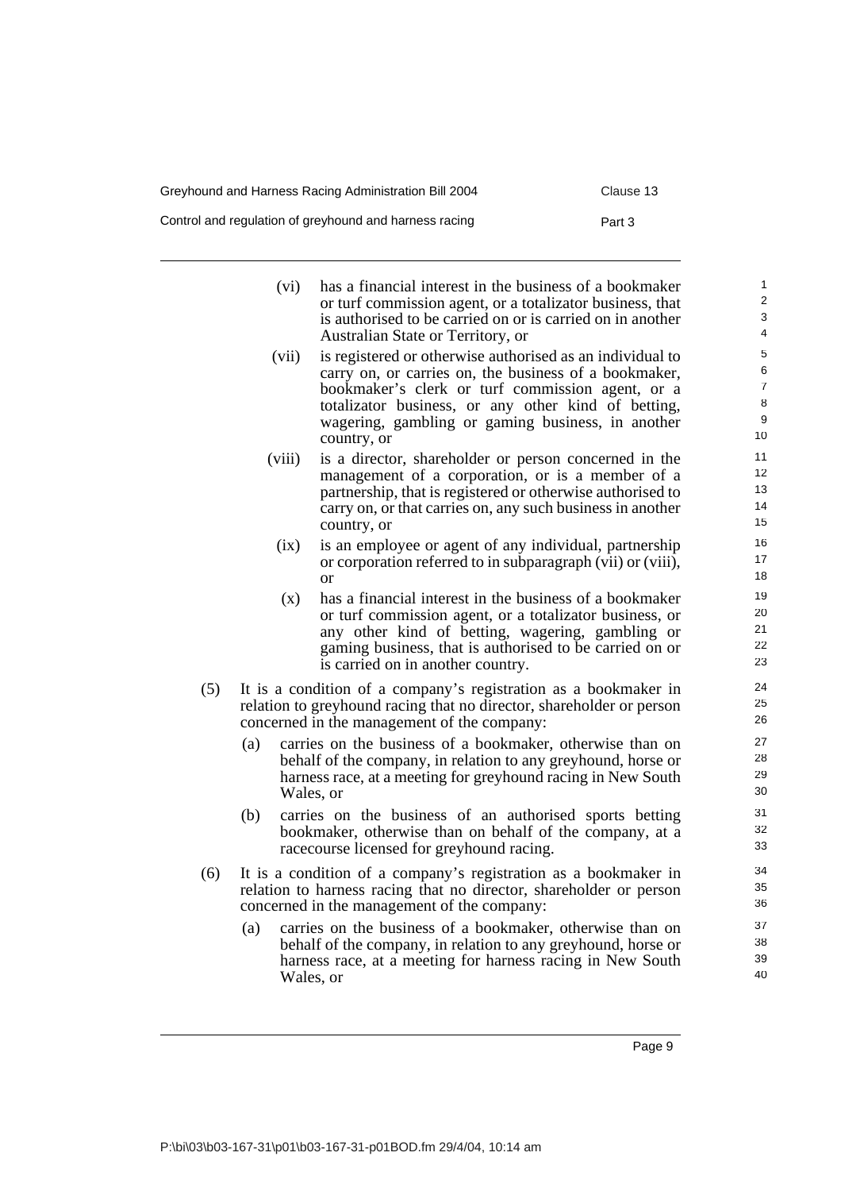(vi) has a financial interest in the business of a bookmaker or turf commission agent, or a totalizator business, that is authorised to be carried on or is carried on in another Australian State or Territory, or

(vii) is registered or otherwise authorised as an individual to carry on, or carries on, the business of a bookmaker, bookmaker's clerk or turf commission agent, or a totalizator business, or any other kind of betting, wagering, gambling or gaming business, in another country, or

(viii) is a director, shareholder or person concerned in the management of a corporation, or is a member of a partnership, that is registered or otherwise authorised to carry on, or that carries on, any such business in another country, or

(ix) is an employee or agent of any individual, partnership or corporation referred to in subparagraph (vii) or (viii), or

(x) has a financial interest in the business of a bookmaker or turf commission agent, or a totalizator business, or any other kind of betting, wagering, gambling or gaming business, that is authorised to be carried on or is carried on in another country.

(5) It is a condition of a company's registration as a bookmaker in relation to greyhound racing that no director, shareholder or person concerned in the management of the company:

(a) carries on the business of a bookmaker, otherwise than on behalf of the company, in relation to any greyhound, horse or harness race, at a meeting for greyhound racing in New South Wales, or

(b) carries on the business of an authorised sports betting bookmaker, otherwise than on behalf of the company, at a racecourse licensed for greyhound racing.

(6) It is a condition of a company's registration as a bookmaker in relation to harness racing that no director, shareholder or person concerned in the management of the company:

(a) carries on the business of a bookmaker, otherwise than on behalf of the company, in relation to any greyhound, horse or harness race, at a meeting for harness racing in New South Wales, or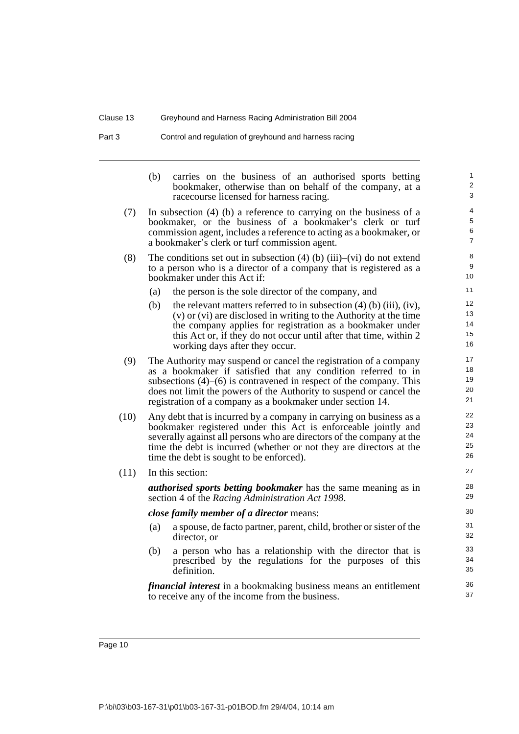(b) carries on the business of an authorised sports betting bookmaker, otherwise than on behalf of the company, at a racecourse licensed for harness racing.

(7) In subsection (4) (b) a reference to carrying on the business of a bookmaker, or the business of a bookmaker's clerk or turf commission agent, includes a reference to acting as a bookmaker, or a bookmaker's clerk or turf commission agent.

(8) The conditions set out in subsection (4) (b) (iii)–(vi) do not extend to a person who is a director of a company that is registered as a bookmaker under this Act if:

(a) the person is the sole director of the company, and

(b) the relevant matters referred to in subsection (4) (b) (iii), (iv), (v) or (vi) are disclosed in writing to the Authority at the time the company applies for registration as a bookmaker under this Act or, if they do not occur until after that time, within 2 working days after they occur.

(9) The Authority may suspend or cancel the registration of a company as a bookmaker if satisfied that any condition referred to in subsections (4)–(6) is contravened in respect of the company. This does not limit the powers of the Authority to suspend or cancel the registration of a company as a bookmaker under section 14.

(10) Any debt that is incurred by a company in carrying on business as a bookmaker registered under this Act is enforceable jointly and severally against all persons who are directors of the company at the time the debt is incurred (whether or not they are directors at the time the debt is sought to be enforced).

(11) In this section:

***authorised sports betting bookmaker*** has the same meaning as in section 4 of the *Racing Administration Act 1998*.

***close family member of a director*** means:

(a) a spouse, de facto partner, parent, child, brother or sister of the director, or

(b) a person who has a relationship with the director that is prescribed by the regulations for the purposes of this definition.

***financial interest*** in a bookmaking business means an entitlement to receive any of the income from the business.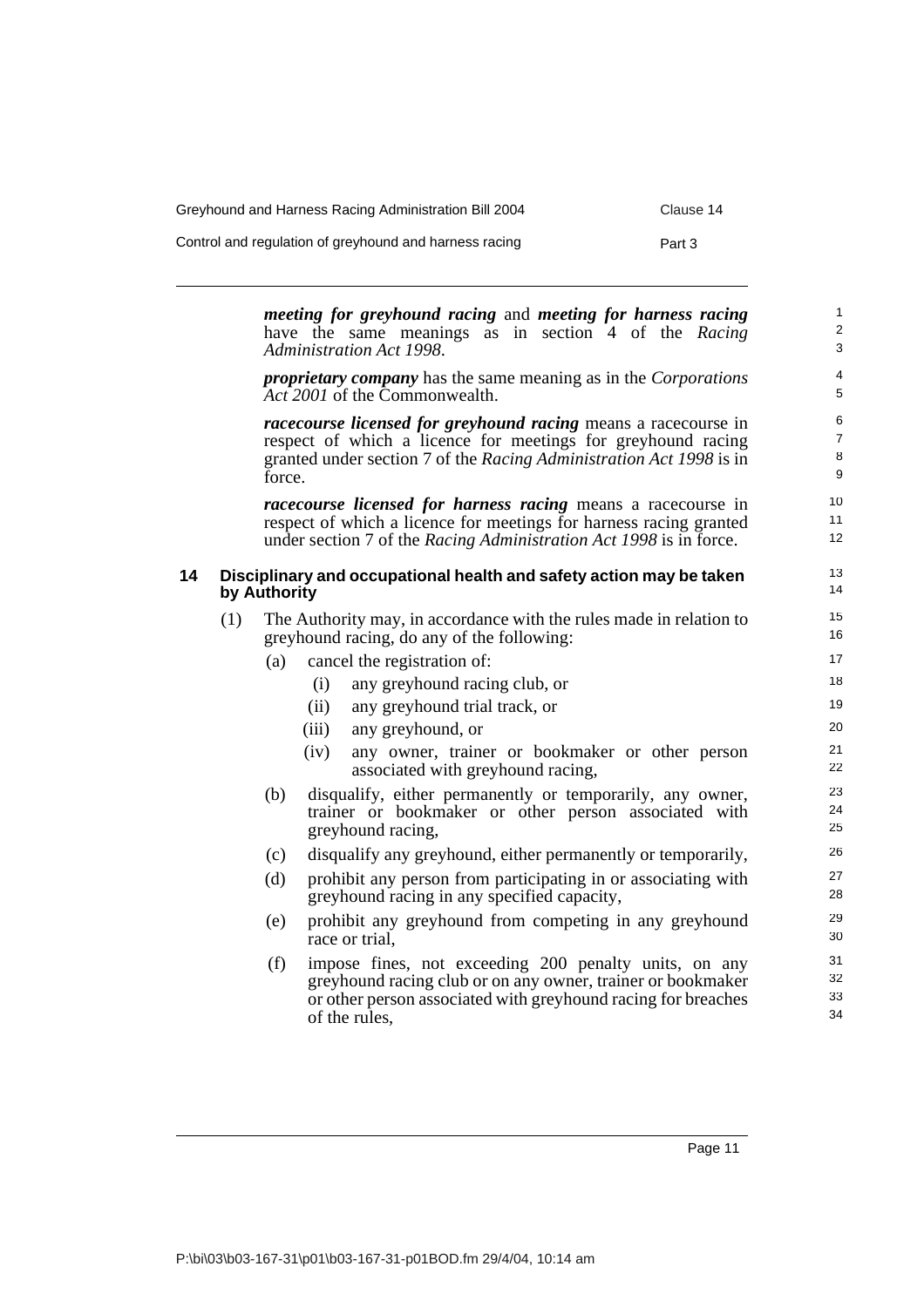***meeting for greyhound racing*** and ***meeting for harness racing*** have the same meanings as in section 4 of the *Racing Administration Act 1998*.

***proprietary company*** has the same meaning as in the *Corporations Act 2001* of the Commonwealth.

***racecourse licensed for greyhound racing*** means a racecourse in respect of which a licence for meetings for greyhound racing granted under section 7 of the *Racing Administration Act 1998* is in force.

***racecourse licensed for harness racing*** means a racecourse in respect of which a licence for meetings for harness racing granted under section 7 of the *Racing Administration Act 1998* is in force.

### 14 Disciplinary and occupational health and safety action may be taken by Authority

(1) The Authority may, in accordance with the rules made in relation to greyhound racing, do any of the following:

- (a) cancel the registration of:
  - (i) any greyhound racing club, or
  - (ii) any greyhound trial track, or
  - (iii) any greyhound, or
  - (iv) any owner, trainer or bookmaker or other person associated with greyhound racing,
- (b) disqualify, either permanently or temporarily, any owner, trainer or bookmaker or other person associated with greyhound racing,
- (c) disqualify any greyhound, either permanently or temporarily,
- (d) prohibit any person from participating in or associating with greyhound racing in any specified capacity,
- (e) prohibit any greyhound from competing in any greyhound race or trial,
- (f) impose fines, not exceeding 200 penalty units, on any greyhound racing club or on any owner, trainer or bookmaker or other person associated with greyhound racing for breaches of the rules,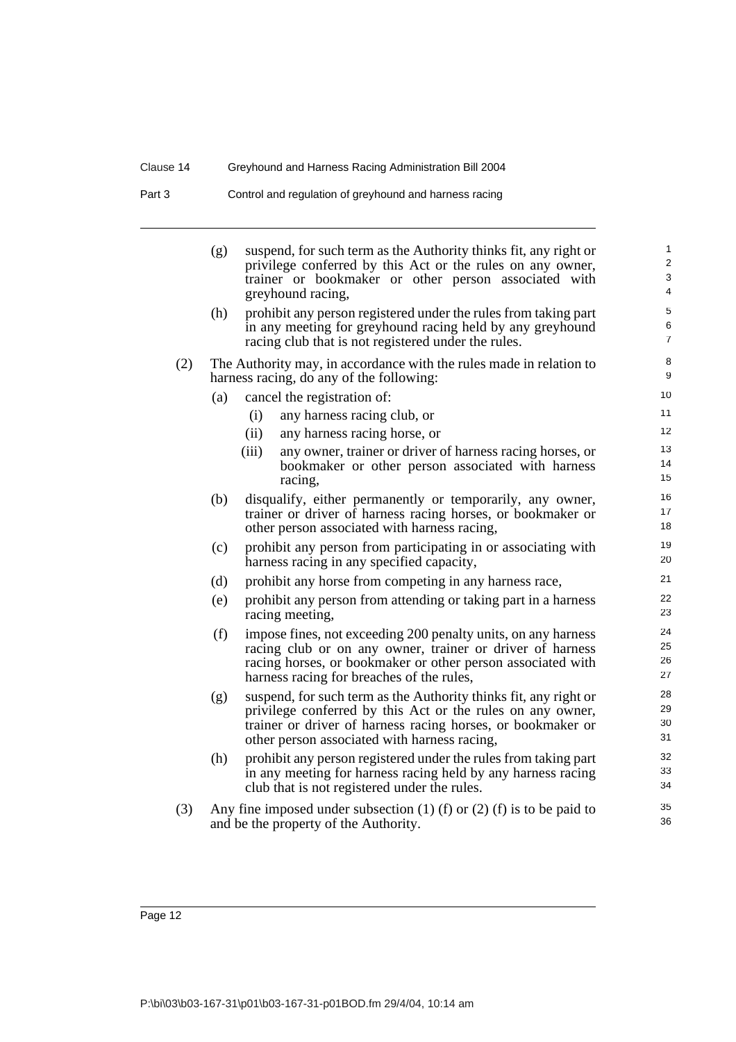(g) suspend, for such term as the Authority thinks fit, any right or privilege conferred by this Act or the rules on any owner, trainer or bookmaker or other person associated with greyhound racing,

(h) prohibit any person registered under the rules from taking part in any meeting for greyhound racing held by any greyhound racing club that is not registered under the rules.

(2) The Authority may, in accordance with the rules made in relation to harness racing, do any of the following:

(a) cancel the registration of:

(i) any harness racing club, or

(ii) any harness racing horse, or

(iii) any owner, trainer or driver of harness racing horses, or bookmaker or other person associated with harness racing,

(b) disqualify, either permanently or temporarily, any owner, trainer or driver of harness racing horses, or bookmaker or other person associated with harness racing,

(c) prohibit any person from participating in or associating with harness racing in any specified capacity,

(d) prohibit any horse from competing in any harness race,

(e) prohibit any person from attending or taking part in a harness racing meeting,

(f) impose fines, not exceeding 200 penalty units, on any harness racing club or on any owner, trainer or driver of harness racing horses, or bookmaker or other person associated with harness racing for breaches of the rules,

(g) suspend, for such term as the Authority thinks fit, any right or privilege conferred by this Act or the rules on any owner, trainer or driver of harness racing horses, or bookmaker or other person associated with harness racing,

(h) prohibit any person registered under the rules from taking part in any meeting for harness racing held by any harness racing club that is not registered under the rules.

(3) Any fine imposed under subsection (1) (f) or (2) (f) is to be paid to and be the property of the Authority.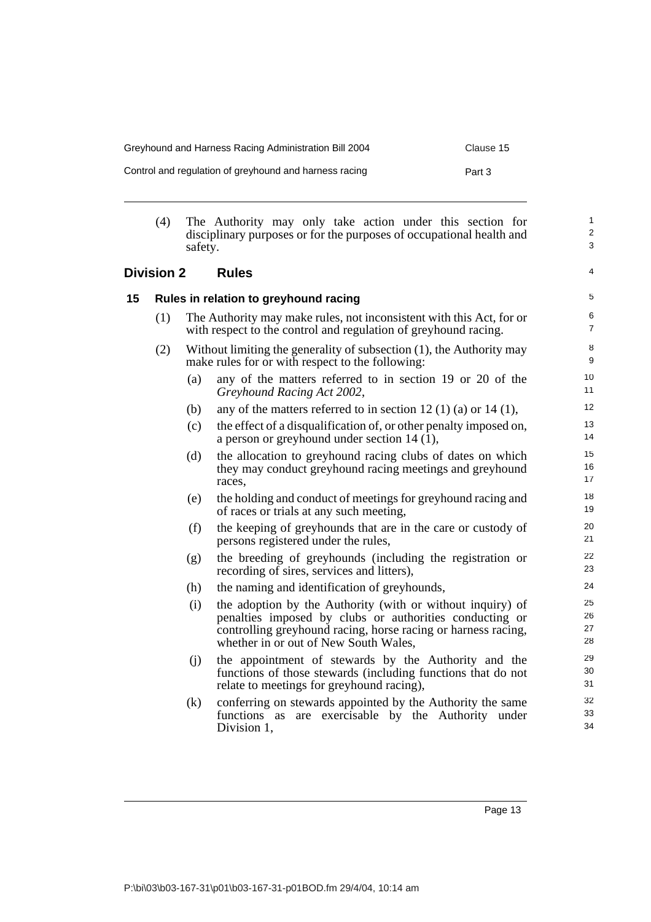(4) The Authority may only take action under this section for disciplinary purposes or for the purposes of occupational health and safety.

## Division 2 Rules

### 15 Rules in relation to greyhound racing

(1) The Authority may make rules, not inconsistent with this Act, for or with respect to the control and regulation of greyhound racing.

(2) Without limiting the generality of subsection (1), the Authority may make rules for or with respect to the following:

- (a) any of the matters referred to in section 19 or 20 of the *Greyhound Racing Act 2002*,
- (b) any of the matters referred to in section 12 (1) (a) or 14 (1),
- (c) the effect of a disqualification of, or other penalty imposed on, a person or greyhound under section 14 (1),
- (d) the allocation to greyhound racing clubs of dates on which they may conduct greyhound racing meetings and greyhound races,
- (e) the holding and conduct of meetings for greyhound racing and of races or trials at any such meeting,
- (f) the keeping of greyhounds that are in the care or custody of persons registered under the rules,
- (g) the breeding of greyhounds (including the registration or recording of sires, services and litters),
- (h) the naming and identification of greyhounds,
- (i) the adoption by the Authority (with or without inquiry) of penalties imposed by clubs or authorities conducting or controlling greyhound racing, horse racing or harness racing, whether in or out of New South Wales,
- (j) the appointment of stewards by the Authority and the functions of those stewards (including functions that do not relate to meetings for greyhound racing),
- (k) conferring on stewards appointed by the Authority the same functions as are exercisable by the Authority under Division 1,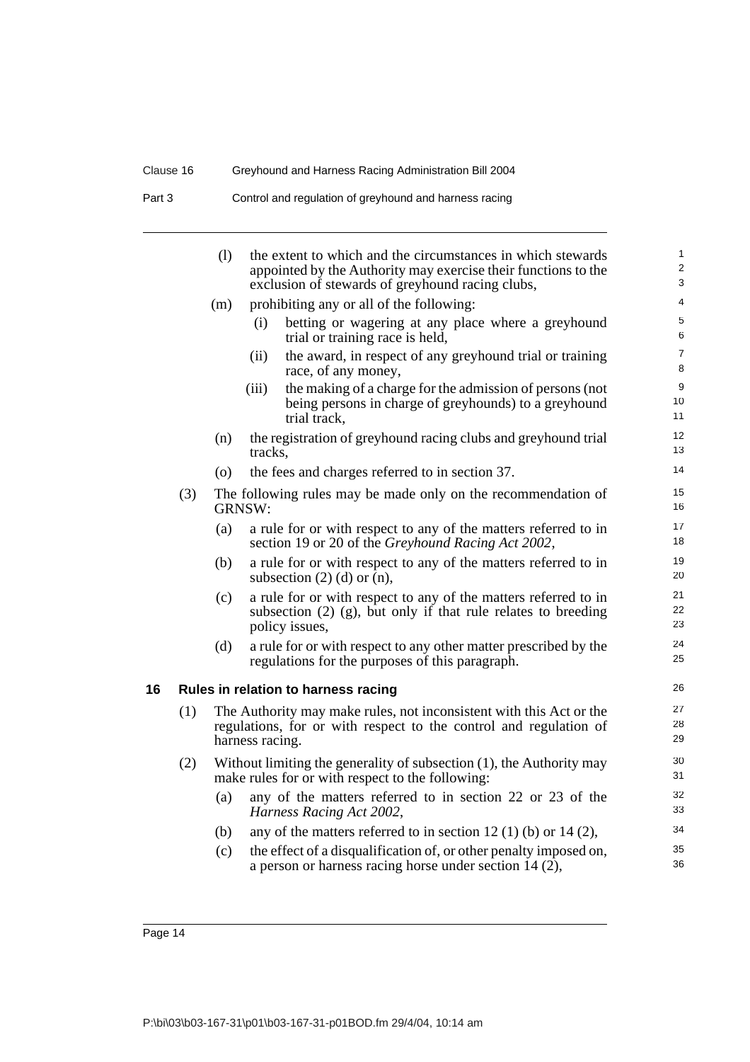(l) the extent to which and the circumstances in which stewards appointed by the Authority may exercise their functions to the exclusion of stewards of greyhound racing clubs,

(m) prohibiting any or all of the following:

(i) betting or wagering at any place where a greyhound trial or training race is held,

(ii) the award, in respect of any greyhound trial or training race, of any money,

(iii) the making of a charge for the admission of persons (not being persons in charge of greyhounds) to a greyhound trial track,

(n) the registration of greyhound racing clubs and greyhound trial tracks,

(o) the fees and charges referred to in section 37.

(3) The following rules may be made only on the recommendation of GRNSW:

(a) a rule for or with respect to any of the matters referred to in section 19 or 20 of the *Greyhound Racing Act 2002*,

(b) a rule for or with respect to any of the matters referred to in subsection (2) (d) or (n),

(c) a rule for or with respect to any of the matters referred to in subsection (2) (g), but only if that rule relates to breeding policy issues,

(d) a rule for or with respect to any other matter prescribed by the regulations for the purposes of this paragraph.

## 16 Rules in relation to harness racing

(1) The Authority may make rules, not inconsistent with this Act or the regulations, for or with respect to the control and regulation of harness racing.

(2) Without limiting the generality of subsection (1), the Authority may make rules for or with respect to the following:

(a) any of the matters referred to in section 22 or 23 of the *Harness Racing Act 2002*,

(b) any of the matters referred to in section 12 (1) (b) or 14 (2),

(c) the effect of a disqualification of, or other penalty imposed on, a person or harness racing horse under section 14 (2),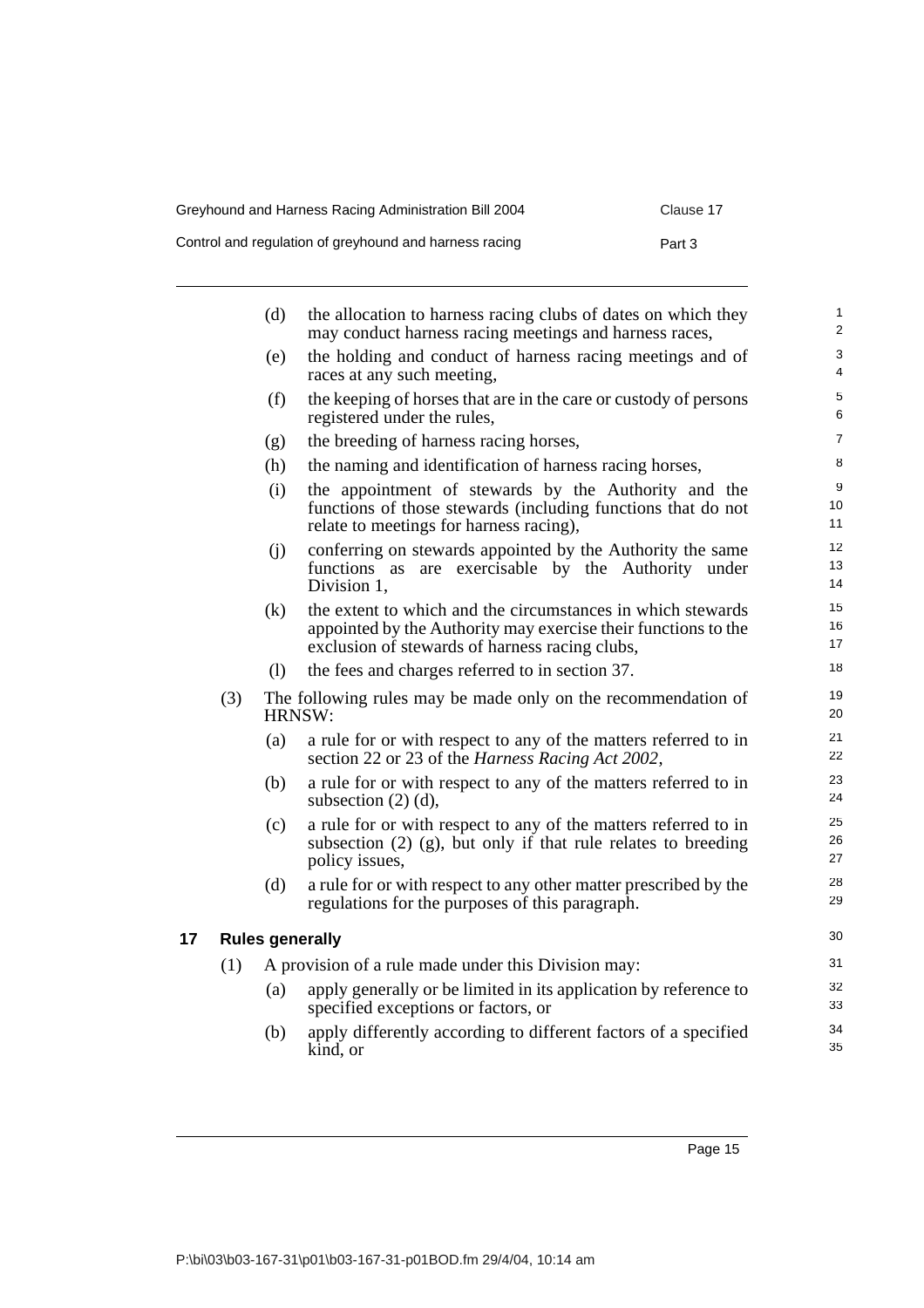(d) the allocation to harness racing clubs of dates on which they may conduct harness racing meetings and harness races,

(e) the holding and conduct of harness racing meetings and of races at any such meeting,

(f) the keeping of horses that are in the care or custody of persons registered under the rules,

(g) the breeding of harness racing horses,

(h) the naming and identification of harness racing horses,

(i) the appointment of stewards by the Authority and the functions of those stewards (including functions that do not relate to meetings for harness racing),

(j) conferring on stewards appointed by the Authority the same functions as are exercisable by the Authority under Division 1,

(k) the extent to which and the circumstances in which stewards appointed by the Authority may exercise their functions to the exclusion of stewards of harness racing clubs,

(l) the fees and charges referred to in section 37.

(3) The following rules may be made only on the recommendation of HRNSW:

(a) a rule for or with respect to any of the matters referred to in section 22 or 23 of the *Harness Racing Act 2002*,

(b) a rule for or with respect to any of the matters referred to in subsection (2) (d),

(c) a rule for or with respect to any of the matters referred to in subsection (2) (g), but only if that rule relates to breeding policy issues,

(d) a rule for or with respect to any other matter prescribed by the regulations for the purposes of this paragraph.

## 17 Rules generally

(1) A provision of a rule made under this Division may:

(a) apply generally or be limited in its application by reference to specified exceptions or factors, or

(b) apply differently according to different factors of a specified kind, or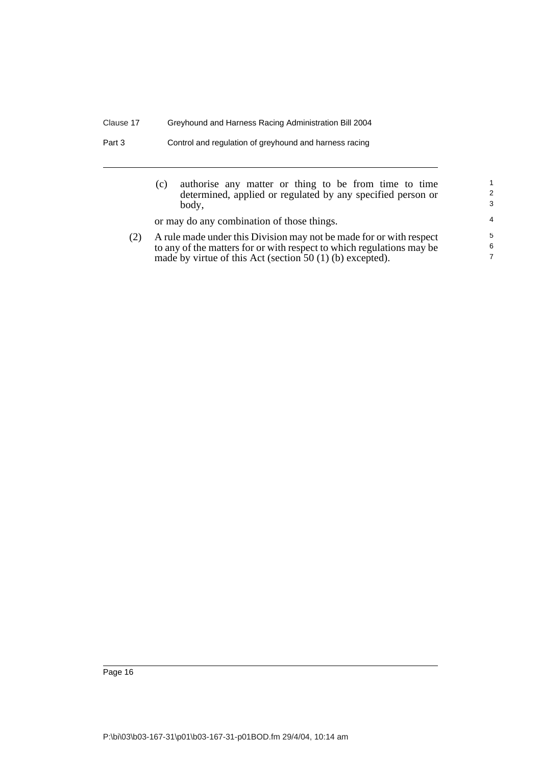(c) authorise any matter or thing to be from time to time determined, applied or regulated by any specified person or body,

or may do any combination of those things.

(2) A rule made under this Division may not be made for or with respect to any of the matters for or with respect to which regulations may be made by virtue of this Act (section 50 (1) (b) excepted).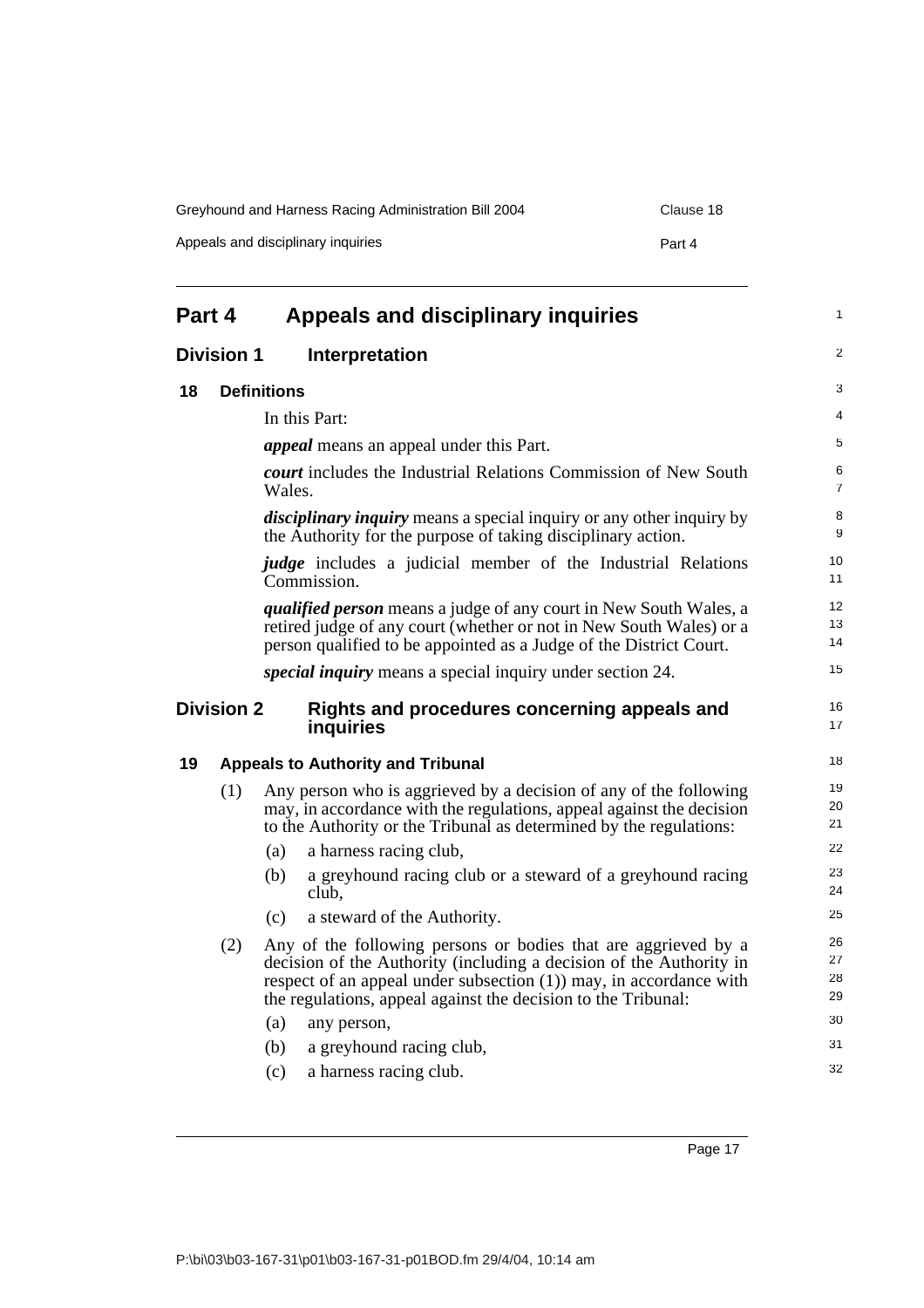# Part 4 Appeals and disciplinary inquiries

## Division 1 Interpretation

### 18 Definitions

In this Part:

***appeal*** means an appeal under this Part.

***court*** includes the Industrial Relations Commission of New South Wales.

***disciplinary inquiry*** means a special inquiry or any other inquiry by the Authority for the purpose of taking disciplinary action.

***judge*** includes a judicial member of the Industrial Relations Commission.

***qualified person*** means a judge of any court in New South Wales, a retired judge of any court (whether or not in New South Wales) or a person qualified to be appointed as a Judge of the District Court.

***special inquiry*** means a special inquiry under section 24.

## Division 2 Rights and procedures concerning appeals and inquiries

### 19 Appeals to Authority and Tribunal

(1) Any person who is aggrieved by a decision of any of the following may, in accordance with the regulations, appeal against the decision to the Authority or the Tribunal as determined by the regulations:

- (a) a harness racing club,
- (b) a greyhound racing club or a steward of a greyhound racing club,
- (c) a steward of the Authority.

(2) Any of the following persons or bodies that are aggrieved by a decision of the Authority (including a decision of the Authority in respect of an appeal under subsection (1)) may, in accordance with the regulations, appeal against the decision to the Tribunal:

- (a) any person,
- (b) a greyhound racing club,
- (c) a harness racing club.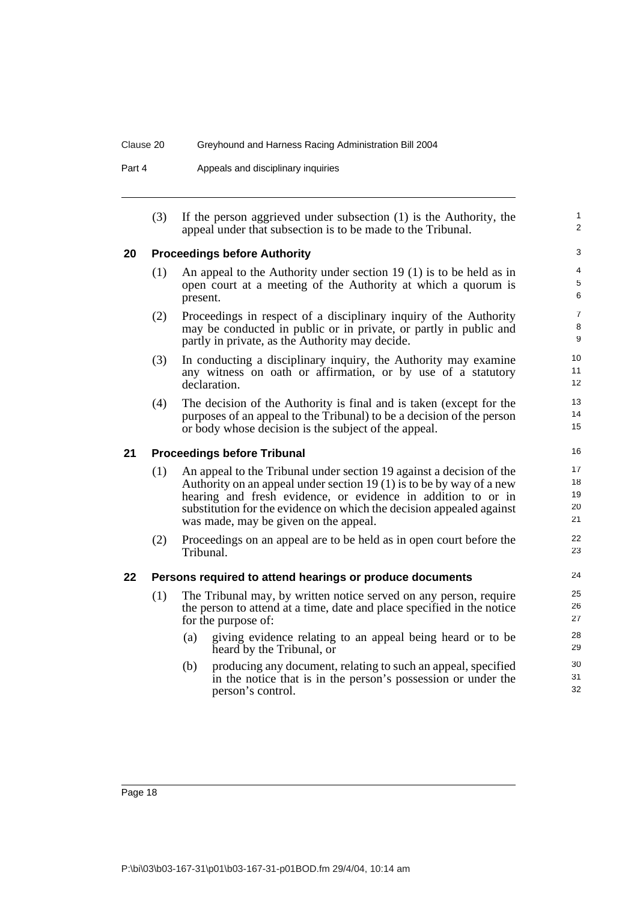(3) If the person aggrieved under subsection (1) is the Authority, the appeal under that subsection is to be made to the Tribunal.

### 20 Proceedings before Authority

(1) An appeal to the Authority under section 19 (1) is to be held as in open court at a meeting of the Authority at which a quorum is present.

(2) Proceedings in respect of a disciplinary inquiry of the Authority may be conducted in public or in private, or partly in public and partly in private, as the Authority may decide.

(3) In conducting a disciplinary inquiry, the Authority may examine any witness on oath or affirmation, or by use of a statutory declaration.

(4) The decision of the Authority is final and is taken (except for the purposes of an appeal to the Tribunal) to be a decision of the person or body whose decision is the subject of the appeal.

### 21 Proceedings before Tribunal

(1) An appeal to the Tribunal under section 19 against a decision of the Authority on an appeal under section 19 (1) is to be by way of a new hearing and fresh evidence, or evidence in addition to or in substitution for the evidence on which the decision appealed against was made, may be given on the appeal.

(2) Proceedings on an appeal are to be held as in open court before the Tribunal.

### 22 Persons required to attend hearings or produce documents

(1) The Tribunal may, by written notice served on any person, require the person to attend at a time, date and place specified in the notice for the purpose of:

(a) giving evidence relating to an appeal being heard or to be heard by the Tribunal, or

(b) producing any document, relating to such an appeal, specified in the notice that is in the person's possession or under the person's control.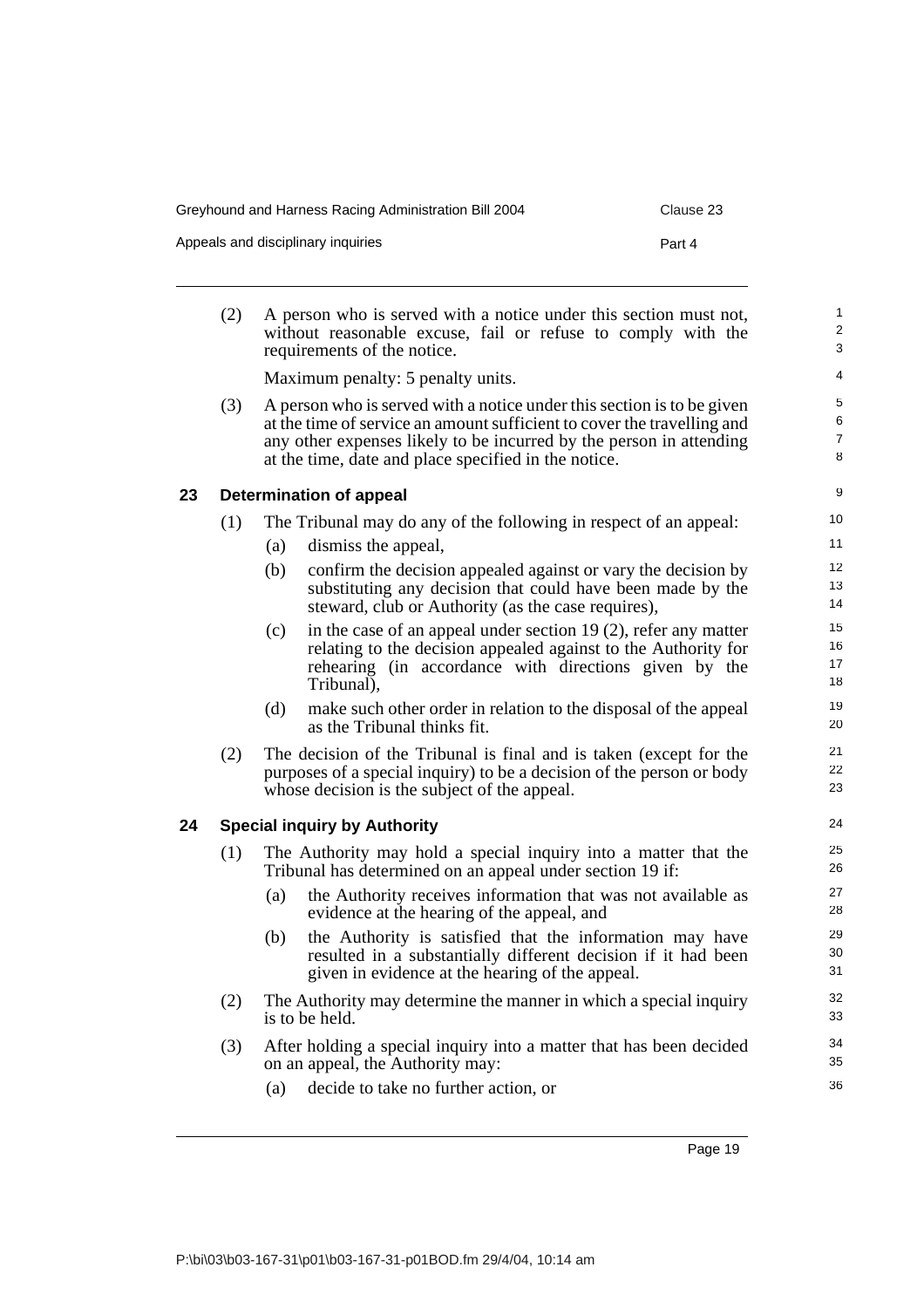(2) A person who is served with a notice under this section must not, without reasonable excuse, fail or refuse to comply with the requirements of the notice.

Maximum penalty: 5 penalty units.

(3) A person who is served with a notice under this section is to be given at the time of service an amount sufficient to cover the travelling and any other expenses likely to be incurred by the person in attending at the time, date and place specified in the notice.

## 23 Determination of appeal

(1) The Tribunal may do any of the following in respect of an appeal:

- (a) dismiss the appeal,
- (b) confirm the decision appealed against or vary the decision by substituting any decision that could have been made by the steward, club or Authority (as the case requires),
- (c) in the case of an appeal under section 19 (2), refer any matter relating to the decision appealed against to the Authority for rehearing (in accordance with directions given by the Tribunal),
- (d) make such other order in relation to the disposal of the appeal as the Tribunal thinks fit.

(2) The decision of the Tribunal is final and is taken (except for the purposes of a special inquiry) to be a decision of the person or body whose decision is the subject of the appeal.

## 24 Special inquiry by Authority

(1) The Authority may hold a special inquiry into a matter that the Tribunal has determined on an appeal under section 19 if:

- (a) the Authority receives information that was not available as evidence at the hearing of the appeal, and
- (b) the Authority is satisfied that the information may have resulted in a substantially different decision if it had been given in evidence at the hearing of the appeal.

(2) The Authority may determine the manner in which a special inquiry is to be held.

(3) After holding a special inquiry into a matter that has been decided on an appeal, the Authority may:

- (a) decide to take no further action, or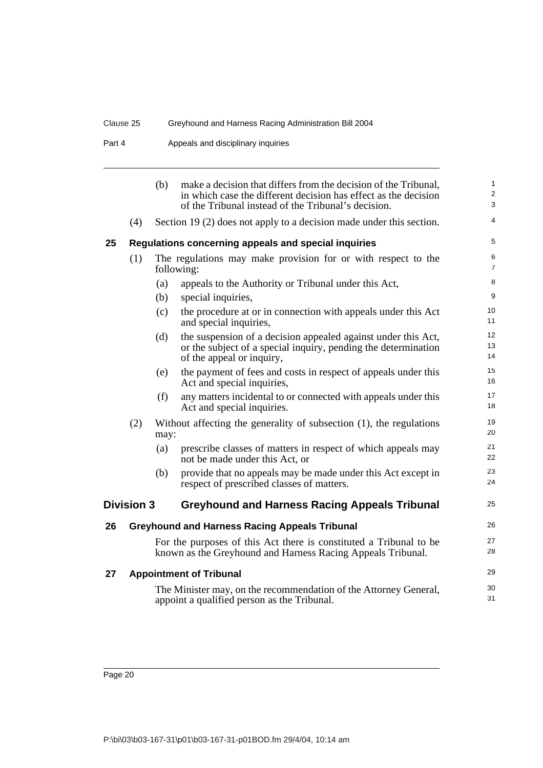(b) make a decision that differs from the decision of the Tribunal, in which case the different decision has effect as the decision of the Tribunal instead of the Tribunal's decision.

(4) Section 19 (2) does not apply to a decision made under this section.

### 25 Regulations concerning appeals and special inquiries

(1) The regulations may make provision for or with respect to the following:

(a) appeals to the Authority or Tribunal under this Act,

(b) special inquiries,

(c) the procedure at or in connection with appeals under this Act and special inquiries,

(d) the suspension of a decision appealed against under this Act, or the subject of a special inquiry, pending the determination of the appeal or inquiry,

(e) the payment of fees and costs in respect of appeals under this Act and special inquiries,

(f) any matters incidental to or connected with appeals under this Act and special inquiries.

(2) Without affecting the generality of subsection (1), the regulations may:

(a) prescribe classes of matters in respect of which appeals may not be made under this Act, or

(b) provide that no appeals may be made under this Act except in respect of prescribed classes of matters.

## Division 3 Greyhound and Harness Racing Appeals Tribunal

### 26 Greyhound and Harness Racing Appeals Tribunal

For the purposes of this Act there is constituted a Tribunal to be known as the Greyhound and Harness Racing Appeals Tribunal.

### 27 Appointment of Tribunal

The Minister may, on the recommendation of the Attorney General, appoint a qualified person as the Tribunal.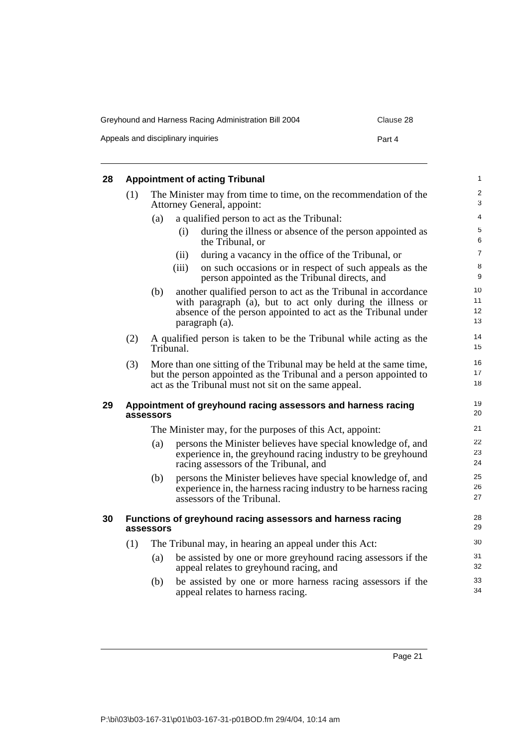## 28 Appointment of acting Tribunal

(1) The Minister may from time to time, on the recommendation of the Attorney General, appoint:

- (a) a qualified person to act as the Tribunal:
  - (i) during the illness or absence of the person appointed as the Tribunal, or
  - (ii) during a vacancy in the office of the Tribunal, or
  - (iii) on such occasions or in respect of such appeals as the person appointed as the Tribunal directs, and
- (b) another qualified person to act as the Tribunal in accordance with paragraph (a), but to act only during the illness or absence of the person appointed to act as the Tribunal under paragraph (a).

(2) A qualified person is taken to be the Tribunal while acting as the Tribunal.

(3) More than one sitting of the Tribunal may be held at the same time, but the person appointed as the Tribunal and a person appointed to act as the Tribunal must not sit on the same appeal.

## 29 Appointment of greyhound racing assessors and harness racing assessors

The Minister may, for the purposes of this Act, appoint:

- (a) persons the Minister believes have special knowledge of, and experience in, the greyhound racing industry to be greyhound racing assessors of the Tribunal, and
- (b) persons the Minister believes have special knowledge of, and experience in, the harness racing industry to be harness racing assessors of the Tribunal.

## 30 Functions of greyhound racing assessors and harness racing assessors

(1) The Tribunal may, in hearing an appeal under this Act:

- (a) be assisted by one or more greyhound racing assessors if the appeal relates to greyhound racing, and
- (b) be assisted by one or more harness racing assessors if the appeal relates to harness racing.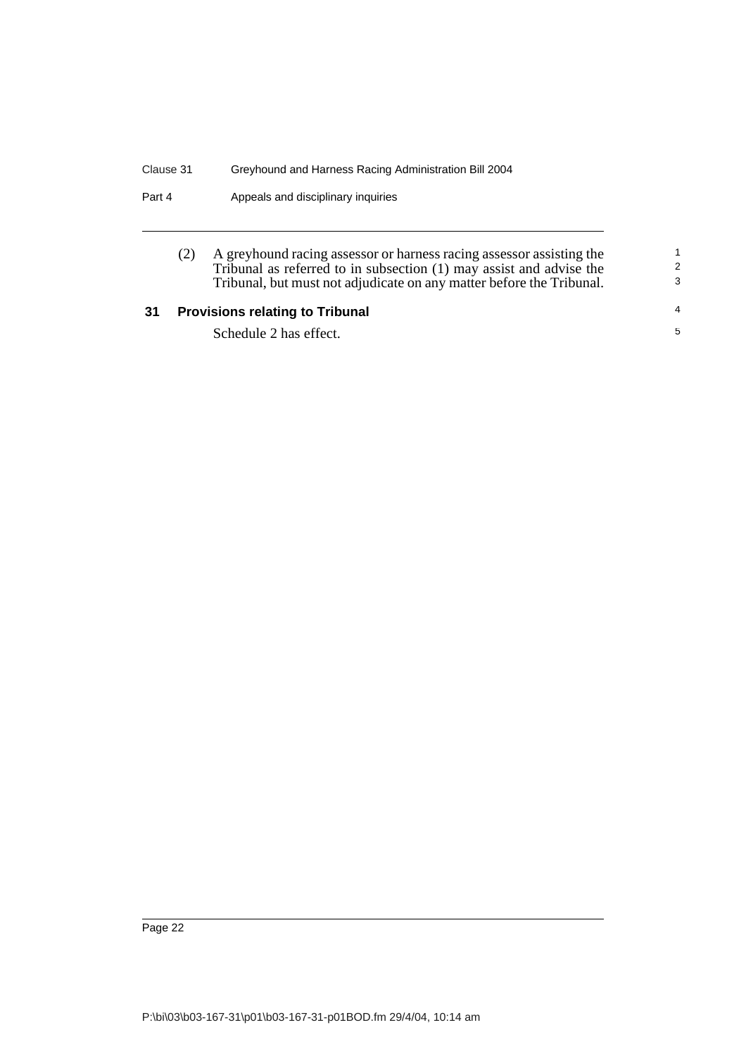(2) A greyhound racing assessor or harness racing assessor assisting the Tribunal as referred to in subsection (1) may assist and advise the Tribunal, but must not adjudicate on any matter before the Tribunal.

## 31 Provisions relating to Tribunal

Schedule 2 has effect.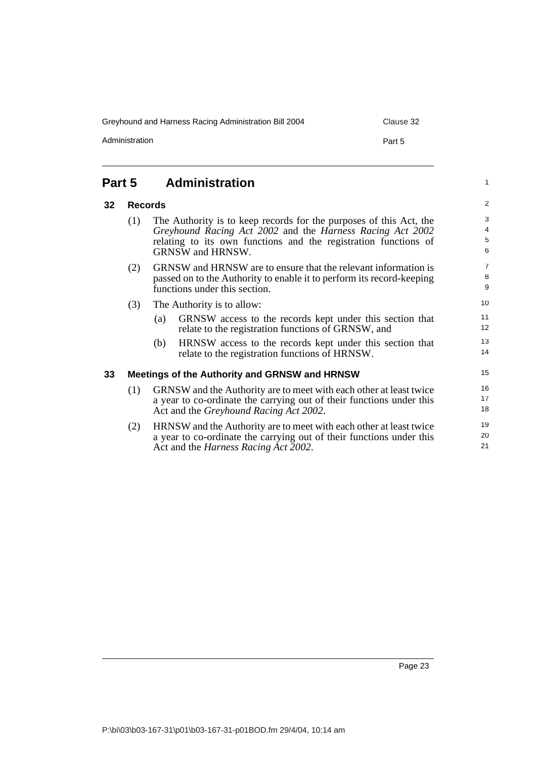## Part 5 Administration

### 32 Records

(1) The Authority is to keep records for the purposes of this Act, the *Greyhound Racing Act 2002* and the *Harness Racing Act 2002* relating to its own functions and the registration functions of GRNSW and HRNSW.

(2) GRNSW and HRNSW are to ensure that the relevant information is passed on to the Authority to enable it to perform its record-keeping functions under this section.

(3) The Authority is to allow:

(a) GRNSW access to the records kept under this section that relate to the registration functions of GRNSW, and

(b) HRNSW access to the records kept under this section that relate to the registration functions of HRNSW.

### 33 Meetings of the Authority and GRNSW and HRNSW

(1) GRNSW and the Authority are to meet with each other at least twice a year to co-ordinate the carrying out of their functions under this Act and the *Greyhound Racing Act 2002*.

(2) HRNSW and the Authority are to meet with each other at least twice a year to co-ordinate the carrying out of their functions under this Act and the *Harness Racing Act 2002*.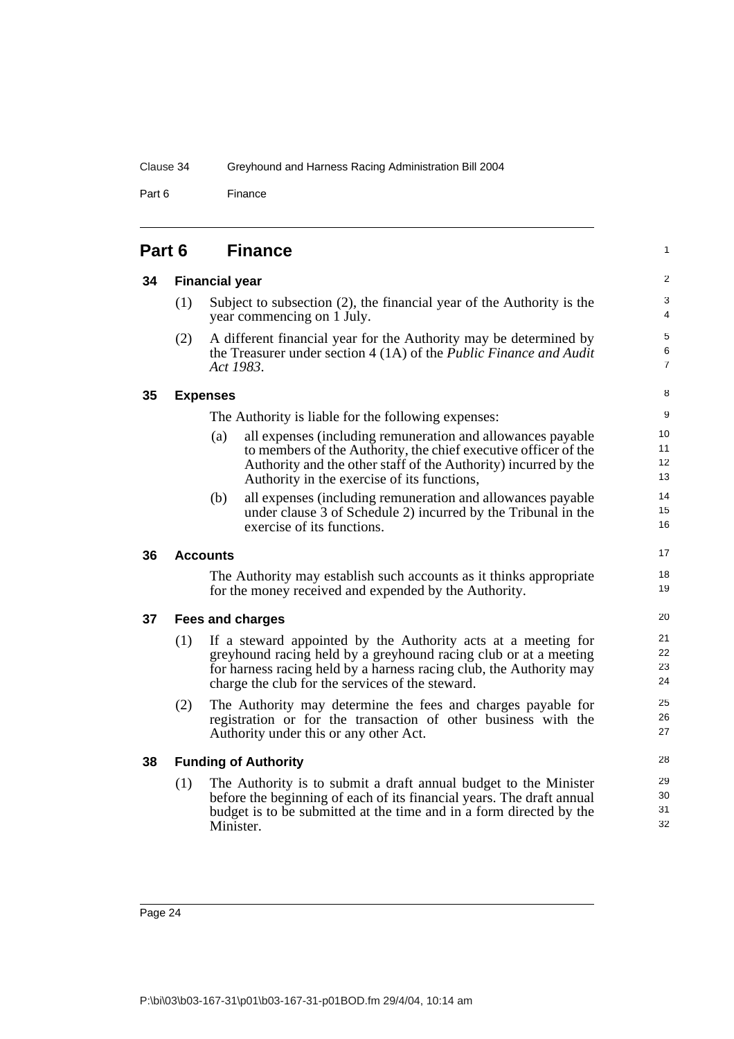## Part 6 Finance

### 34 Financial year

(1) Subject to subsection (2), the financial year of the Authority is the year commencing on 1 July.

(2) A different financial year for the Authority may be determined by the Treasurer under section 4 (1A) of the *Public Finance and Audit Act 1983*.

### 35 Expenses

The Authority is liable for the following expenses:

(a) all expenses (including remuneration and allowances payable to members of the Authority, the chief executive officer of the Authority and the other staff of the Authority) incurred by the Authority in the exercise of its functions,

(b) all expenses (including remuneration and allowances payable under clause 3 of Schedule 2) incurred by the Tribunal in the exercise of its functions.

### 36 Accounts

The Authority may establish such accounts as it thinks appropriate for the money received and expended by the Authority.

### 37 Fees and charges

(1) If a steward appointed by the Authority acts at a meeting for greyhound racing held by a greyhound racing club or at a meeting for harness racing held by a harness racing club, the Authority may charge the club for the services of the steward.

(2) The Authority may determine the fees and charges payable for registration or for the transaction of other business with the Authority under this or any other Act.

### 38 Funding of Authority

(1) The Authority is to submit a draft annual budget to the Minister before the beginning of each of its financial years. The draft annual budget is to be submitted at the time and in a form directed by the Minister.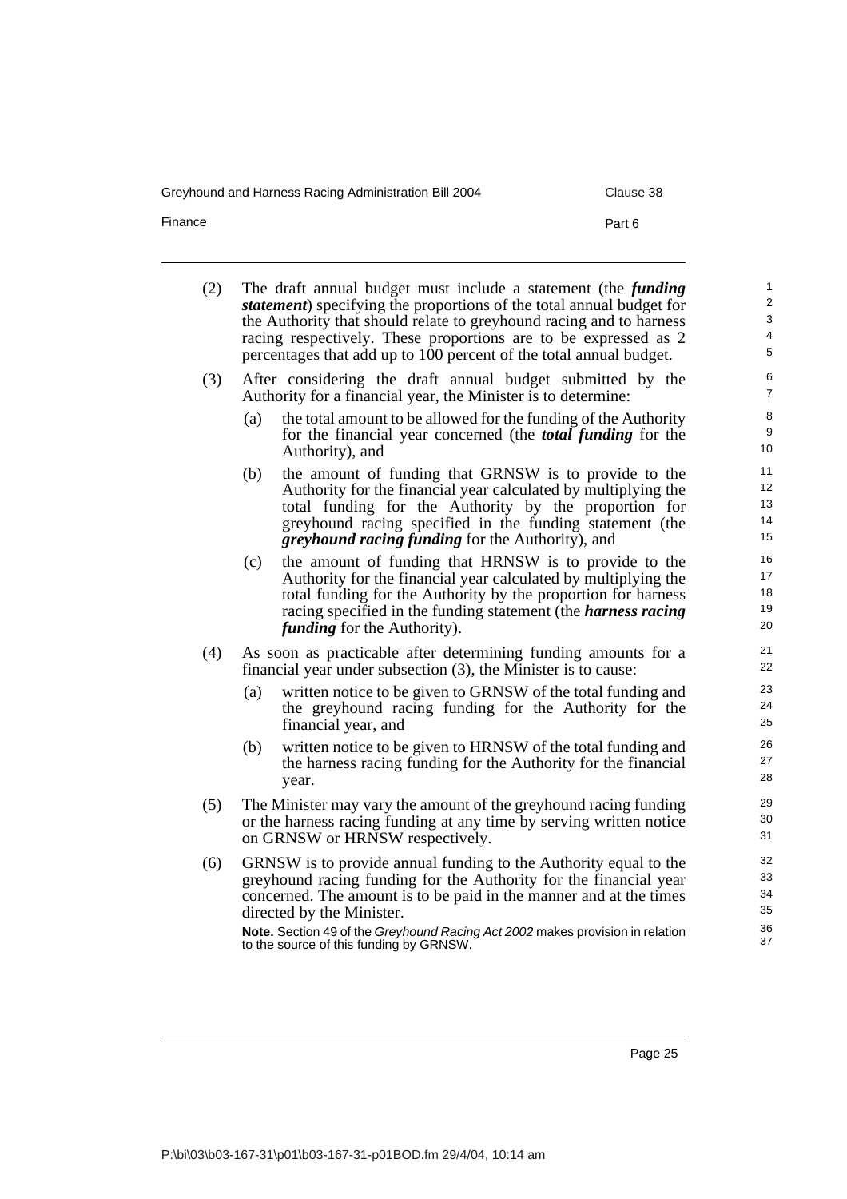(2) The draft annual budget must include a statement (the ***funding statement***) specifying the proportions of the total annual budget for the Authority that should relate to greyhound racing and to harness racing respectively. These proportions are to be expressed as 2 percentages that add up to 100 percent of the total annual budget.

(3) After considering the draft annual budget submitted by the Authority for a financial year, the Minister is to determine:

- (a) the total amount to be allowed for the funding of the Authority for the financial year concerned (the ***total funding*** for the Authority), and
- (b) the amount of funding that GRNSW is to provide to the Authority for the financial year calculated by multiplying the total funding for the Authority by the proportion for greyhound racing specified in the funding statement (the ***greyhound racing funding*** for the Authority), and
- (c) the amount of funding that HRNSW is to provide to the Authority for the financial year calculated by multiplying the total funding for the Authority by the proportion for harness racing specified in the funding statement (the ***harness racing funding*** for the Authority).

(4) As soon as practicable after determining funding amounts for a financial year under subsection (3), the Minister is to cause:

- (a) written notice to be given to GRNSW of the total funding and the greyhound racing funding for the Authority for the financial year, and
- (b) written notice to be given to HRNSW of the total funding and the harness racing funding for the Authority for the financial year.

(5) The Minister may vary the amount of the greyhound racing funding or the harness racing funding at any time by serving written notice on GRNSW or HRNSW respectively.

(6) GRNSW is to provide annual funding to the Authority equal to the greyhound racing funding for the Authority for the financial year concerned. The amount is to be paid in the manner and at the times directed by the Minister.

**Note.** Section 49 of the *Greyhound Racing Act 2002* makes provision in relation to the source of this funding by GRNSW.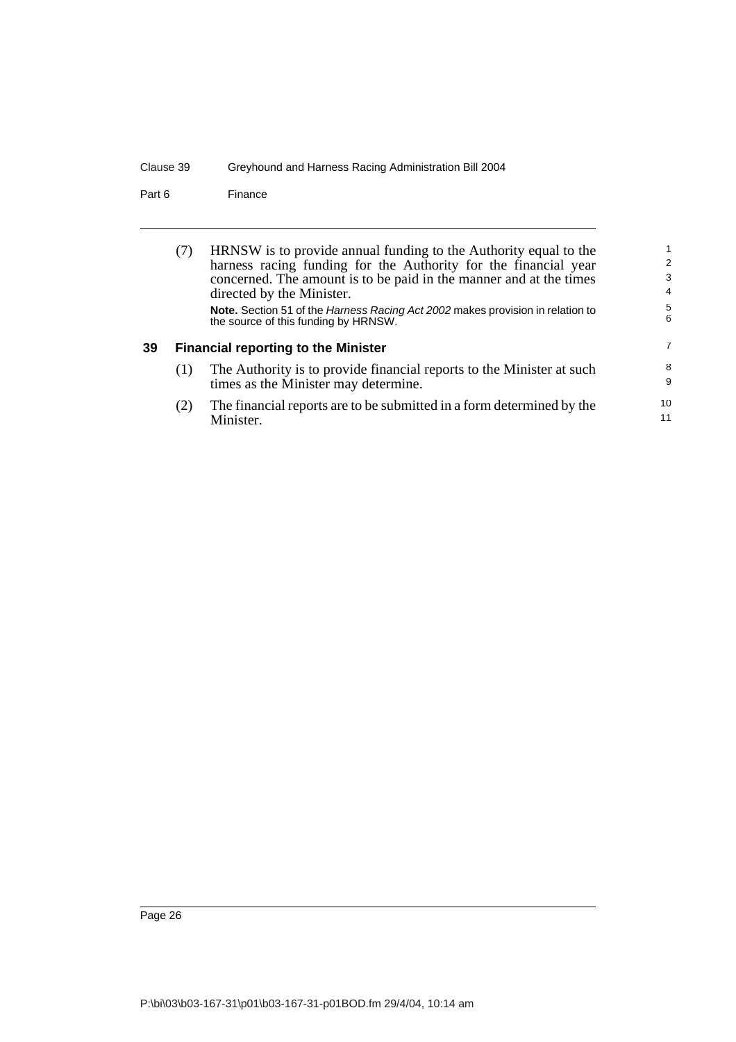(7) HRNSW is to provide annual funding to the Authority equal to the harness racing funding for the Authority for the financial year concerned. The amount is to be paid in the manner and at the times directed by the Minister.

**Note.** Section 51 of the *Harness Racing Act 2002* makes provision in relation to the source of this funding by HRNSW.

## 39 Financial reporting to the Minister

(1) The Authority is to provide financial reports to the Minister at such times as the Minister may determine.

(2) The financial reports are to be submitted in a form determined by the Minister.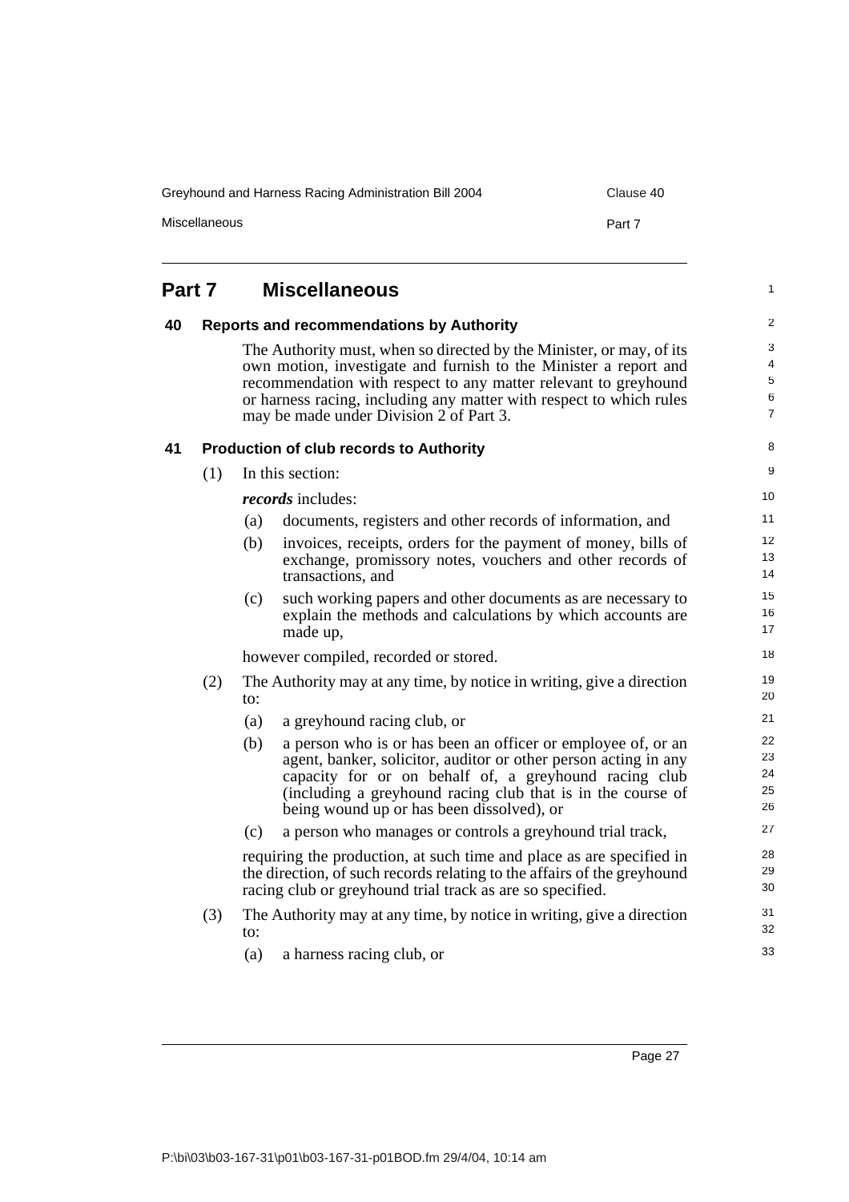# Part 7 Miscellaneous

## 40 Reports and recommendations by Authority

The Authority must, when so directed by the Minister, or may, of its own motion, investigate and furnish to the Minister a report and recommendation with respect to any matter relevant to greyhound or harness racing, including any matter with respect to which rules may be made under Division 2 of Part 3.

## 41 Production of club records to Authority

(1) In this section:

***records*** includes:

- (a) documents, registers and other records of information, and
- (b) invoices, receipts, orders for the payment of money, bills of exchange, promissory notes, vouchers and other records of transactions, and
- (c) such working papers and other documents as are necessary to explain the methods and calculations by which accounts are made up,

however compiled, recorded or stored.

(2) The Authority may at any time, by notice in writing, give a direction to:

- (a) a greyhound racing club, or
- (b) a person who is or has been an officer or employee of, or an agent, banker, solicitor, auditor or other person acting in any capacity for or on behalf of, a greyhound racing club (including a greyhound racing club that is in the course of being wound up or has been dissolved), or
- (c) a person who manages or controls a greyhound trial track,

requiring the production, at such time and place as are specified in the direction, of such records relating to the affairs of the greyhound racing club or greyhound trial track as are so specified.

(3) The Authority may at any time, by notice in writing, give a direction to:

- (a) a harness racing club, or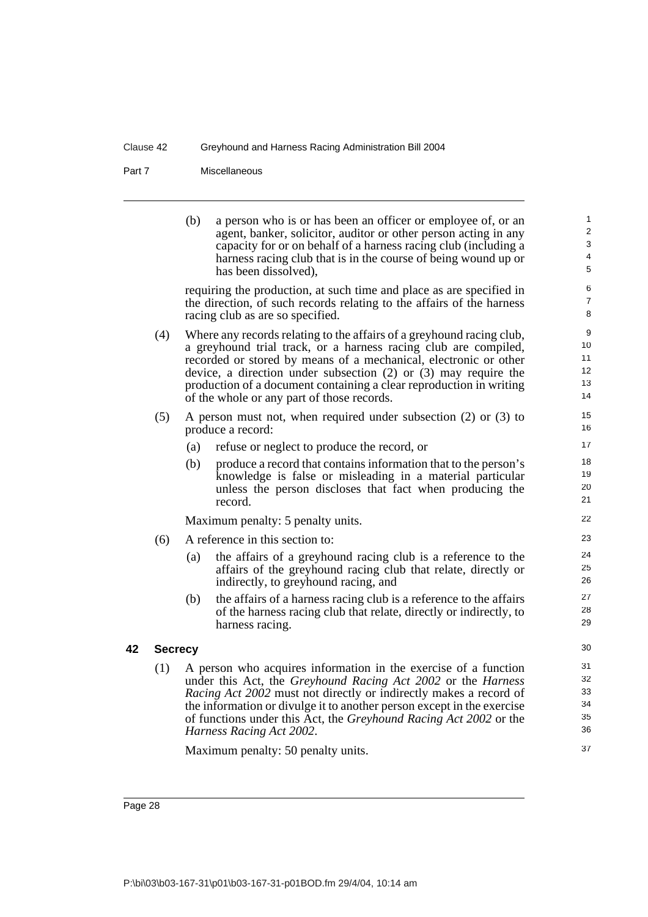(b) a person who is or has been an officer or employee of, or an agent, banker, solicitor, auditor or other person acting in any capacity for or on behalf of a harness racing club (including a harness racing club that is in the course of being wound up or has been dissolved),

requiring the production, at such time and place as are specified in the direction, of such records relating to the affairs of the harness racing club as are so specified.

(4) Where any records relating to the affairs of a greyhound racing club, a greyhound trial track, or a harness racing club are compiled, recorded or stored by means of a mechanical, electronic or other device, a direction under subsection (2) or (3) may require the production of a document containing a clear reproduction in writing of the whole or any part of those records.

(5) A person must not, when required under subsection (2) or (3) to produce a record:

(a) refuse or neglect to produce the record, or

(b) produce a record that contains information that to the person's knowledge is false or misleading in a material particular unless the person discloses that fact when producing the record.

Maximum penalty: 5 penalty units.

(6) A reference in this section to:

(a) the affairs of a greyhound racing club is a reference to the affairs of the greyhound racing club that relate, directly or indirectly, to greyhound racing, and

(b) the affairs of a harness racing club is a reference to the affairs of the harness racing club that relate, directly or indirectly, to harness racing.

## 42 Secrecy

(1) A person who acquires information in the exercise of a function under this Act, the *Greyhound Racing Act 2002* or the *Harness Racing Act 2002* must not directly or indirectly makes a record of the information or divulge it to another person except in the exercise of functions under this Act, the *Greyhound Racing Act 2002* or the *Harness Racing Act 2002*.

Maximum penalty: 50 penalty units.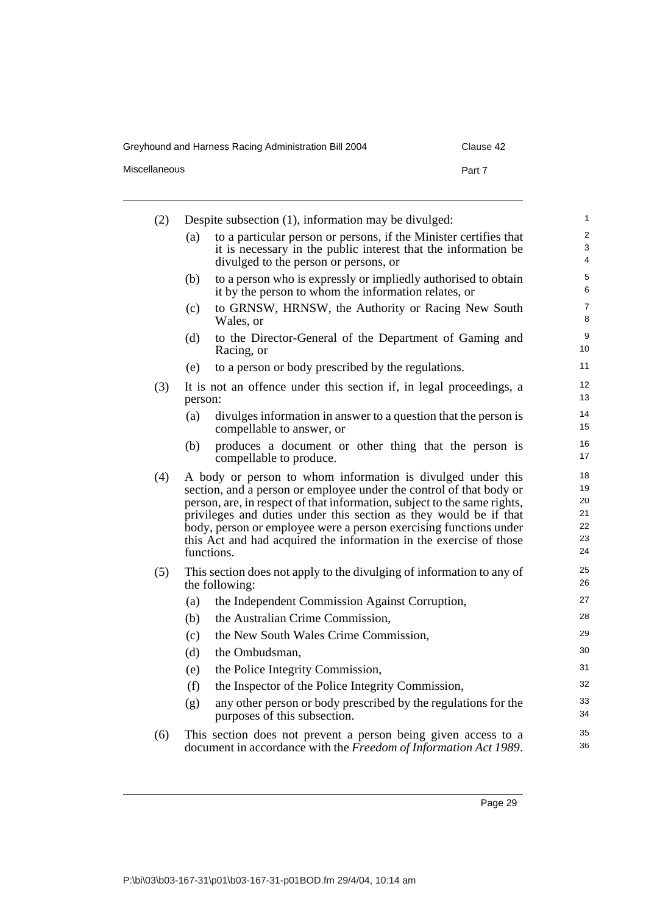(2) Despite subsection (1), information may be divulged:

  (a) to a particular person or persons, if the Minister certifies that it is necessary in the public interest that the information be divulged to the person or persons, or

  (b) to a person who is expressly or impliedly authorised to obtain it by the person to whom the information relates, or

  (c) to GRNSW, HRNSW, the Authority or Racing New South Wales, or

  (d) to the Director-General of the Department of Gaming and Racing, or

  (e) to a person or body prescribed by the regulations.

(3) It is not an offence under this section if, in legal proceedings, a person:

  (a) divulges information in answer to a question that the person is compellable to answer, or

  (b) produces a document or other thing that the person is compellable to produce.

(4) A body or person to whom information is divulged under this section, and a person or employee under the control of that body or person, are, in respect of that information, subject to the same rights, privileges and duties under this section as they would be if that body, person or employee were a person exercising functions under this Act and had acquired the information in the exercise of those functions.

(5) This section does not apply to the divulging of information to any of the following:

  (a) the Independent Commission Against Corruption,

  (b) the Australian Crime Commission,

  (c) the New South Wales Crime Commission,

  (d) the Ombudsman,

  (e) the Police Integrity Commission,

  (f) the Inspector of the Police Integrity Commission,

  (g) any other person or body prescribed by the regulations for the purposes of this subsection.

(6) This section does not prevent a person being given access to a document in accordance with the *Freedom of Information Act 1989*.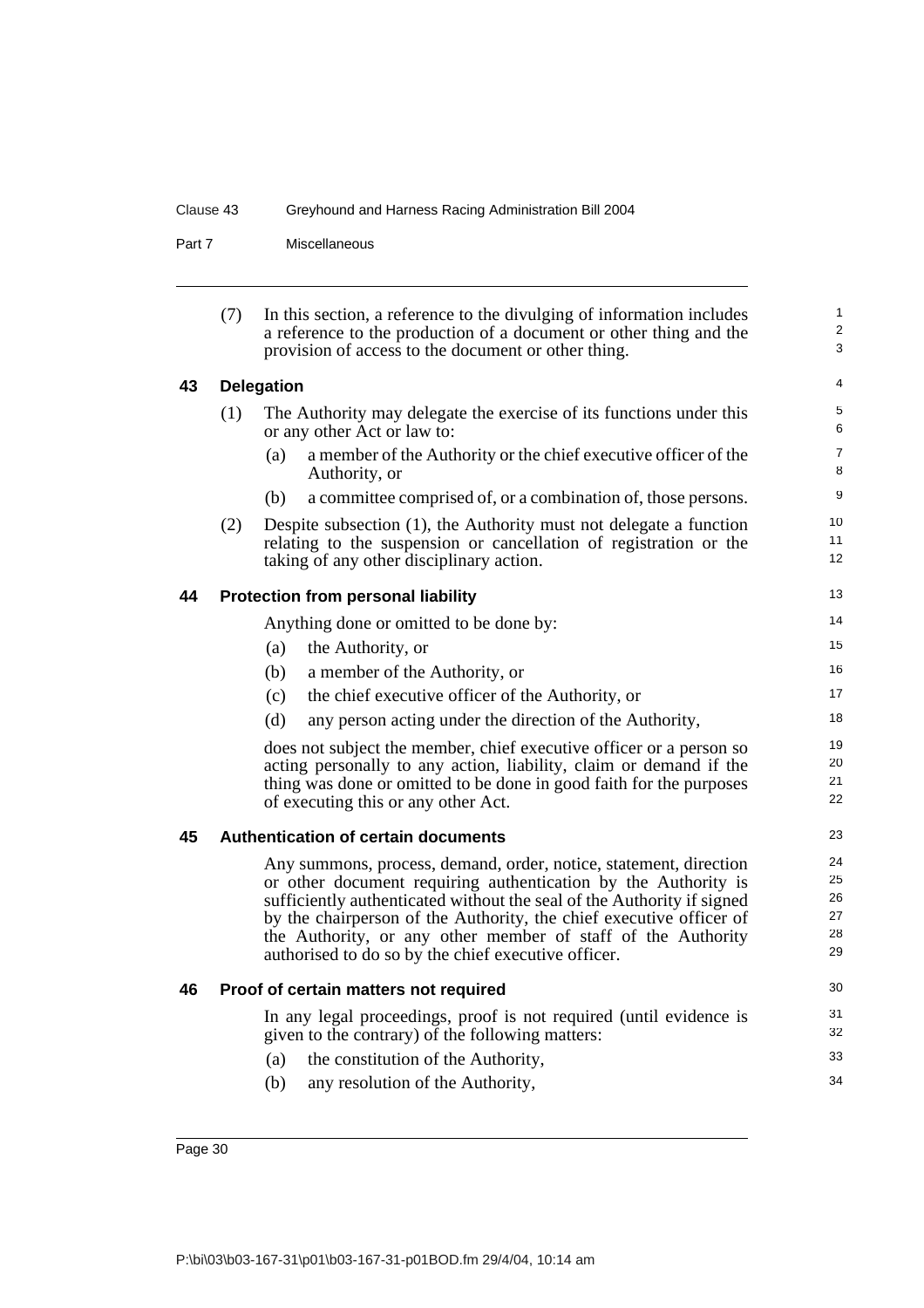(7) In this section, a reference to the divulging of information includes a reference to the production of a document or other thing and the provision of access to the document or other thing.

## 43 Delegation

(1) The Authority may delegate the exercise of its functions under this or any other Act or law to:

- (a) a member of the Authority or the chief executive officer of the Authority, or
- (b) a committee comprised of, or a combination of, those persons.

(2) Despite subsection (1), the Authority must not delegate a function relating to the suspension or cancellation of registration or the taking of any other disciplinary action.

## 44 Protection from personal liability

Anything done or omitted to be done by:

- (a) the Authority, or
- (b) a member of the Authority, or
- (c) the chief executive officer of the Authority, or
- (d) any person acting under the direction of the Authority,

does not subject the member, chief executive officer or a person so acting personally to any action, liability, claim or demand if the thing was done or omitted to be done in good faith for the purposes of executing this or any other Act.

## 45 Authentication of certain documents

Any summons, process, demand, order, notice, statement, direction or other document requiring authentication by the Authority is sufficiently authenticated without the seal of the Authority if signed by the chairperson of the Authority, the chief executive officer of the Authority, or any other member of staff of the Authority authorised to do so by the chief executive officer.

## 46 Proof of certain matters not required

In any legal proceedings, proof is not required (until evidence is given to the contrary) of the following matters:

- (a) the constitution of the Authority,
- (b) any resolution of the Authority,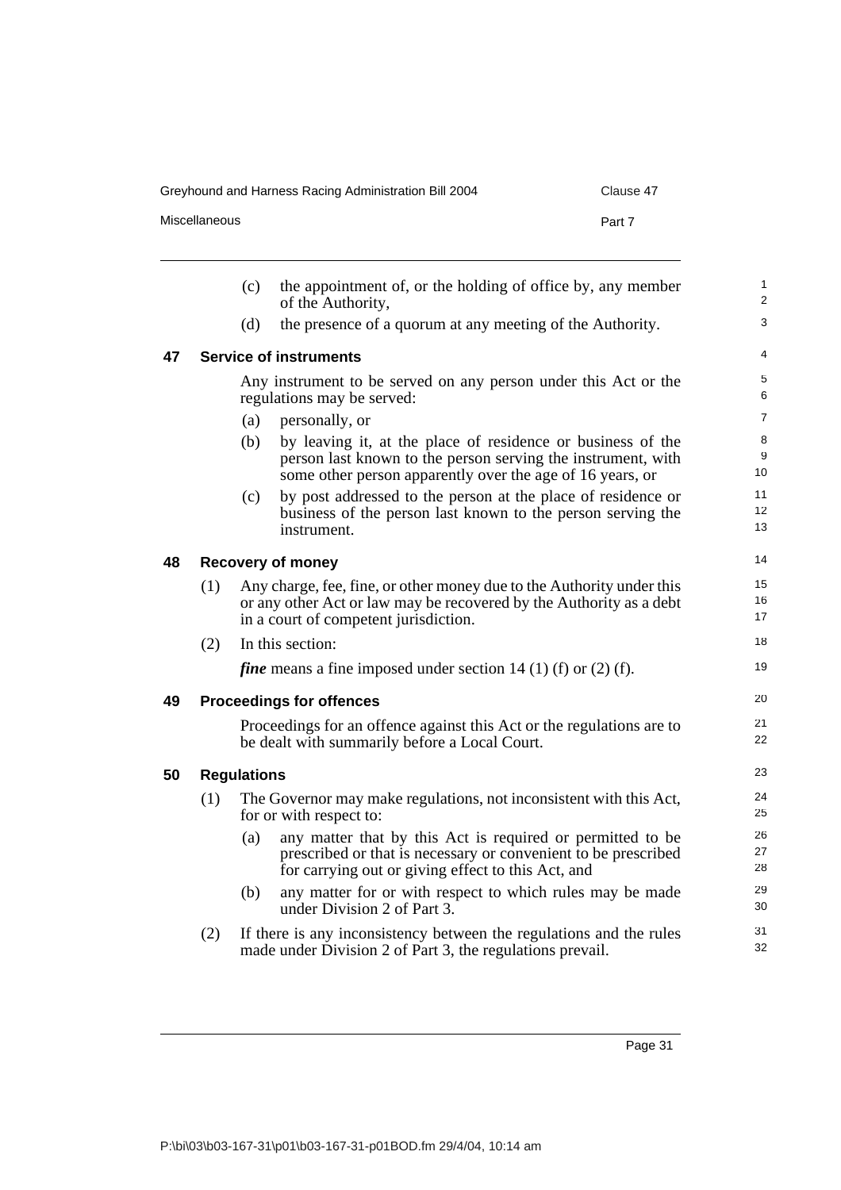(c) the appointment of, or the holding of office by, any member of the Authority,

(d) the presence of a quorum at any meeting of the Authority.

## 47 Service of instruments

Any instrument to be served on any person under this Act or the regulations may be served:

(a) personally, or

(b) by leaving it, at the place of residence or business of the person last known to the person serving the instrument, with some other person apparently over the age of 16 years, or

(c) by post addressed to the person at the place of residence or business of the person last known to the person serving the instrument.

## 48 Recovery of money

(1) Any charge, fee, fine, or other money due to the Authority under this or any other Act or law may be recovered by the Authority as a debt in a court of competent jurisdiction.

(2) In this section:

***fine*** means a fine imposed under section 14 (1) (f) or (2) (f).

## 49 Proceedings for offences

Proceedings for an offence against this Act or the regulations are to be dealt with summarily before a Local Court.

## 50 Regulations

(1) The Governor may make regulations, not inconsistent with this Act, for or with respect to:

(a) any matter that by this Act is required or permitted to be prescribed or that is necessary or convenient to be prescribed for carrying out or giving effect to this Act, and

(b) any matter for or with respect to which rules may be made under Division 2 of Part 3.

(2) If there is any inconsistency between the regulations and the rules made under Division 2 of Part 3, the regulations prevail.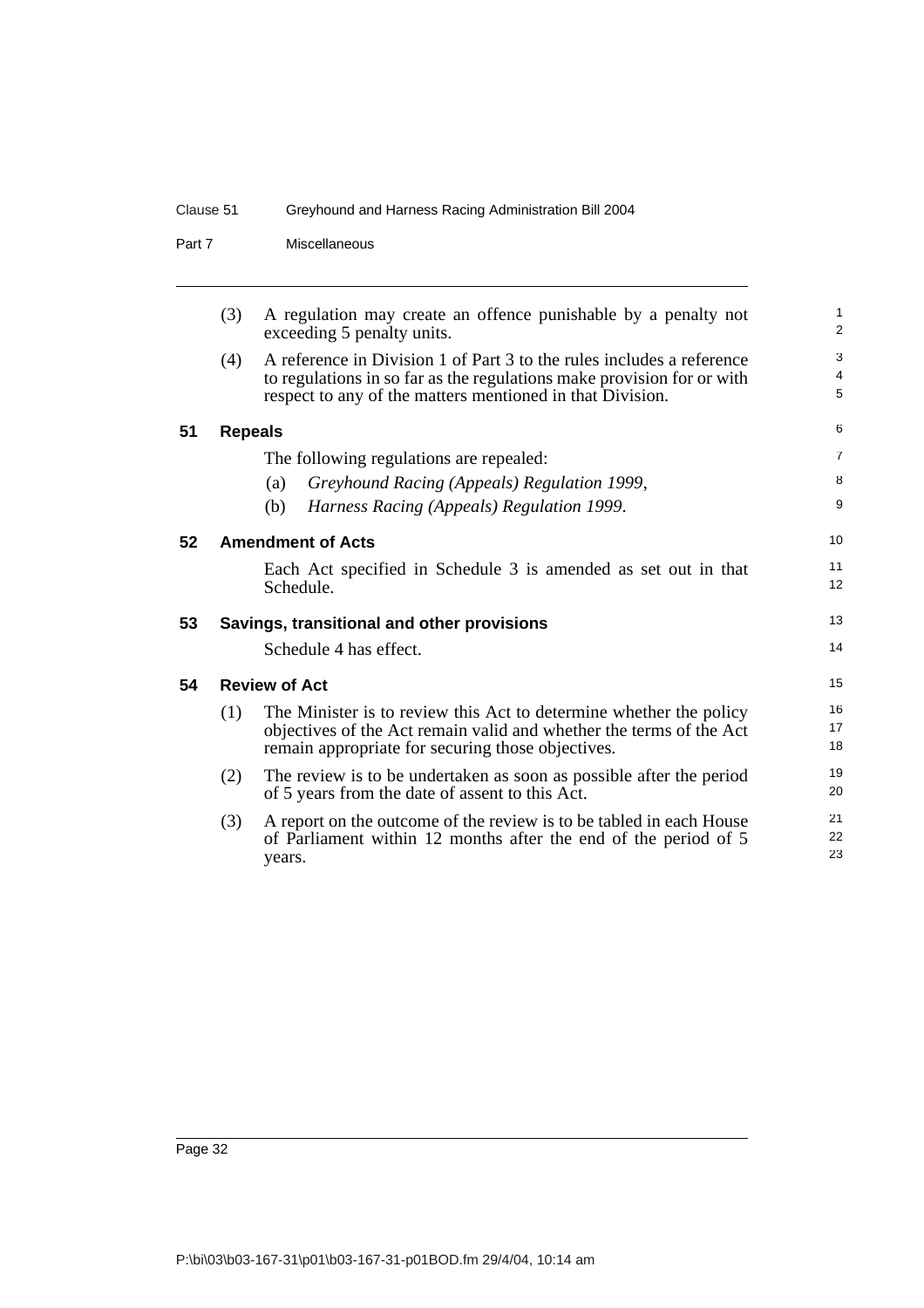(3) A regulation may create an offence punishable by a penalty not exceeding 5 penalty units.

(4) A reference in Division 1 of Part 3 to the rules includes a reference to regulations in so far as the regulations make provision for or with respect to any of the matters mentioned in that Division.

### 51 Repeals

The following regulations are repealed:

(a) *Greyhound Racing (Appeals) Regulation 1999*,

(b) *Harness Racing (Appeals) Regulation 1999*.

### 52 Amendment of Acts

Each Act specified in Schedule 3 is amended as set out in that Schedule.

### 53 Savings, transitional and other provisions

Schedule 4 has effect.

### 54 Review of Act

(1) The Minister is to review this Act to determine whether the policy objectives of the Act remain valid and whether the terms of the Act remain appropriate for securing those objectives.

(2) The review is to be undertaken as soon as possible after the period of 5 years from the date of assent to this Act.

(3) A report on the outcome of the review is to be tabled in each House of Parliament within 12 months after the end of the period of 5 years.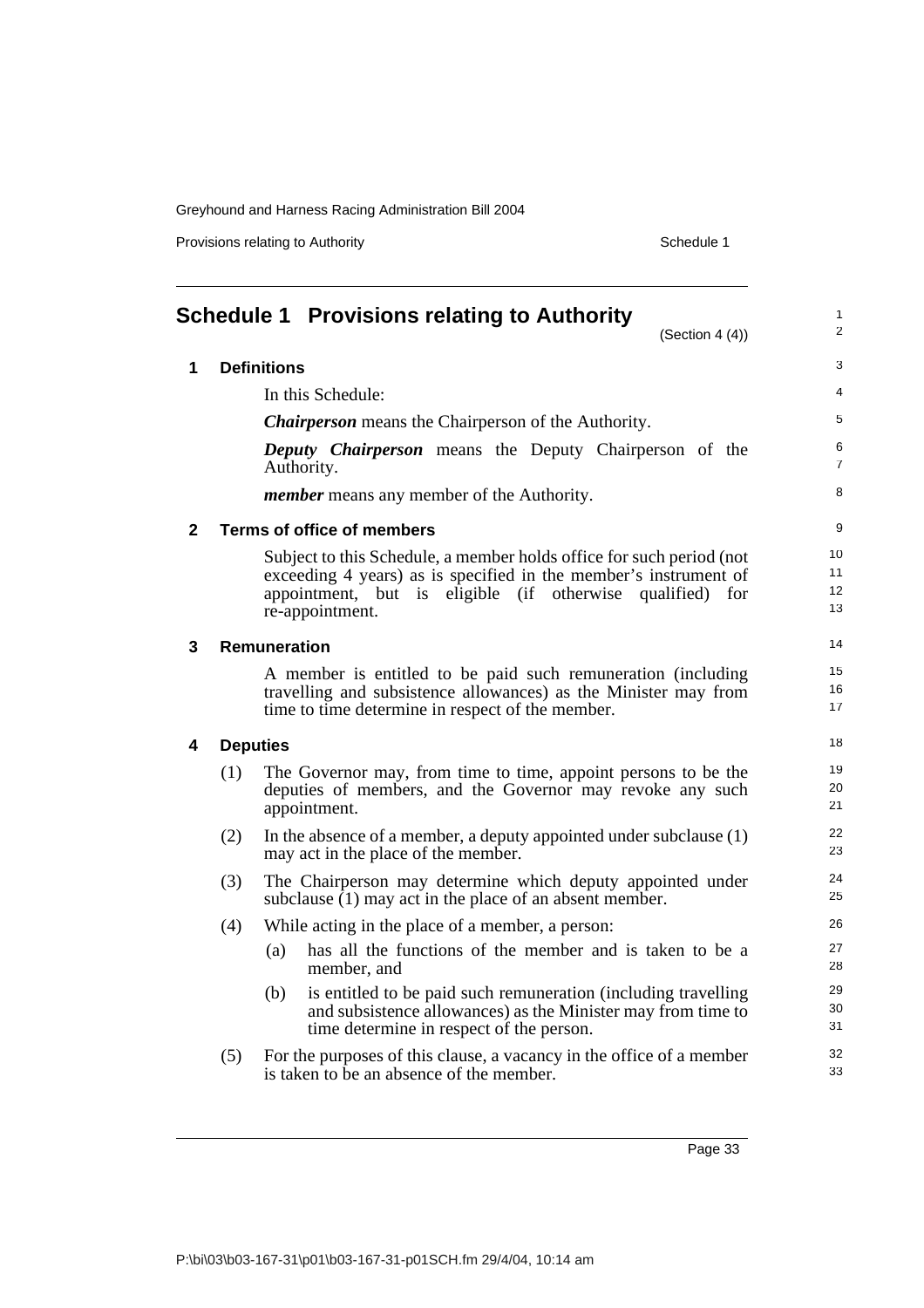# Schedule 1 Provisions relating to Authority

(Section 4 (4))

## 1 Definitions

In this Schedule:

***Chairperson*** means the Chairperson of the Authority.

***Deputy Chairperson*** means the Deputy Chairperson of the Authority.

***member*** means any member of the Authority.

## 2 Terms of office of members

Subject to this Schedule, a member holds office for such period (not exceeding 4 years) as is specified in the member's instrument of appointment, but is eligible (if otherwise qualified) for re-appointment.

## 3 Remuneration

A member is entitled to be paid such remuneration (including travelling and subsistence allowances) as the Minister may from time to time determine in respect of the member.

## 4 Deputies

(1) The Governor may, from time to time, appoint persons to be the deputies of members, and the Governor may revoke any such appointment.

(2) In the absence of a member, a deputy appointed under subclause (1) may act in the place of the member.

(3) The Chairperson may determine which deputy appointed under subclause (1) may act in the place of an absent member.

(4) While acting in the place of a member, a person:

- (a) has all the functions of the member and is taken to be a member, and
- (b) is entitled to be paid such remuneration (including travelling and subsistence allowances) as the Minister may from time to time determine in respect of the person.

(5) For the purposes of this clause, a vacancy in the office of a member is taken to be an absence of the member.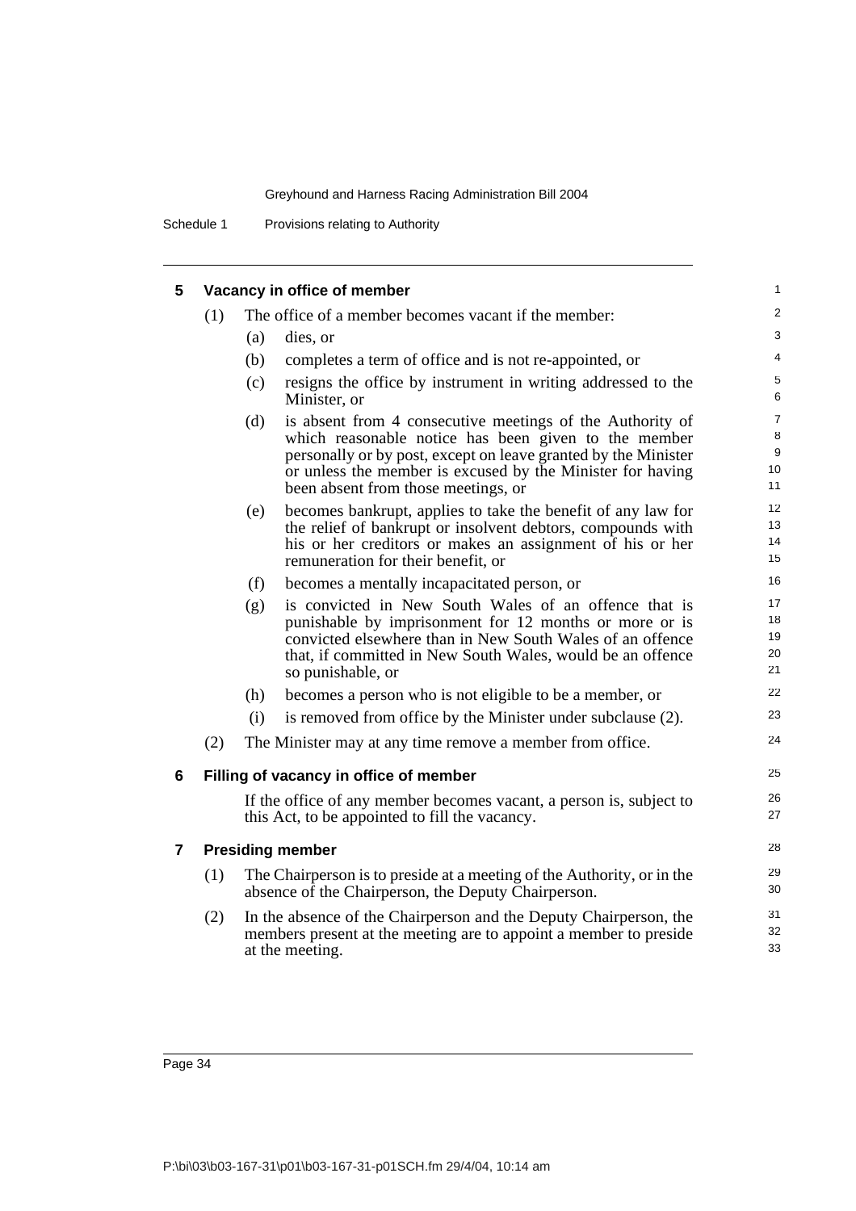## 5 Vacancy in office of member

(1) The office of a member becomes vacant if the member:

(a) dies, or

(b) completes a term of office and is not re-appointed, or

(c) resigns the office by instrument in writing addressed to the Minister, or

(d) is absent from 4 consecutive meetings of the Authority of which reasonable notice has been given to the member personally or by post, except on leave granted by the Minister or unless the member is excused by the Minister for having been absent from those meetings, or

(e) becomes bankrupt, applies to take the benefit of any law for the relief of bankrupt or insolvent debtors, compounds with his or her creditors or makes an assignment of his or her remuneration for their benefit, or

(f) becomes a mentally incapacitated person, or

(g) is convicted in New South Wales of an offence that is punishable by imprisonment for 12 months or more or is convicted elsewhere than in New South Wales of an offence that, if committed in New South Wales, would be an offence so punishable, or

(h) becomes a person who is not eligible to be a member, or

(i) is removed from office by the Minister under subclause (2).

(2) The Minister may at any time remove a member from office.

## 6 Filling of vacancy in office of member

If the office of any member becomes vacant, a person is, subject to this Act, to be appointed to fill the vacancy.

## 7 Presiding member

(1) The Chairperson is to preside at a meeting of the Authority, or in the absence of the Chairperson, the Deputy Chairperson.

(2) In the absence of the Chairperson and the Deputy Chairperson, the members present at the meeting are to appoint a member to preside at the meeting.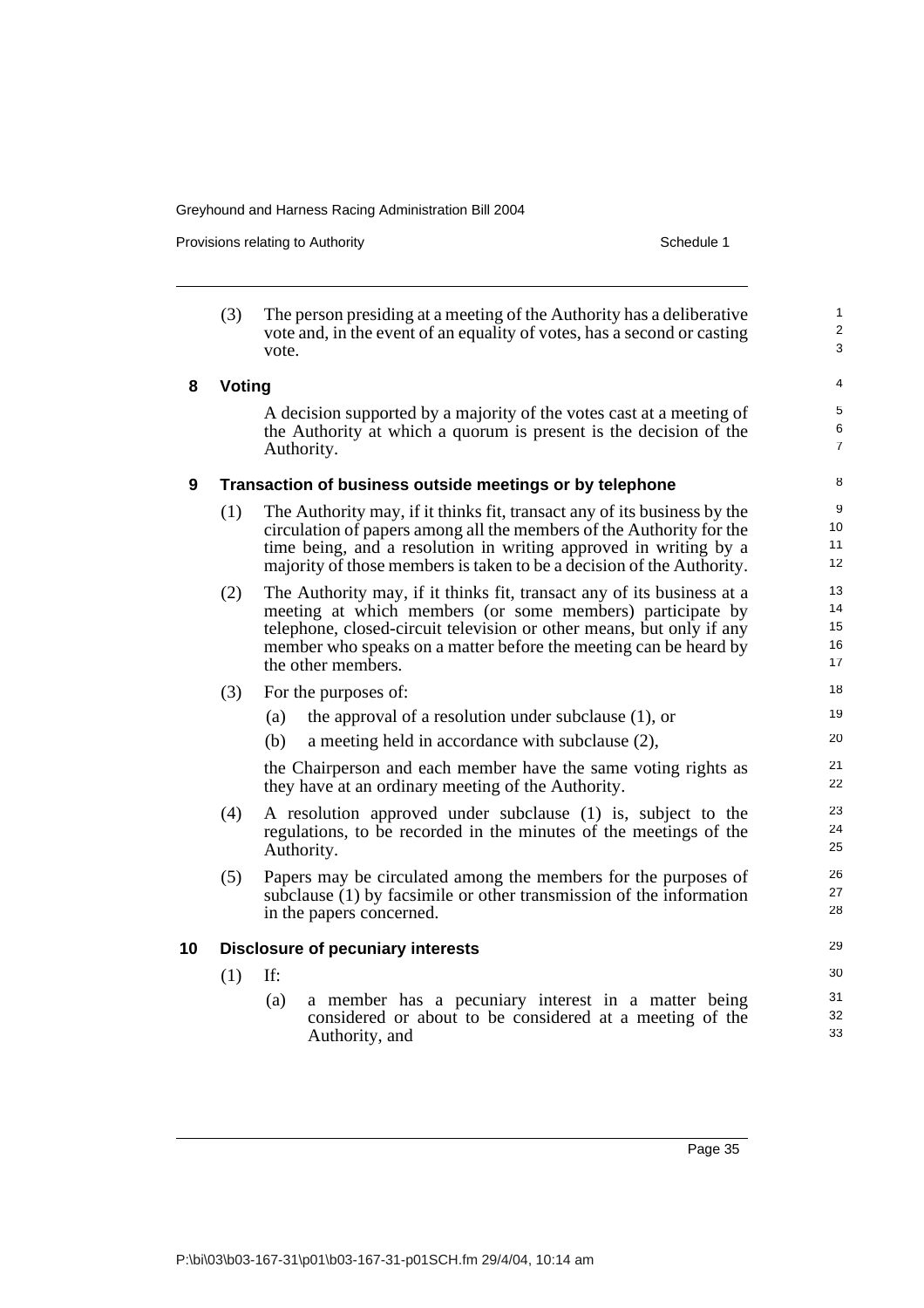(3) The person presiding at a meeting of the Authority has a deliberative vote and, in the event of an equality of votes, has a second or casting vote.

### 8 Voting

A decision supported by a majority of the votes cast at a meeting of the Authority at which a quorum is present is the decision of the Authority.

### 9 Transaction of business outside meetings or by telephone

(1) The Authority may, if it thinks fit, transact any of its business by the circulation of papers among all the members of the Authority for the time being, and a resolution in writing approved in writing by a majority of those members is taken to be a decision of the Authority.

(2) The Authority may, if it thinks fit, transact any of its business at a meeting at which members (or some members) participate by telephone, closed-circuit television or other means, but only if any member who speaks on a matter before the meeting can be heard by the other members.

(3) For the purposes of:

(a) the approval of a resolution under subclause (1), or

(b) a meeting held in accordance with subclause (2),

the Chairperson and each member have the same voting rights as they have at an ordinary meeting of the Authority.

(4) A resolution approved under subclause (1) is, subject to the regulations, to be recorded in the minutes of the meetings of the Authority.

(5) Papers may be circulated among the members for the purposes of subclause (1) by facsimile or other transmission of the information in the papers concerned.

### 10 Disclosure of pecuniary interests

(1) If:

(a) a member has a pecuniary interest in a matter being considered or about to be considered at a meeting of the Authority, and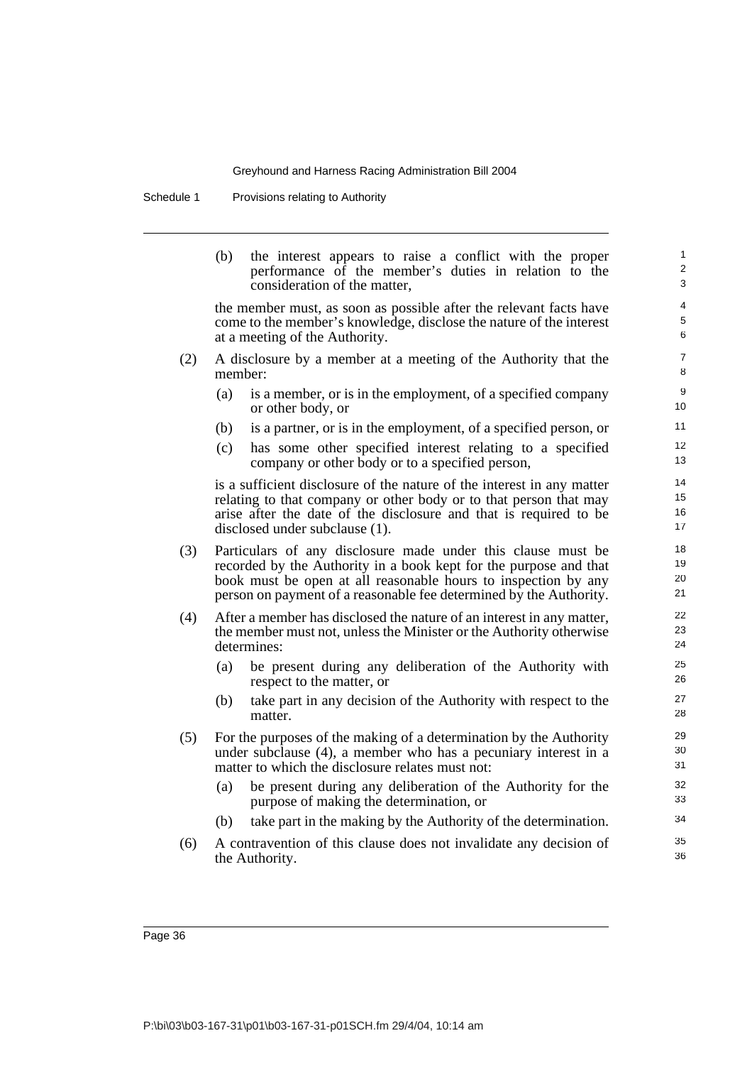(b) the interest appears to raise a conflict with the proper performance of the member's duties in relation to the consideration of the matter,

the member must, as soon as possible after the relevant facts have come to the member's knowledge, disclose the nature of the interest at a meeting of the Authority.

(2) A disclosure by a member at a meeting of the Authority that the member:

(a) is a member, or is in the employment, of a specified company or other body, or

(b) is a partner, or is in the employment, of a specified person, or

(c) has some other specified interest relating to a specified company or other body or to a specified person,

is a sufficient disclosure of the nature of the interest in any matter relating to that company or other body or to that person that may arise after the date of the disclosure and that is required to be disclosed under subclause (1).

(3) Particulars of any disclosure made under this clause must be recorded by the Authority in a book kept for the purpose and that book must be open at all reasonable hours to inspection by any person on payment of a reasonable fee determined by the Authority.

(4) After a member has disclosed the nature of an interest in any matter, the member must not, unless the Minister or the Authority otherwise determines:

(a) be present during any deliberation of the Authority with respect to the matter, or

(b) take part in any decision of the Authority with respect to the matter.

(5) For the purposes of the making of a determination by the Authority under subclause (4), a member who has a pecuniary interest in a matter to which the disclosure relates must not:

(a) be present during any deliberation of the Authority for the purpose of making the determination, or

(b) take part in the making by the Authority of the determination.

(6) A contravention of this clause does not invalidate any decision of the Authority.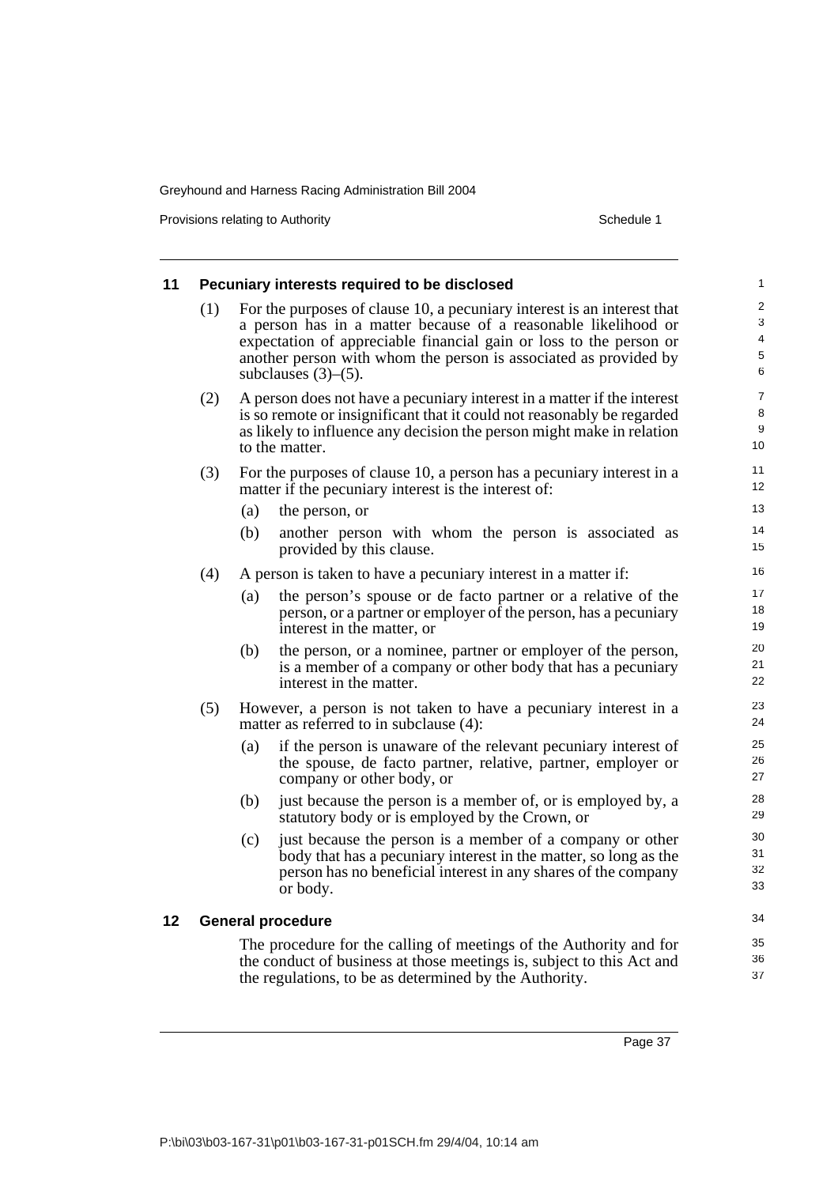## 11 Pecuniary interests required to be disclosed

(1) For the purposes of clause 10, a pecuniary interest is an interest that a person has in a matter because of a reasonable likelihood or expectation of appreciable financial gain or loss to the person or another person with whom the person is associated as provided by subclauses (3)–(5).

(2) A person does not have a pecuniary interest in a matter if the interest is so remote or insignificant that it could not reasonably be regarded as likely to influence any decision the person might make in relation to the matter.

(3) For the purposes of clause 10, a person has a pecuniary interest in a matter if the pecuniary interest is the interest of:

- (a) the person, or
- (b) another person with whom the person is associated as provided by this clause.

(4) A person is taken to have a pecuniary interest in a matter if:

- (a) the person's spouse or de facto partner or a relative of the person, or a partner or employer of the person, has a pecuniary interest in the matter, or
- (b) the person, or a nominee, partner or employer of the person, is a member of a company or other body that has a pecuniary interest in the matter.

(5) However, a person is not taken to have a pecuniary interest in a matter as referred to in subclause (4):

- (a) if the person is unaware of the relevant pecuniary interest of the spouse, de facto partner, relative, partner, employer or company or other body, or
- (b) just because the person is a member of, or is employed by, a statutory body or is employed by the Crown, or
- (c) just because the person is a member of a company or other body that has a pecuniary interest in the matter, so long as the person has no beneficial interest in any shares of the company or body.

## 12 General procedure

The procedure for the calling of meetings of the Authority and for the conduct of business at those meetings is, subject to this Act and the regulations, to be as determined by the Authority.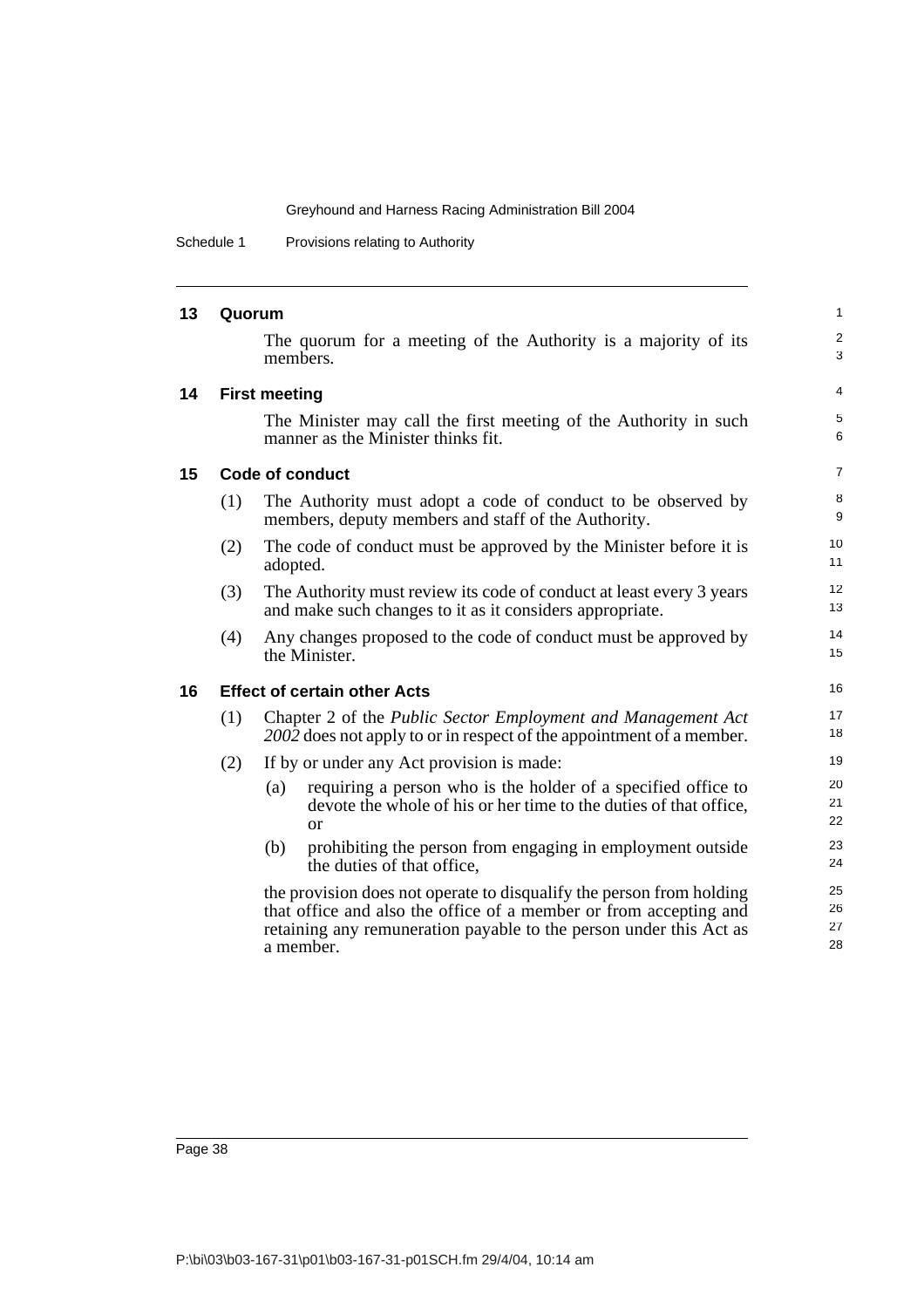## 13 Quorum

The quorum for a meeting of the Authority is a majority of its members.

## 14 First meeting

The Minister may call the first meeting of the Authority in such manner as the Minister thinks fit.

## 15 Code of conduct

(1) The Authority must adopt a code of conduct to be observed by members, deputy members and staff of the Authority.

(2) The code of conduct must be approved by the Minister before it is adopted.

(3) The Authority must review its code of conduct at least every 3 years and make such changes to it as it considers appropriate.

(4) Any changes proposed to the code of conduct must be approved by the Minister.

## 16 Effect of certain other Acts

(1) Chapter 2 of the *Public Sector Employment and Management Act 2002* does not apply to or in respect of the appointment of a member.

(2) If by or under any Act provision is made:

- (a) requiring a person who is the holder of a specified office to devote the whole of his or her time to the duties of that office, or
- (b) prohibiting the person from engaging in employment outside the duties of that office,

the provision does not operate to disqualify the person from holding that office and also the office of a member or from accepting and retaining any remuneration payable to the person under this Act as a member.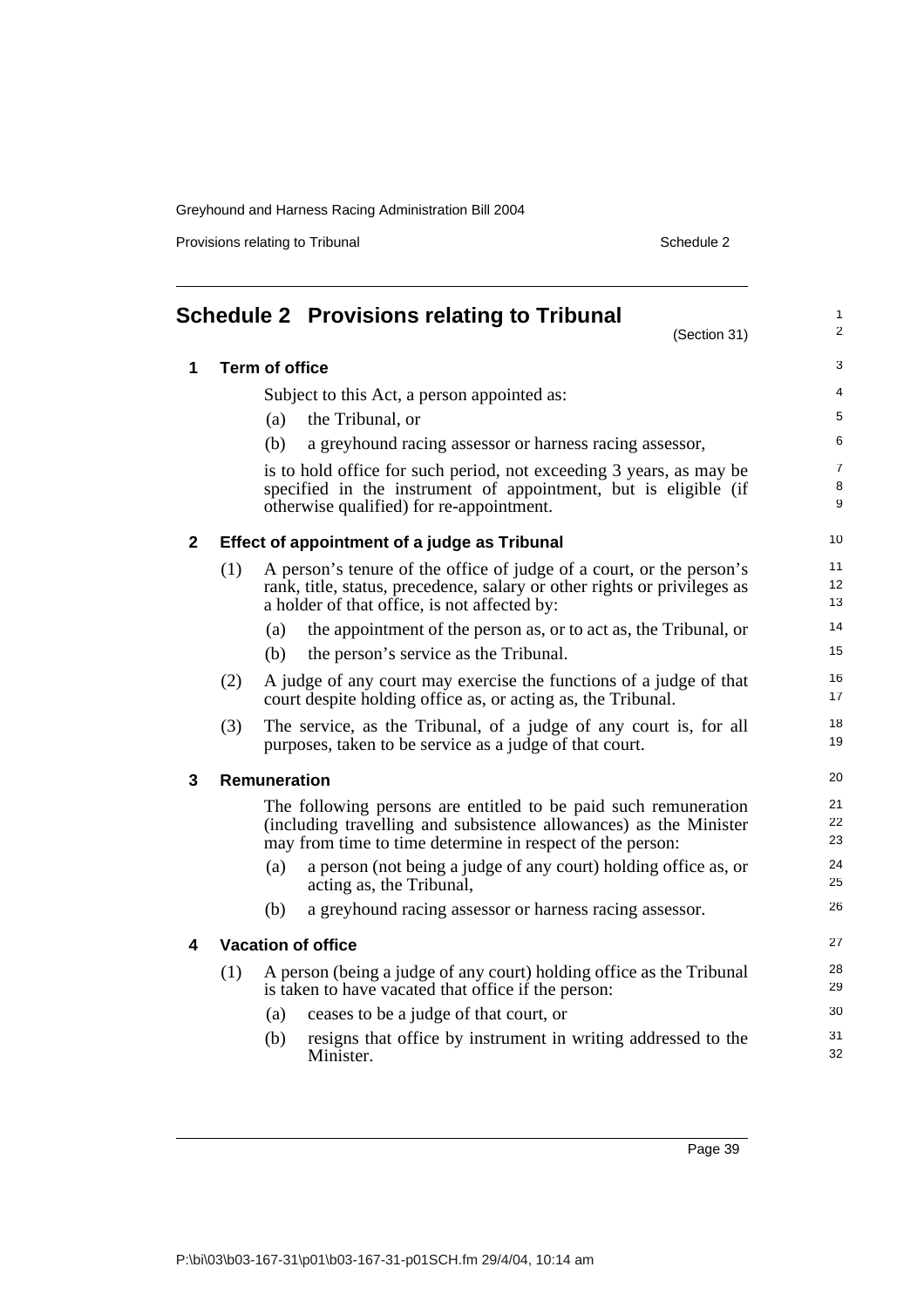# Schedule 2 Provisions relating to Tribunal

(Section 31)

## 1 Term of office

Subject to this Act, a person appointed as:

(a) the Tribunal, or

(b) a greyhound racing assessor or harness racing assessor,

is to hold office for such period, not exceeding 3 years, as may be specified in the instrument of appointment, but is eligible (if otherwise qualified) for re-appointment.

## 2 Effect of appointment of a judge as Tribunal

(1) A person's tenure of the office of judge of a court, or the person's rank, title, status, precedence, salary or other rights or privileges as a holder of that office, is not affected by:

(a) the appointment of the person as, or to act as, the Tribunal, or

(b) the person's service as the Tribunal.

(2) A judge of any court may exercise the functions of a judge of that court despite holding office as, or acting as, the Tribunal.

(3) The service, as the Tribunal, of a judge of any court is, for all purposes, taken to be service as a judge of that court.

## 3 Remuneration

The following persons are entitled to be paid such remuneration (including travelling and subsistence allowances) as the Minister may from time to time determine in respect of the person:

(a) a person (not being a judge of any court) holding office as, or acting as, the Tribunal,

(b) a greyhound racing assessor or harness racing assessor.

## 4 Vacation of office

(1) A person (being a judge of any court) holding office as the Tribunal is taken to have vacated that office if the person:

(a) ceases to be a judge of that court, or

(b) resigns that office by instrument in writing addressed to the Minister.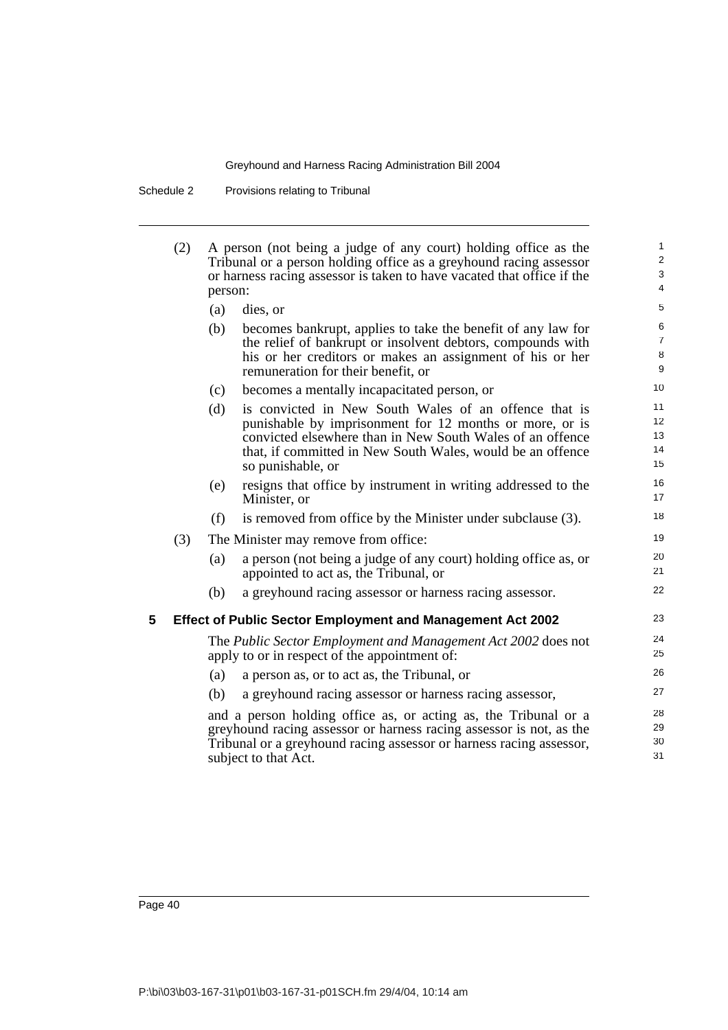(2) A person (not being a judge of any court) holding office as the Tribunal or a person holding office as a greyhound racing assessor or harness racing assessor is taken to have vacated that office if the person:

(a) dies, or

(b) becomes bankrupt, applies to take the benefit of any law for the relief of bankrupt or insolvent debtors, compounds with his or her creditors or makes an assignment of his or her remuneration for their benefit, or

(c) becomes a mentally incapacitated person, or

(d) is convicted in New South Wales of an offence that is punishable by imprisonment for 12 months or more, or is convicted elsewhere than in New South Wales of an offence that, if committed in New South Wales, would be an offence so punishable, or

(e) resigns that office by instrument in writing addressed to the Minister, or

(f) is removed from office by the Minister under subclause (3).

(3) The Minister may remove from office:

(a) a person (not being a judge of any court) holding office as, or appointed to act as, the Tribunal, or

(b) a greyhound racing assessor or harness racing assessor.

## 5 Effect of Public Sector Employment and Management Act 2002

The *Public Sector Employment and Management Act 2002* does not apply to or in respect of the appointment of:

(a) a person as, or to act as, the Tribunal, or

(b) a greyhound racing assessor or harness racing assessor,

and a person holding office as, or acting as, the Tribunal or a greyhound racing assessor or harness racing assessor is not, as the Tribunal or a greyhound racing assessor or harness racing assessor, subject to that Act.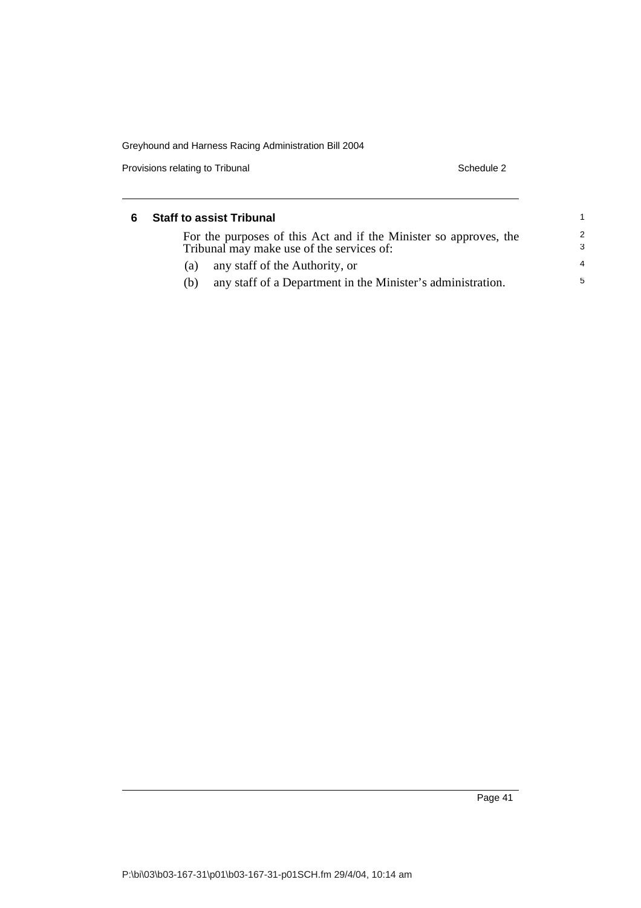### 6 Staff to assist Tribunal

For the purposes of this Act and if the Minister so approves, the Tribunal may make use of the services of:

(a) any staff of the Authority, or

(b) any staff of a Department in the Minister's administration.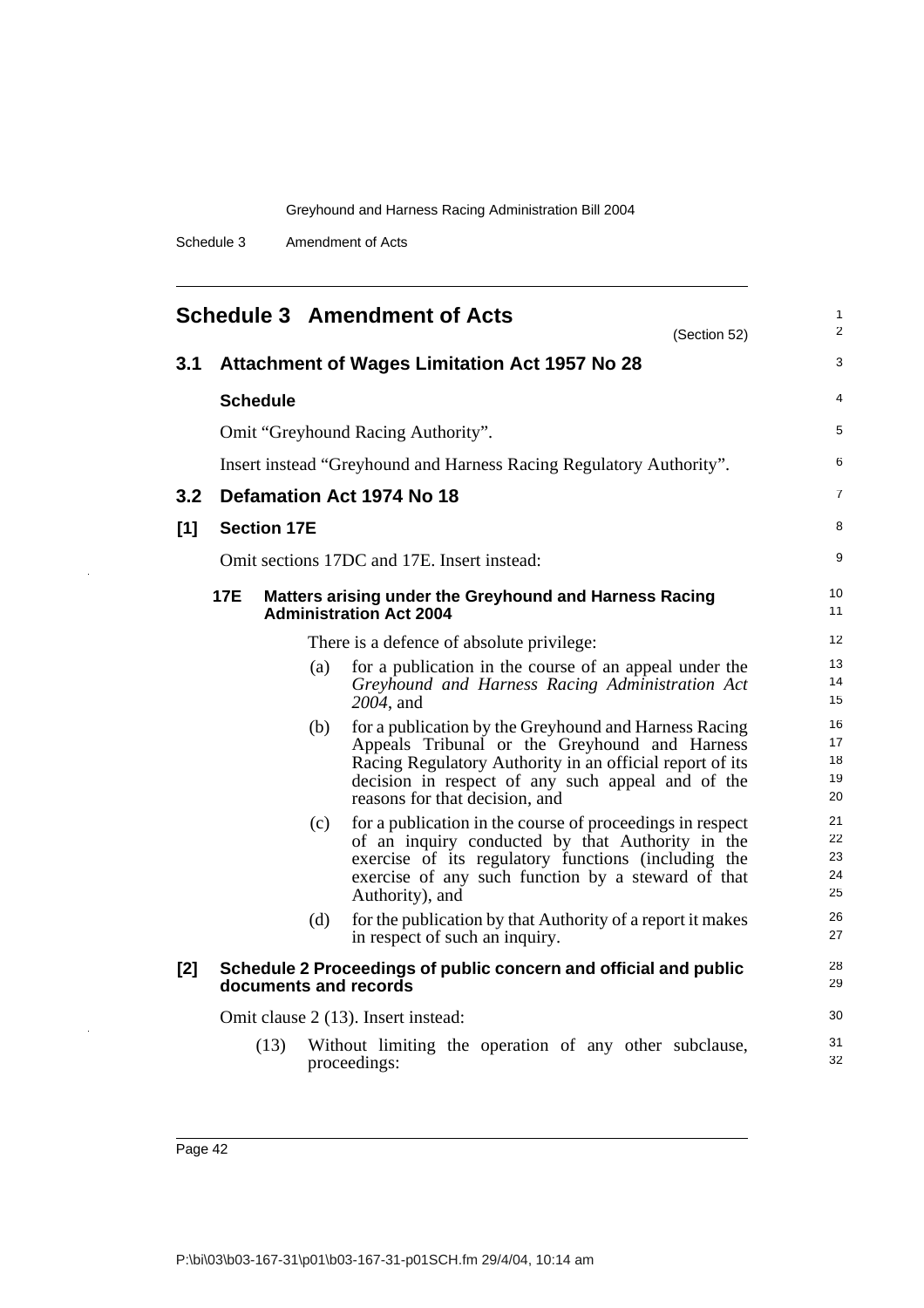## Schedule 3 Amendment of Acts

(Section 52)

### 3.1 Attachment of Wages Limitation Act 1957 No 28

**Schedule**

Omit "Greyhound Racing Authority".

Insert instead "Greyhound and Harness Racing Regulatory Authority".

### 3.2 Defamation Act 1974 No 18

**[1] Section 17E**

Omit sections 17DC and 17E. Insert instead:

**17E Matters arising under the Greyhound and Harness Racing Administration Act 2004**

There is a defence of absolute privilege:

(a) for a publication in the course of an appeal under the *Greyhound and Harness Racing Administration Act 2004*, and

(b) for a publication by the Greyhound and Harness Racing Appeals Tribunal or the Greyhound and Harness Racing Regulatory Authority in an official report of its decision in respect of any such appeal and of the reasons for that decision, and

(c) for a publication in the course of proceedings in respect of an inquiry conducted by that Authority in the exercise of its regulatory functions (including the exercise of any such function by a steward of that Authority), and

(d) for the publication by that Authority of a report it makes in respect of such an inquiry.

**[2] Schedule 2 Proceedings of public concern and official and public documents and records**

Omit clause 2 (13). Insert instead:

(13) Without limiting the operation of any other subclause, proceedings: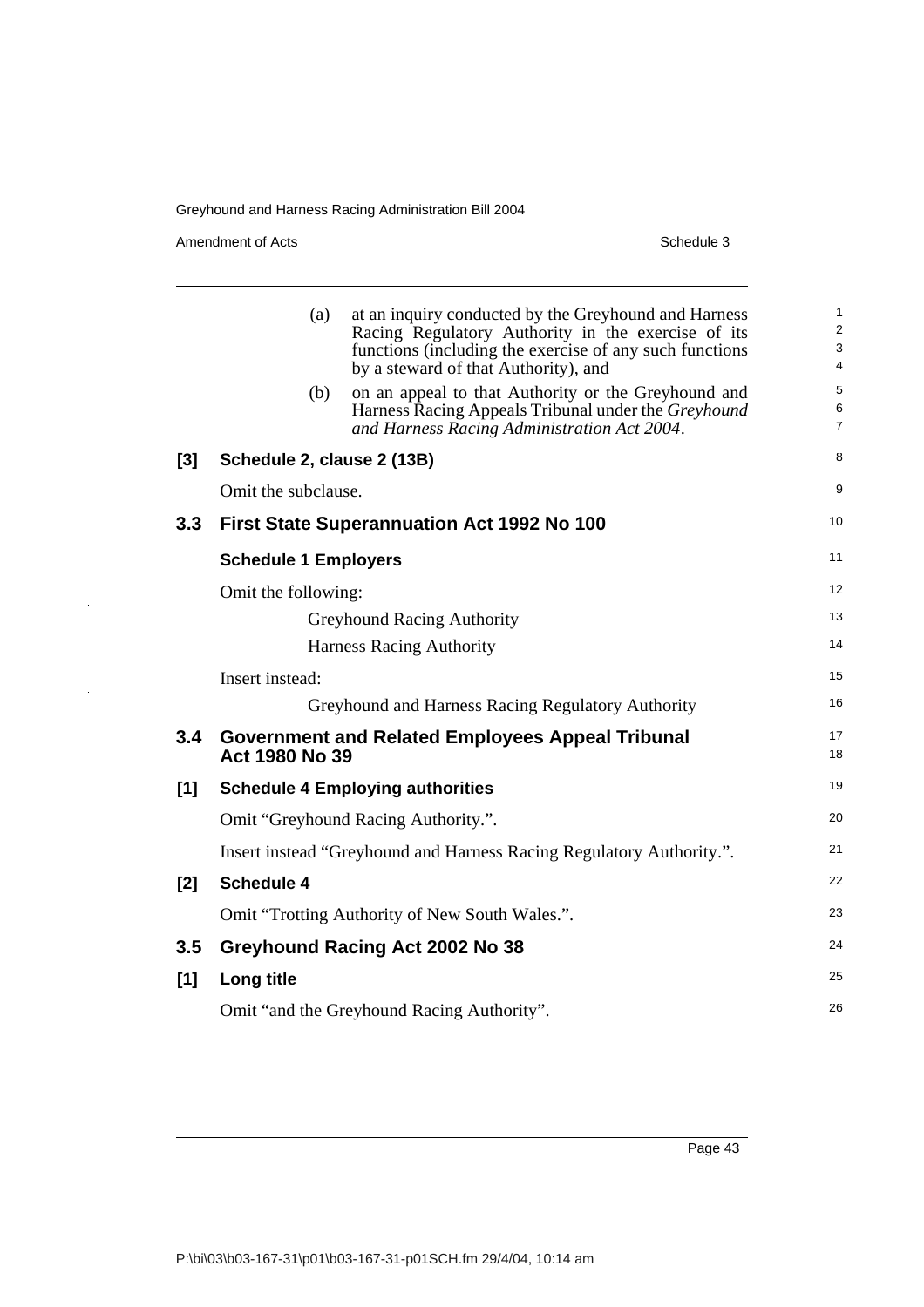(a) at an inquiry conducted by the Greyhound and Harness Racing Regulatory Authority in the exercise of its functions (including the exercise of any such functions by a steward of that Authority), and

(b) on an appeal to that Authority or the Greyhound and Harness Racing Appeals Tribunal under the *Greyhound and Harness Racing Administration Act 2004*.

**[3] Schedule 2, clause 2 (13B)**

Omit the subclause.

## 3.3 First State Superannuation Act 1992 No 100

**Schedule 1 Employers**

Omit the following:

Greyhound Racing Authority

Harness Racing Authority

Insert instead:

Greyhound and Harness Racing Regulatory Authority

## 3.4 Government and Related Employees Appeal Tribunal Act 1980 No 39

**[1] Schedule 4 Employing authorities**

Omit "Greyhound Racing Authority.".

Insert instead "Greyhound and Harness Racing Regulatory Authority.".

**[2] Schedule 4**

Omit "Trotting Authority of New South Wales.".

## 3.5 Greyhound Racing Act 2002 No 38

**[1] Long title**

Omit "and the Greyhound Racing Authority".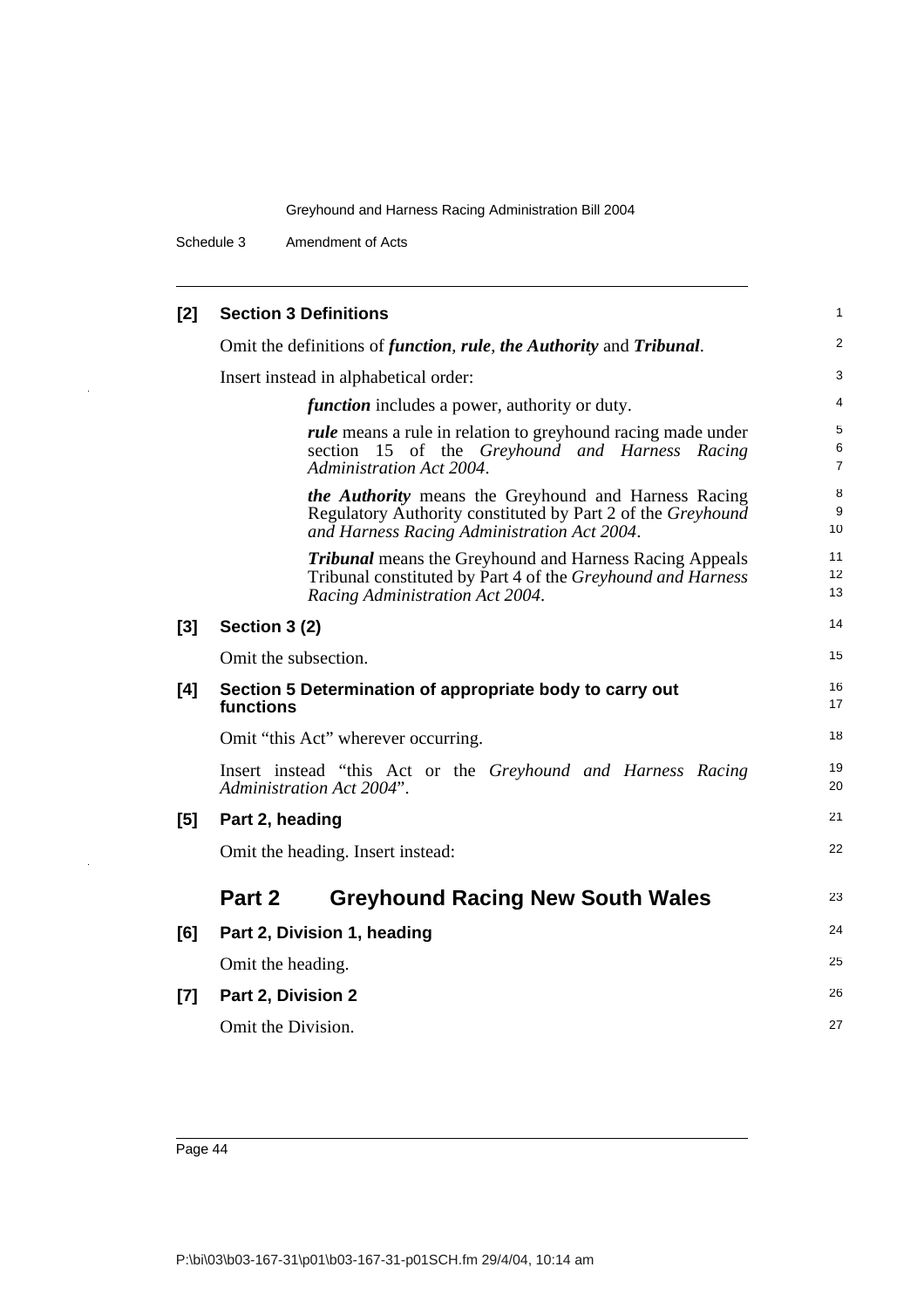**[2] Section 3 Definitions**

Omit the definitions of ***function***, ***rule***, ***the Authority*** and ***Tribunal***.

Insert instead in alphabetical order:

> ***function*** includes a power, authority or duty.
>
> ***rule*** means a rule in relation to greyhound racing made under section 15 of the *Greyhound and Harness Racing Administration Act 2004*.
>
> ***the Authority*** means the Greyhound and Harness Racing Regulatory Authority constituted by Part 2 of the *Greyhound and Harness Racing Administration Act 2004*.
>
> ***Tribunal*** means the Greyhound and Harness Racing Appeals Tribunal constituted by Part 4 of the *Greyhound and Harness Racing Administration Act 2004*.

**[3] Section 3 (2)**

Omit the subsection.

**[4] Section 5 Determination of appropriate body to carry out functions**

Omit "this Act" wherever occurring.

Insert instead "this Act or the *Greyhound and Harness Racing Administration Act 2004*".

**[5] Part 2, heading**

Omit the heading. Insert instead:

## Part 2 Greyhound Racing New South Wales

**[6] Part 2, Division 1, heading**

Omit the heading.

**[7] Part 2, Division 2**

Omit the Division.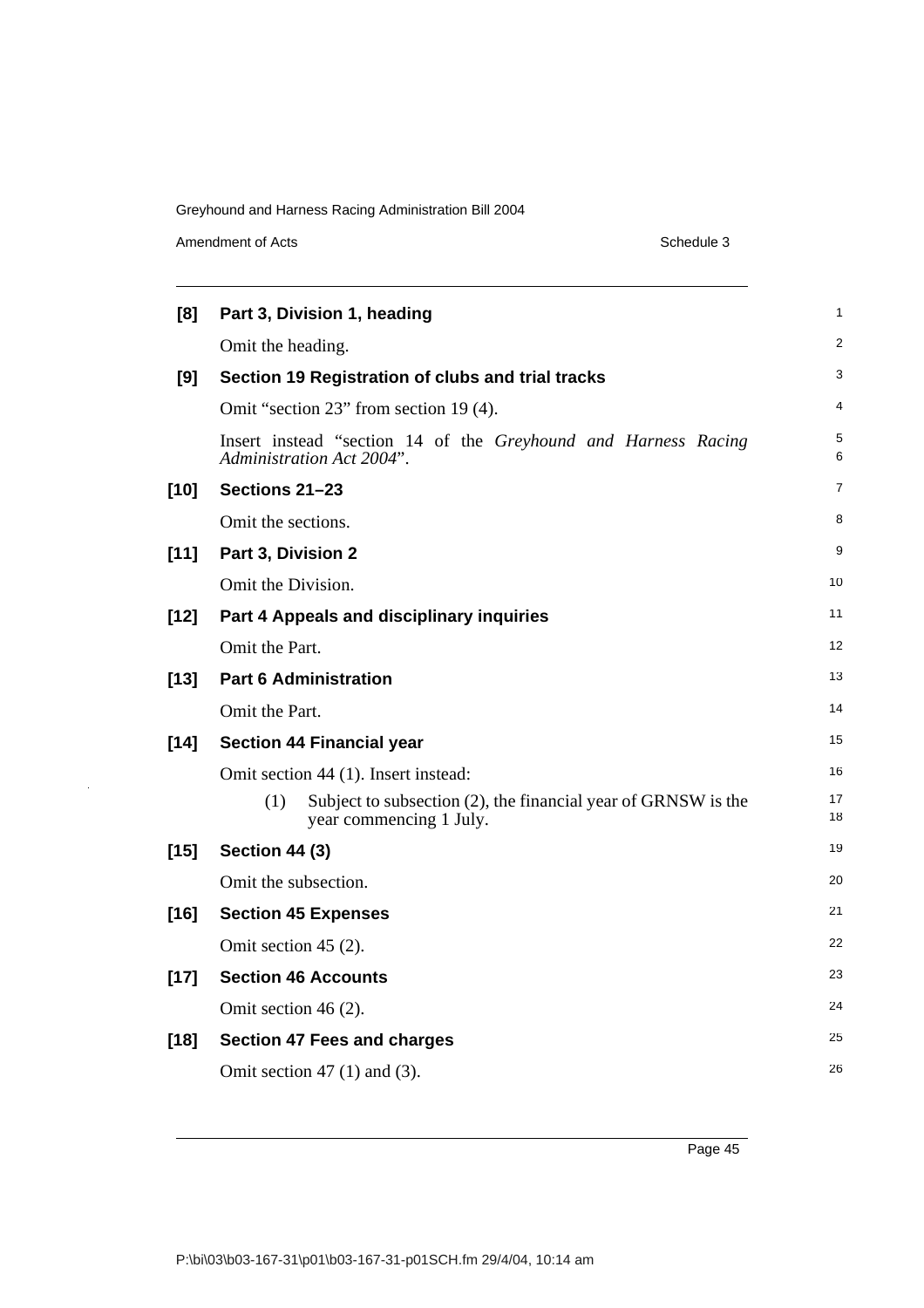**[8] Part 3, Division 1, heading**

Omit the heading.

**[9] Section 19 Registration of clubs and trial tracks**

Omit "section 23" from section 19 (4).

Insert instead "section 14 of the *Greyhound and Harness Racing Administration Act 2004*".

**[10] Sections 21–23**

Omit the sections.

**[11] Part 3, Division 2**

Omit the Division.

**[12] Part 4 Appeals and disciplinary inquiries**

Omit the Part.

**[13] Part 6 Administration**

Omit the Part.

**[14] Section 44 Financial year**

Omit section 44 (1). Insert instead:

(1) Subject to subsection (2), the financial year of GRNSW is the year commencing 1 July.

**[15] Section 44 (3)**

Omit the subsection.

**[16] Section 45 Expenses**

Omit section 45 (2).

**[17] Section 46 Accounts**

Omit section 46 (2).

**[18] Section 47 Fees and charges**

Omit section 47 (1) and (3).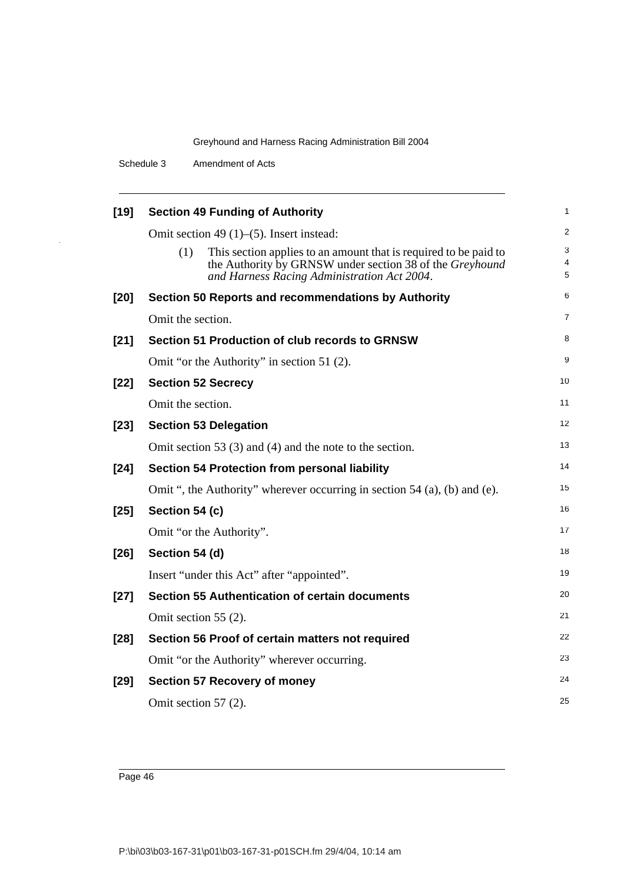**[19] Section 49 Funding of Authority**

Omit section 49 (1)–(5). Insert instead:

(1) This section applies to an amount that is required to be paid to the Authority by GRNSW under section 38 of the *Greyhound and Harness Racing Administration Act 2004*.

**[20] Section 50 Reports and recommendations by Authority**

Omit the section.

**[21] Section 51 Production of club records to GRNSW**

Omit "or the Authority" in section 51 (2).

**[22] Section 52 Secrecy**

Omit the section.

**[23] Section 53 Delegation**

Omit section 53 (3) and (4) and the note to the section.

**[24] Section 54 Protection from personal liability**

Omit ", the Authority" wherever occurring in section 54 (a), (b) and (e).

**[25] Section 54 (c)**

Omit "or the Authority".

**[26] Section 54 (d)**

Insert "under this Act" after "appointed".

**[27] Section 55 Authentication of certain documents**

Omit section 55 (2).

**[28] Section 56 Proof of certain matters not required**

Omit "or the Authority" wherever occurring.

**[29] Section 57 Recovery of money**

Omit section 57 (2).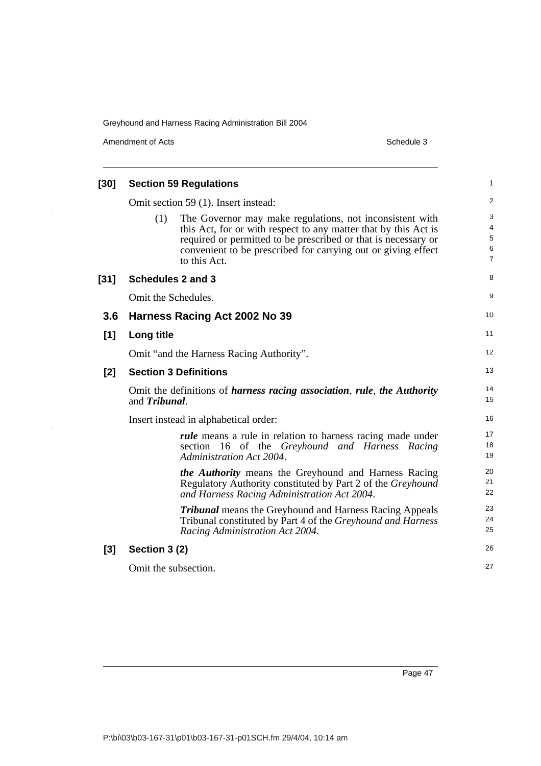**[30] Section 59 Regulations**

Omit section 59 (1). Insert instead:

(1) The Governor may make regulations, not inconsistent with this Act, for or with respect to any matter that by this Act is required or permitted to be prescribed or that is necessary or convenient to be prescribed for carrying out or giving effect to this Act.

**[31] Schedules 2 and 3**

Omit the Schedules.

## 3.6 Harness Racing Act 2002 No 39

**[1] Long title**

Omit "and the Harness Racing Authority".

**[2] Section 3 Definitions**

Omit the definitions of ***harness racing association***, ***rule***, ***the Authority*** and ***Tribunal***.

Insert instead in alphabetical order:

***rule*** means a rule in relation to harness racing made under section 16 of the *Greyhound and Harness Racing Administration Act 2004*.

***the Authority*** means the Greyhound and Harness Racing Regulatory Authority constituted by Part 2 of the *Greyhound and Harness Racing Administration Act 2004*.

***Tribunal*** means the Greyhound and Harness Racing Appeals Tribunal constituted by Part 4 of the *Greyhound and Harness Racing Administration Act 2004*.

**[3] Section 3 (2)**

Omit the subsection.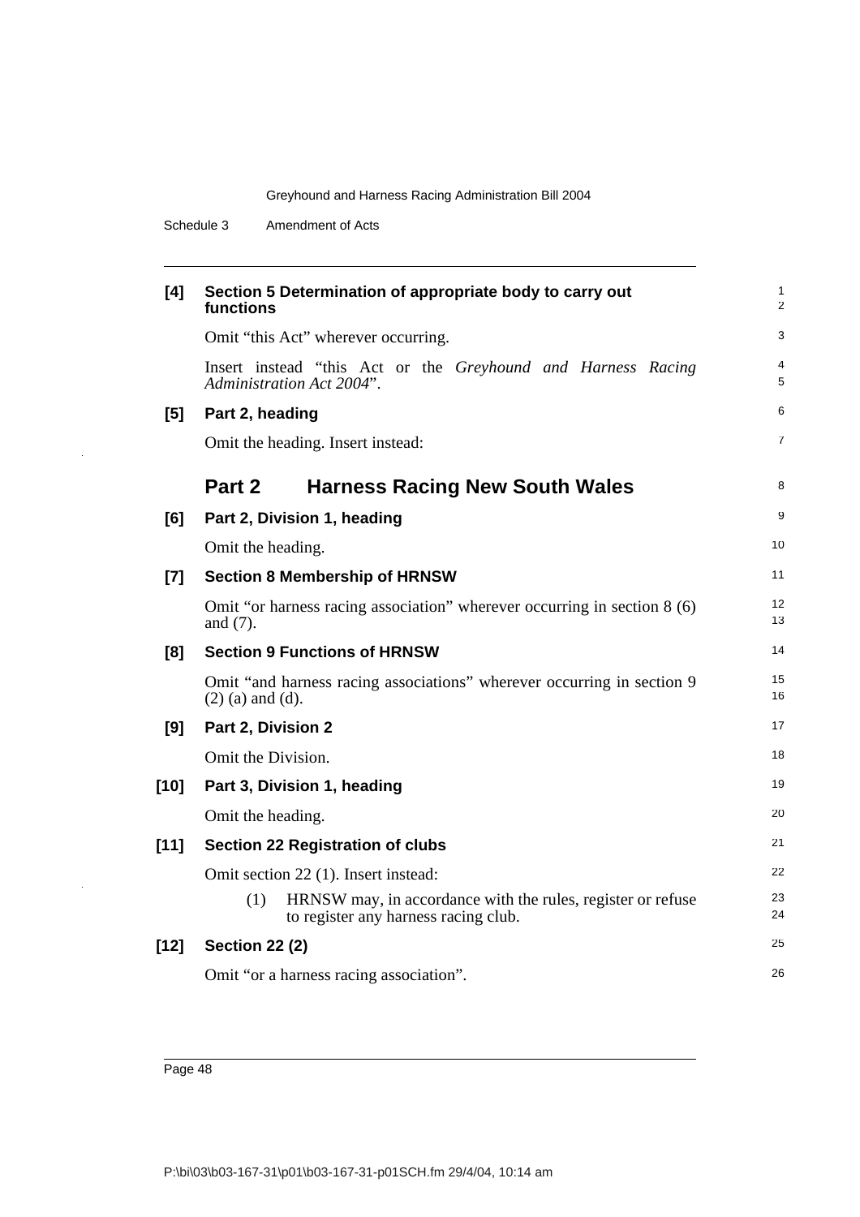**[4] Section 5 Determination of appropriate body to carry out functions**

Omit "this Act" wherever occurring.

Insert instead "this Act or the *Greyhound and Harness Racing Administration Act 2004*".

**[5] Part 2, heading**

Omit the heading. Insert instead:

## Part 2 Harness Racing New South Wales

**[6] Part 2, Division 1, heading**

Omit the heading.

**[7] Section 8 Membership of HRNSW**

Omit "or harness racing association" wherever occurring in section 8 (6) and (7).

**[8] Section 9 Functions of HRNSW**

Omit "and harness racing associations" wherever occurring in section 9 (2) (a) and (d).

**[9] Part 2, Division 2**

Omit the Division.

**[10] Part 3, Division 1, heading**

Omit the heading.

**[11] Section 22 Registration of clubs**

Omit section 22 (1). Insert instead:

> (1) HRNSW may, in accordance with the rules, register or refuse to register any harness racing club.

**[12] Section 22 (2)**

Omit "or a harness racing association".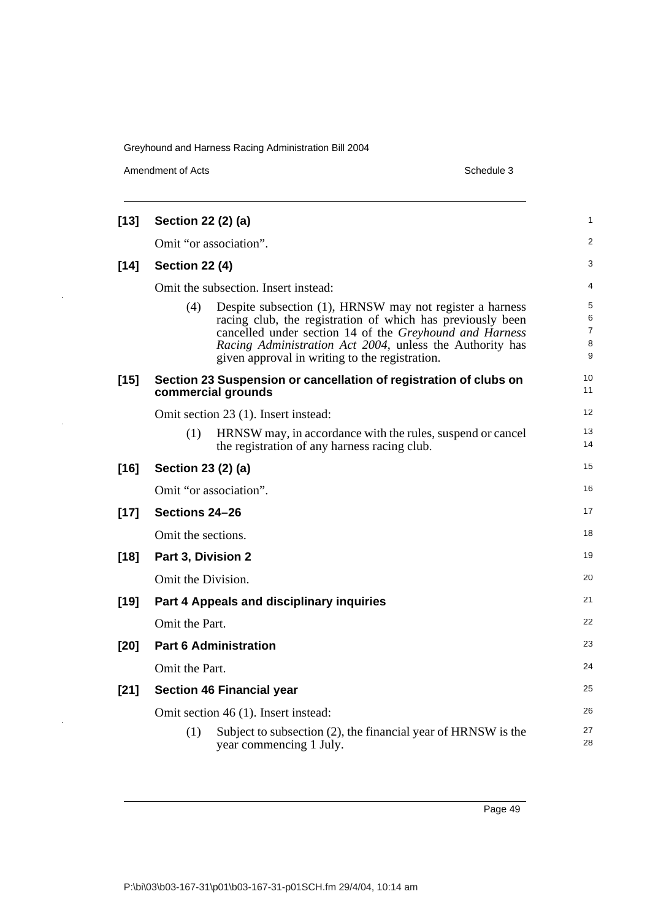**[13] Section 22 (2) (a)**

Omit "or association".

**[14] Section 22 (4)**

Omit the subsection. Insert instead:

(4) Despite subsection (1), HRNSW may not register a harness racing club, the registration of which has previously been cancelled under section 14 of the *Greyhound and Harness Racing Administration Act 2004*, unless the Authority has given approval in writing to the registration.

**[15] Section 23 Suspension or cancellation of registration of clubs on commercial grounds**

Omit section 23 (1). Insert instead:

(1) HRNSW may, in accordance with the rules, suspend or cancel the registration of any harness racing club.

**[16] Section 23 (2) (a)**

Omit "or association".

**[17] Sections 24–26**

Omit the sections.

**[18] Part 3, Division 2**

Omit the Division.

**[19] Part 4 Appeals and disciplinary inquiries**

Omit the Part.

**[20] Part 6 Administration**

Omit the Part.

**[21] Section 46 Financial year**

Omit section 46 (1). Insert instead:

(1) Subject to subsection (2), the financial year of HRNSW is the year commencing 1 July.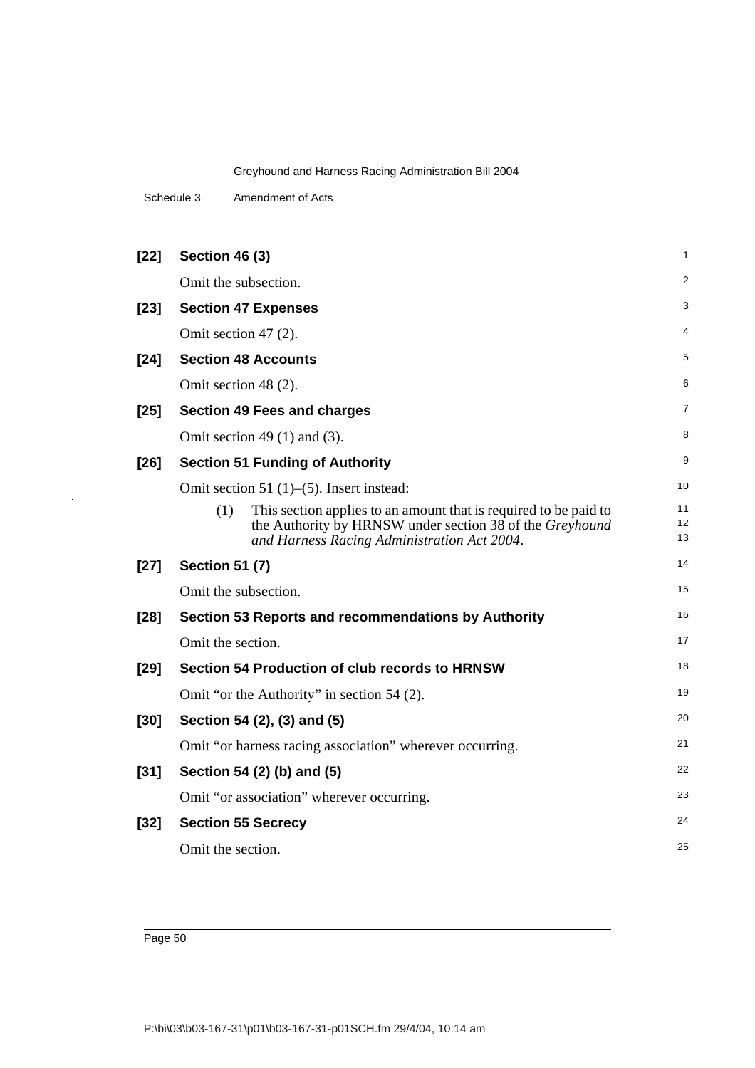**[22] Section 46 (3)**

Omit the subsection.

**[23] Section 47 Expenses**

Omit section 47 (2).

**[24] Section 48 Accounts**

Omit section 48 (2).

**[25] Section 49 Fees and charges**

Omit section 49 (1) and (3).

**[26] Section 51 Funding of Authority**

Omit section 51 (1)–(5). Insert instead:

(1) This section applies to an amount that is required to be paid to the Authority by HRNSW under section 38 of the *Greyhound and Harness Racing Administration Act 2004*.

**[27] Section 51 (7)**

Omit the subsection.

**[28] Section 53 Reports and recommendations by Authority**

Omit the section.

**[29] Section 54 Production of club records to HRNSW**

Omit "or the Authority" in section 54 (2).

**[30] Section 54 (2), (3) and (5)**

Omit "or harness racing association" wherever occurring.

**[31] Section 54 (2) (b) and (5)**

Omit "or association" wherever occurring.

**[32] Section 55 Secrecy**

Omit the section.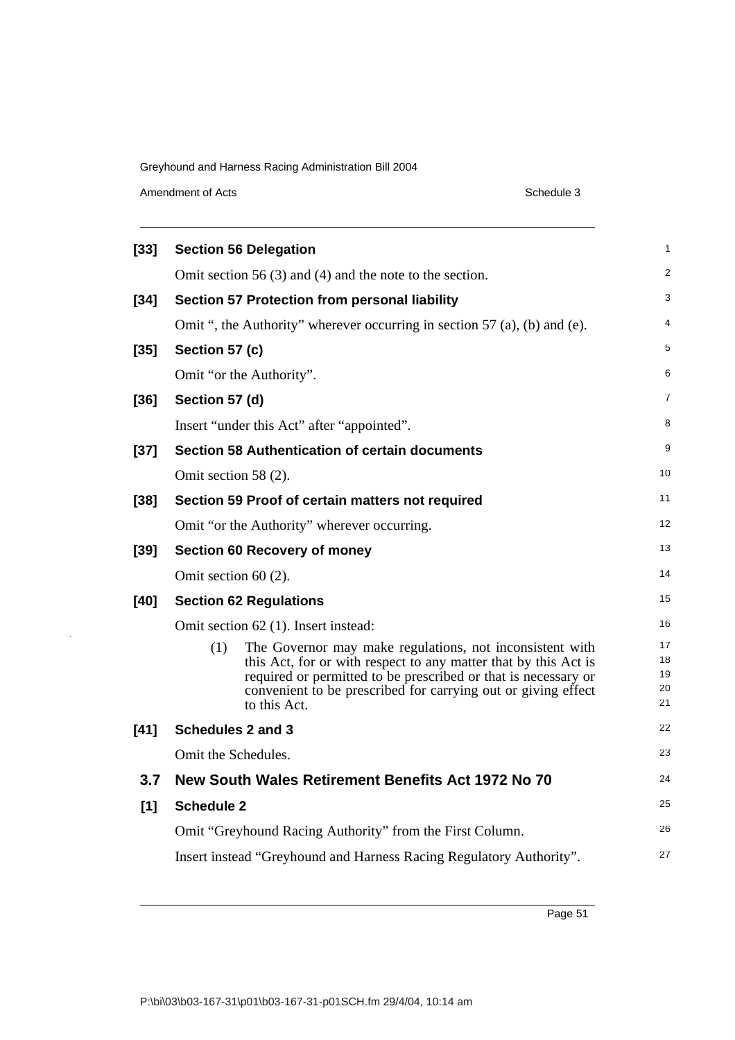**[33] Section 56 Delegation**

Omit section 56 (3) and (4) and the note to the section.

**[34] Section 57 Protection from personal liability**

Omit ", the Authority" wherever occurring in section 57 (a), (b) and (e).

**[35] Section 57 (c)**

Omit "or the Authority".

**[36] Section 57 (d)**

Insert "under this Act" after "appointed".

**[37] Section 58 Authentication of certain documents**

Omit section 58 (2).

**[38] Section 59 Proof of certain matters not required**

Omit "or the Authority" wherever occurring.

**[39] Section 60 Recovery of money**

Omit section 60 (2).

**[40] Section 62 Regulations**

Omit section 62 (1). Insert instead:

> (1) The Governor may make regulations, not inconsistent with this Act, for or with respect to any matter that by this Act is required or permitted to be prescribed or that is necessary or convenient to be prescribed for carrying out or giving effect to this Act.

**[41] Schedules 2 and 3**

Omit the Schedules.

## 3.7 New South Wales Retirement Benefits Act 1972 No 70

**[1] Schedule 2**

Omit "Greyhound Racing Authority" from the First Column.

Insert instead "Greyhound and Harness Racing Regulatory Authority".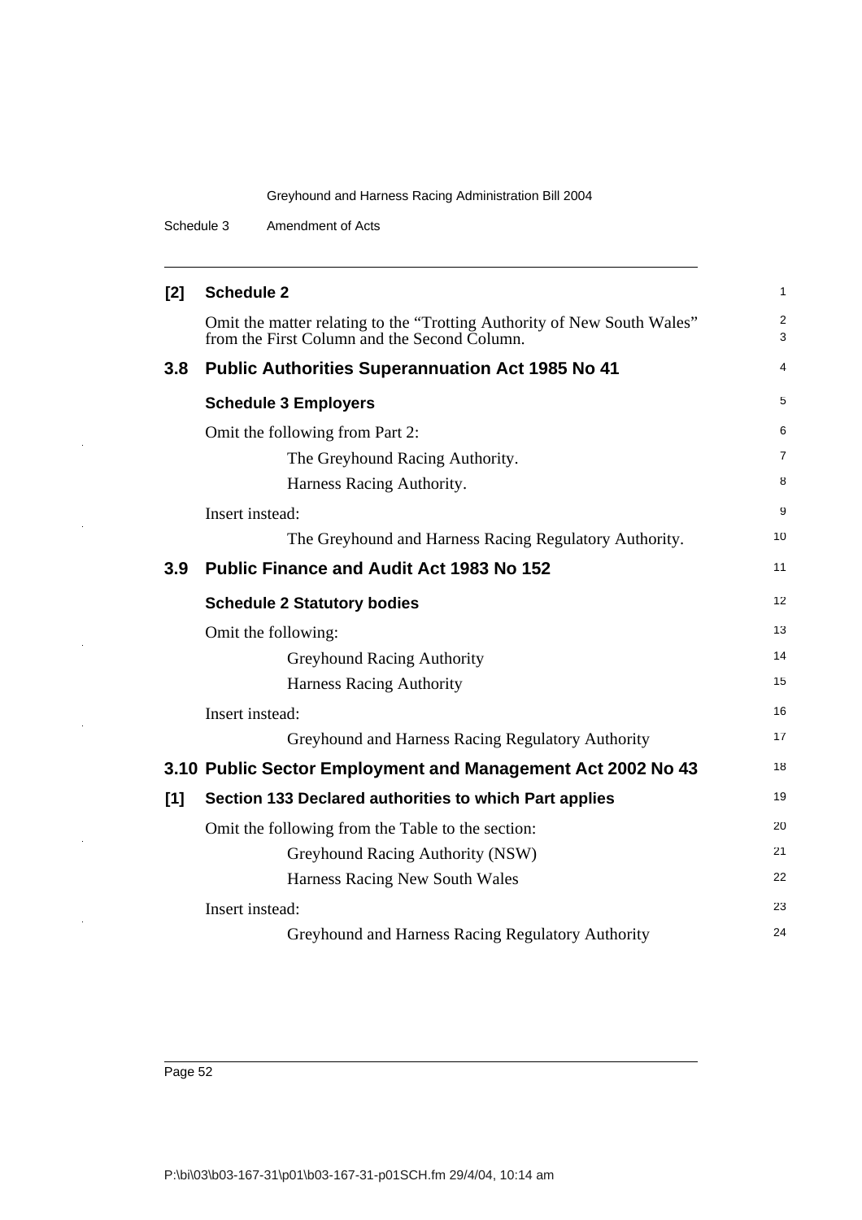**[2] Schedule 2**

Omit the matter relating to the "Trotting Authority of New South Wales" from the First Column and the Second Column.

## 3.8 Public Authorities Superannuation Act 1985 No 41

**Schedule 3 Employers**

Omit the following from Part 2:

> The Greyhound Racing Authority.
>
> Harness Racing Authority.

Insert instead:

> The Greyhound and Harness Racing Regulatory Authority.

## 3.9 Public Finance and Audit Act 1983 No 152

**Schedule 2 Statutory bodies**

Omit the following:

> Greyhound Racing Authority
>
> Harness Racing Authority

Insert instead:

> Greyhound and Harness Racing Regulatory Authority

## 3.10 Public Sector Employment and Management Act 2002 No 43

**[1] Section 133 Declared authorities to which Part applies**

Omit the following from the Table to the section:

> Greyhound Racing Authority (NSW)
>
> Harness Racing New South Wales

Insert instead:

> Greyhound and Harness Racing Regulatory Authority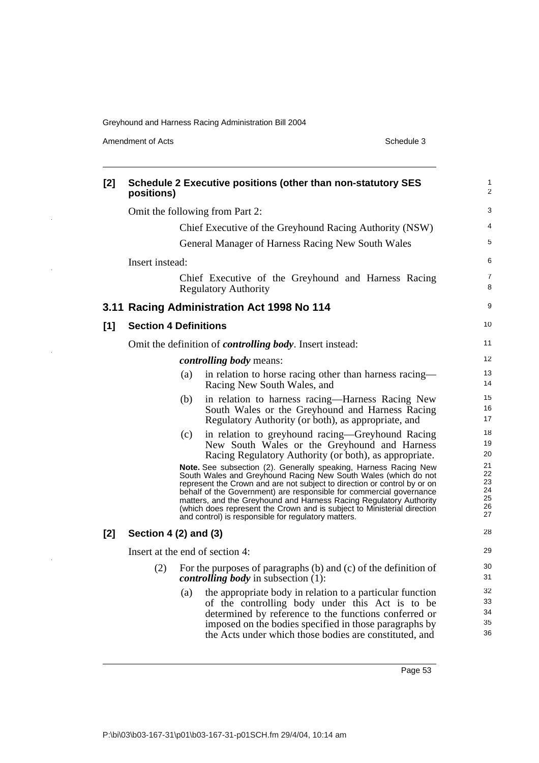**[2] Schedule 2 Executive positions (other than non-statutory SES positions)**

Omit the following from Part 2:

Chief Executive of the Greyhound Racing Authority (NSW)

General Manager of Harness Racing New South Wales

Insert instead:

Chief Executive of the Greyhound and Harness Racing Regulatory Authority

## 3.11 Racing Administration Act 1998 No 114

**[1] Section 4 Definitions**

Omit the definition of ***controlling body***. Insert instead:

***controlling body*** means:

(a) in relation to horse racing other than harness racing—Racing New South Wales, and

(b) in relation to harness racing—Harness Racing New South Wales or the Greyhound and Harness Racing Regulatory Authority (or both), as appropriate, and

(c) in relation to greyhound racing—Greyhound Racing New South Wales or the Greyhound and Harness Racing Regulatory Authority (or both), as appropriate.

**Note.** See subsection (2). Generally speaking, Harness Racing New South Wales and Greyhound Racing New South Wales (which do not represent the Crown and are not subject to direction or control by or on behalf of the Government) are responsible for commercial governance matters, and the Greyhound and Harness Racing Regulatory Authority (which does represent the Crown and is subject to Ministerial direction and control) is responsible for regulatory matters.

**[2] Section 4 (2) and (3)**

Insert at the end of section 4:

(2) For the purposes of paragraphs (b) and (c) of the definition of ***controlling body*** in subsection (1):

(a) the appropriate body in relation to a particular function of the controlling body under this Act is to be determined by reference to the functions conferred or imposed on the bodies specified in those paragraphs by the Acts under which those bodies are constituted, and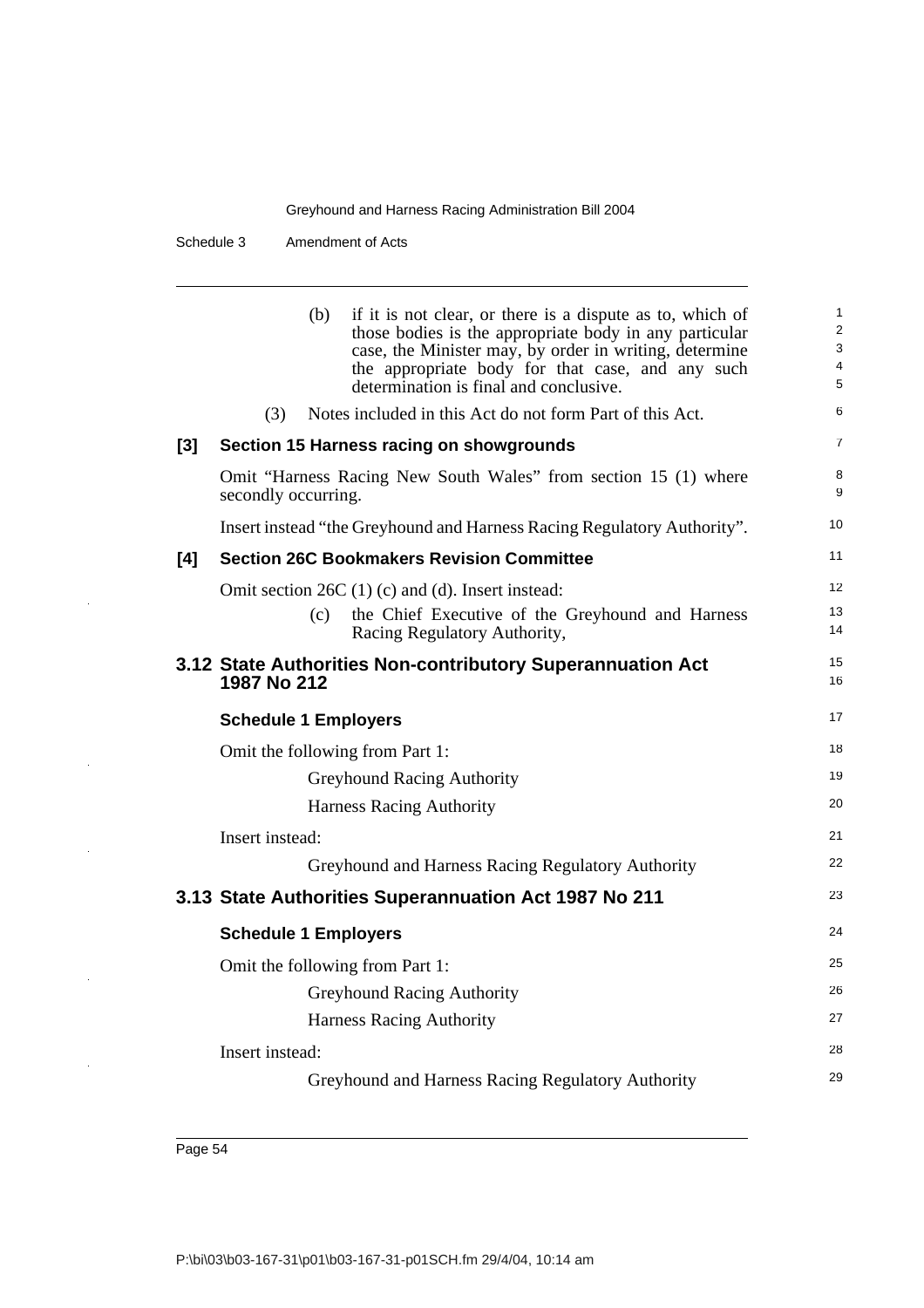(b) if it is not clear, or there is a dispute as to, which of those bodies is the appropriate body in any particular case, the Minister may, by order in writing, determine the appropriate body for that case, and any such determination is final and conclusive.

(3) Notes included in this Act do not form Part of this Act.

**[3] Section 15 Harness racing on showgrounds**

Omit "Harness Racing New South Wales" from section 15 (1) where secondly occurring.

Insert instead "the Greyhound and Harness Racing Regulatory Authority".

**[4] Section 26C Bookmakers Revision Committee**

Omit section 26C (1) (c) and (d). Insert instead:

(c) the Chief Executive of the Greyhound and Harness Racing Regulatory Authority,

## 3.12 State Authorities Non-contributory Superannuation Act 1987 No 212

### Schedule 1 Employers

Omit the following from Part 1:

Greyhound Racing Authority

Harness Racing Authority

Insert instead:

Greyhound and Harness Racing Regulatory Authority

## 3.13 State Authorities Superannuation Act 1987 No 211

### Schedule 1 Employers

Omit the following from Part 1:

Greyhound Racing Authority

Harness Racing Authority

Insert instead:

Greyhound and Harness Racing Regulatory Authority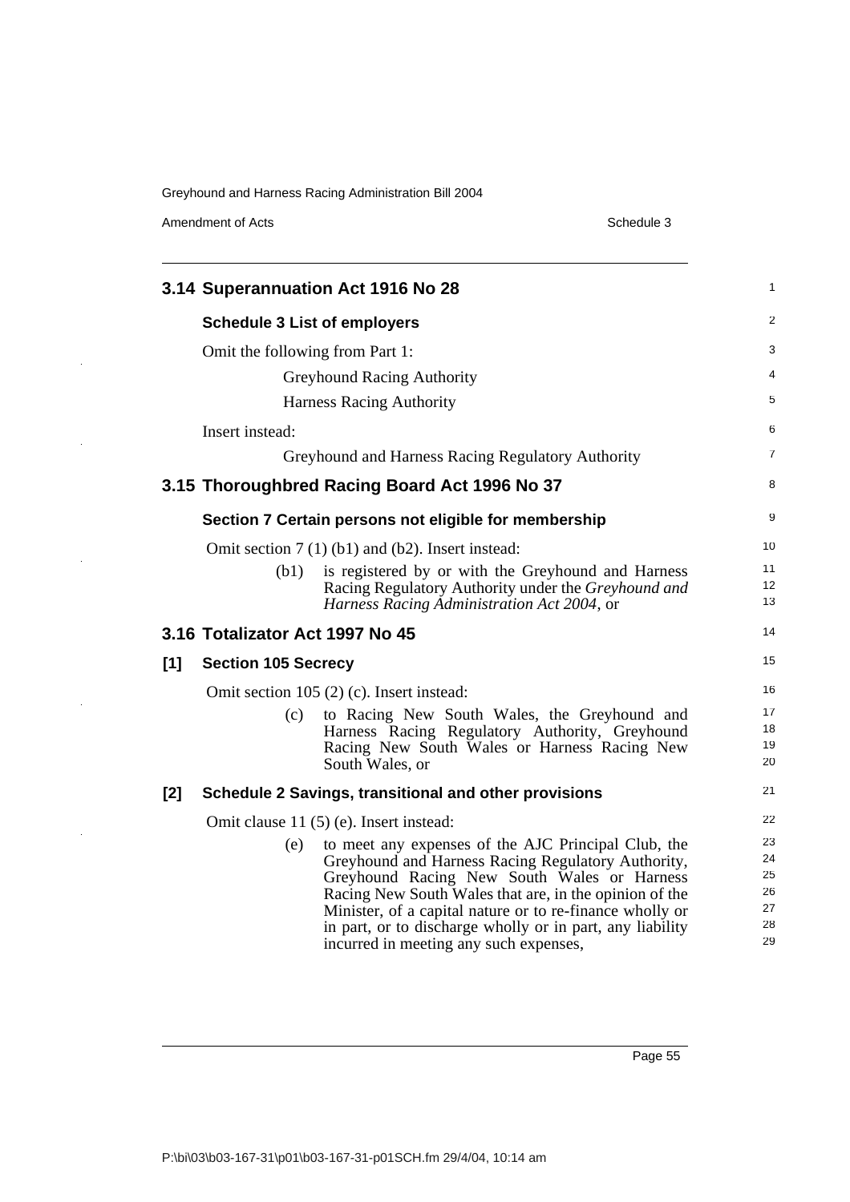## 3.14 Superannuation Act 1916 No 28

### Schedule 3 List of employers

Omit the following from Part 1:

Greyhound Racing Authority

Harness Racing Authority

Insert instead:

Greyhound and Harness Racing Regulatory Authority

## 3.15 Thoroughbred Racing Board Act 1996 No 37

### Section 7 Certain persons not eligible for membership

Omit section 7 (1) (b1) and (b2). Insert instead:

(b1) is registered by or with the Greyhound and Harness Racing Regulatory Authority under the *Greyhound and Harness Racing Administration Act 2004*, or

## 3.16 Totalizator Act 1997 No 45

### [1] Section 105 Secrecy

Omit section 105 (2) (c). Insert instead:

(c) to Racing New South Wales, the Greyhound and Harness Racing Regulatory Authority, Greyhound Racing New South Wales or Harness Racing New South Wales, or

### [2] Schedule 2 Savings, transitional and other provisions

Omit clause 11 (5) (e). Insert instead:

(e) to meet any expenses of the AJC Principal Club, the Greyhound and Harness Racing Regulatory Authority, Greyhound Racing New South Wales or Harness Racing New South Wales that are, in the opinion of the Minister, of a capital nature or to re-finance wholly or in part, or to discharge wholly or in part, any liability incurred in meeting any such expenses,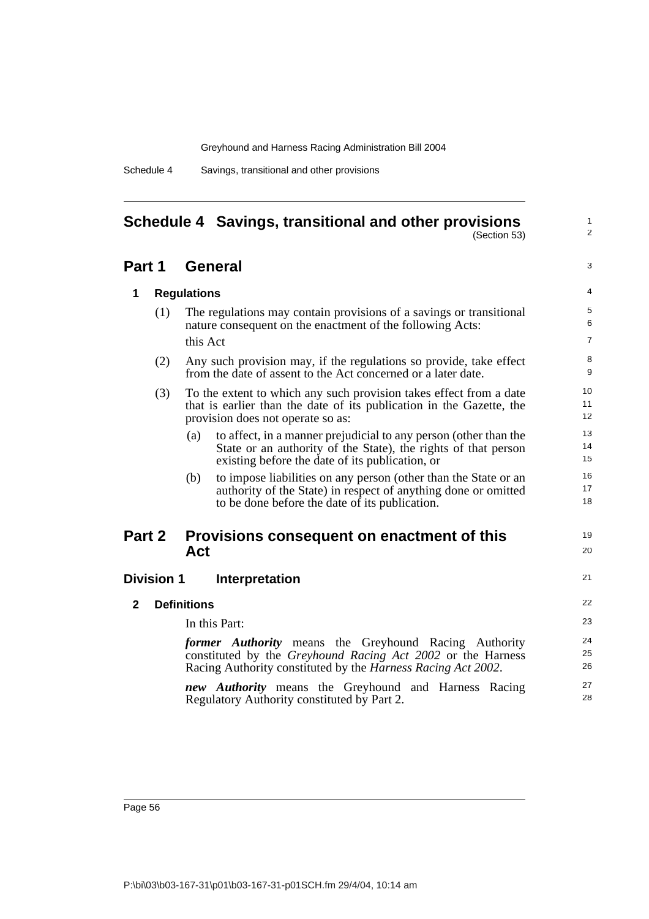# Schedule 4 Savings, transitional and other provisions

(Section 53)

## Part 1 General

### 1 Regulations

(1) The regulations may contain provisions of a savings or transitional nature consequent on the enactment of the following Acts:

this Act

(2) Any such provision may, if the regulations so provide, take effect from the date of assent to the Act concerned or a later date.

(3) To the extent to which any such provision takes effect from a date that is earlier than the date of its publication in the Gazette, the provision does not operate so as:

(a) to affect, in a manner prejudicial to any person (other than the State or an authority of the State), the rights of that person existing before the date of its publication, or

(b) to impose liabilities on any person (other than the State or an authority of the State) in respect of anything done or omitted to be done before the date of its publication.

## Part 2 Provisions consequent on enactment of this Act

### Division 1 Interpretation

### 2 Definitions

In this Part:

***former Authority*** means the Greyhound Racing Authority constituted by the *Greyhound Racing Act 2002* or the Harness Racing Authority constituted by the *Harness Racing Act 2002*.

***new Authority*** means the Greyhound and Harness Racing Regulatory Authority constituted by Part 2.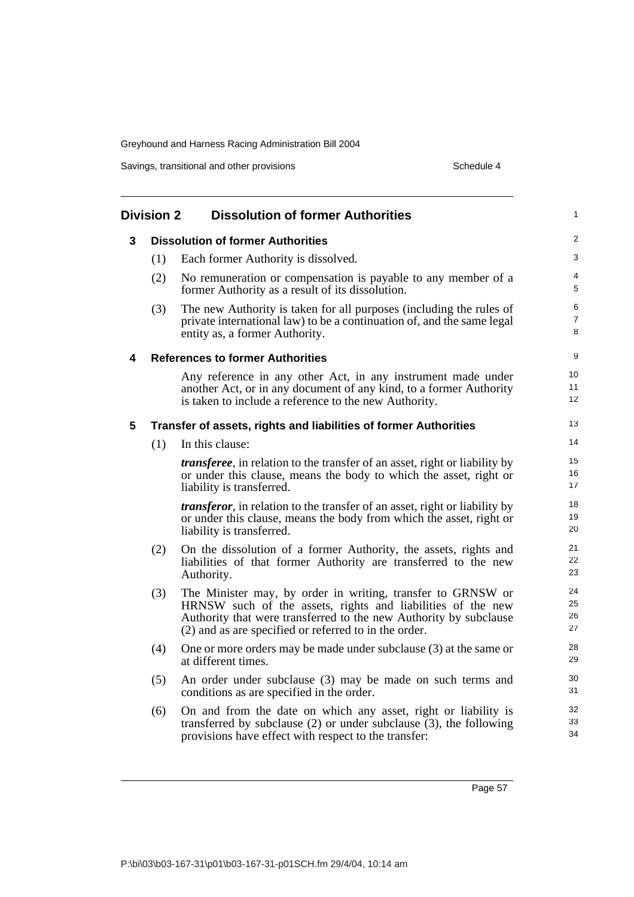## Division 2 Dissolution of former Authorities

### 3 Dissolution of former Authorities

(1) Each former Authority is dissolved.

(2) No remuneration or compensation is payable to any member of a former Authority as a result of its dissolution.

(3) The new Authority is taken for all purposes (including the rules of private international law) to be a continuation of, and the same legal entity as, a former Authority.

### 4 References to former Authorities

Any reference in any other Act, in any instrument made under another Act, or in any document of any kind, to a former Authority is taken to include a reference to the new Authority.

### 5 Transfer of assets, rights and liabilities of former Authorities

(1) In this clause:

***transferee***, in relation to the transfer of an asset, right or liability by or under this clause, means the body to which the asset, right or liability is transferred.

***transferor***, in relation to the transfer of an asset, right or liability by or under this clause, means the body from which the asset, right or liability is transferred.

(2) On the dissolution of a former Authority, the assets, rights and liabilities of that former Authority are transferred to the new Authority.

(3) The Minister may, by order in writing, transfer to GRNSW or HRNSW such of the assets, rights and liabilities of the new Authority that were transferred to the new Authority by subclause (2) and as are specified or referred to in the order.

(4) One or more orders may be made under subclause (3) at the same or at different times.

(5) An order under subclause (3) may be made on such terms and conditions as are specified in the order.

(6) On and from the date on which any asset, right or liability is transferred by subclause (2) or under subclause (3), the following provisions have effect with respect to the transfer: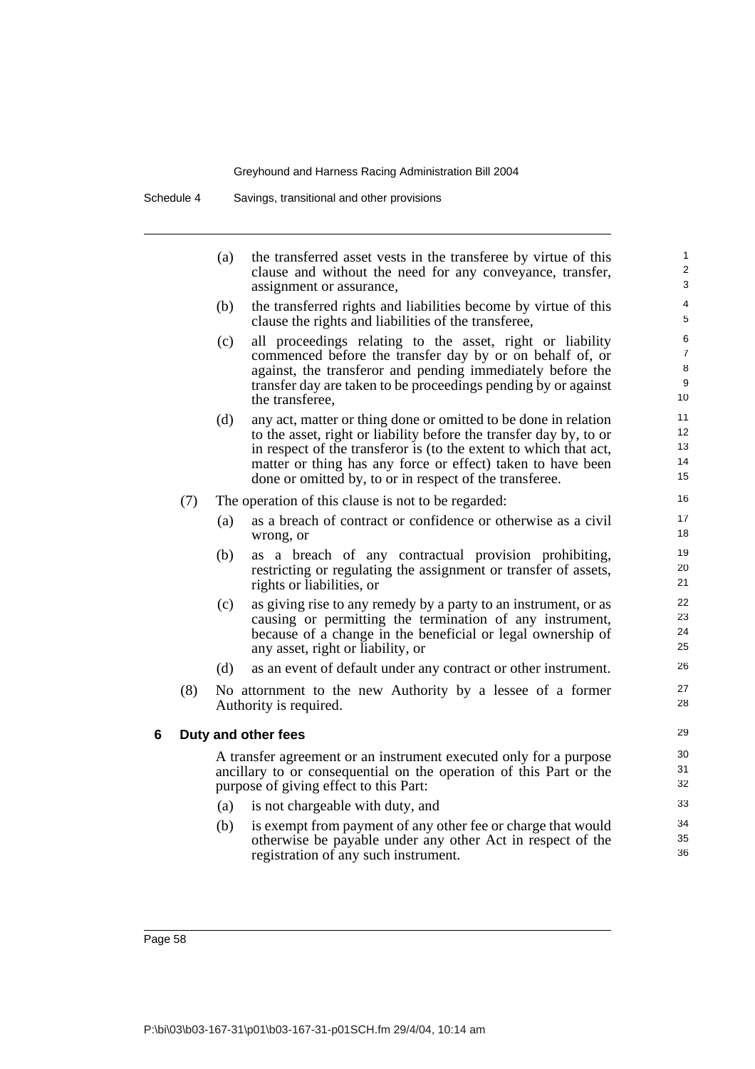(a) the transferred asset vests in the transferee by virtue of this clause and without the need for any conveyance, transfer, assignment or assurance,

(b) the transferred rights and liabilities become by virtue of this clause the rights and liabilities of the transferee,

(c) all proceedings relating to the asset, right or liability commenced before the transfer day by or on behalf of, or against, the transferor and pending immediately before the transfer day are taken to be proceedings pending by or against the transferee,

(d) any act, matter or thing done or omitted to be done in relation to the asset, right or liability before the transfer day by, to or in respect of the transferor is (to the extent to which that act, matter or thing has any force or effect) taken to have been done or omitted by, to or in respect of the transferee.

(7) The operation of this clause is not to be regarded:

(a) as a breach of contract or confidence or otherwise as a civil wrong, or

(b) as a breach of any contractual provision prohibiting, restricting or regulating the assignment or transfer of assets, rights or liabilities, or

(c) as giving rise to any remedy by a party to an instrument, or as causing or permitting the termination of any instrument, because of a change in the beneficial or legal ownership of any asset, right or liability, or

(d) as an event of default under any contract or other instrument.

(8) No attornment to the new Authority by a lessee of a former Authority is required.

### 6 Duty and other fees

A transfer agreement or an instrument executed only for a purpose ancillary to or consequential on the operation of this Part or the purpose of giving effect to this Part:

(a) is not chargeable with duty, and

(b) is exempt from payment of any other fee or charge that would otherwise be payable under any other Act in respect of the registration of any such instrument.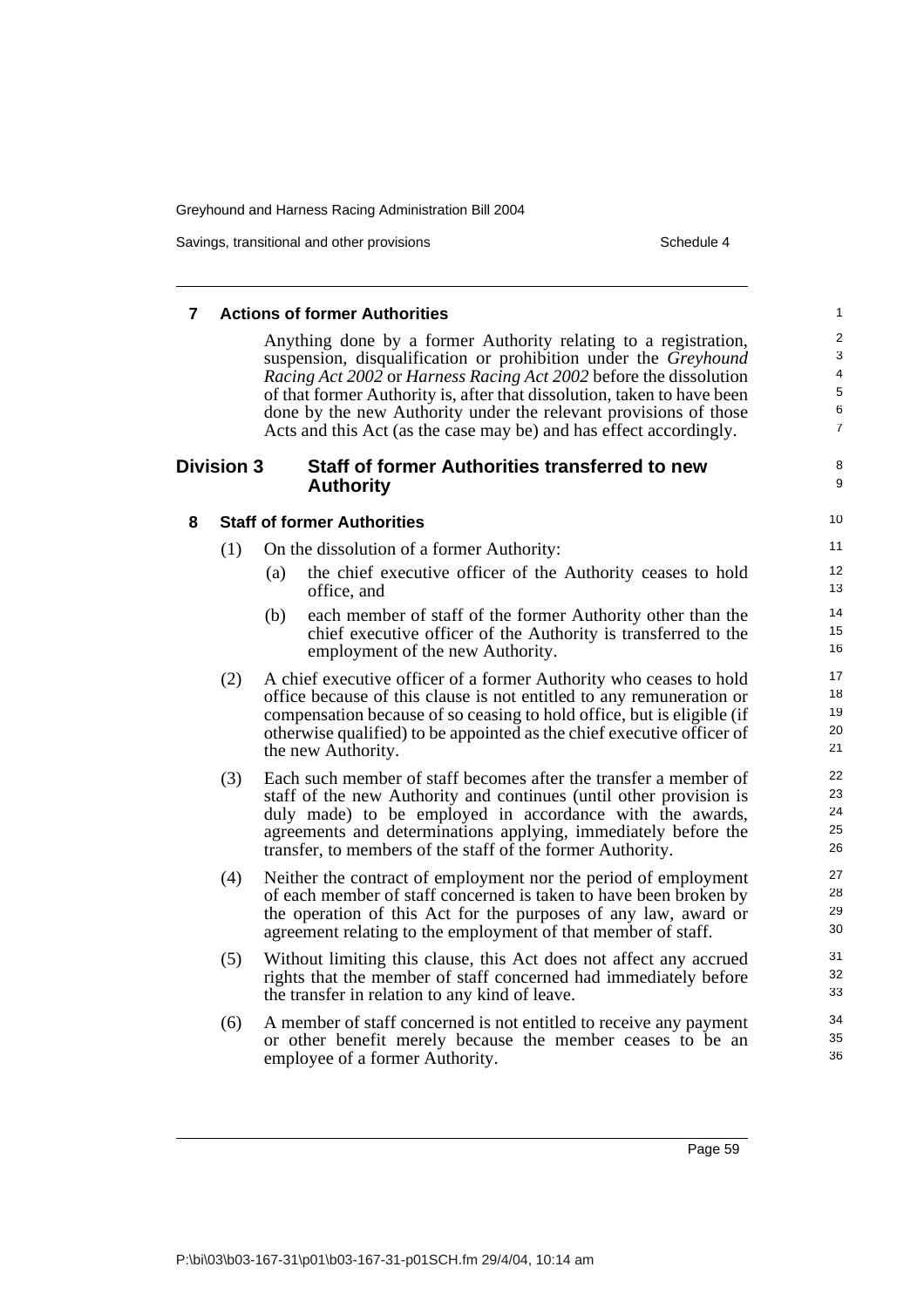### 7 Actions of former Authorities

Anything done by a former Authority relating to a registration, suspension, disqualification or prohibition under the *Greyhound Racing Act 2002* or *Harness Racing Act 2002* before the dissolution of that former Authority is, after that dissolution, taken to have been done by the new Authority under the relevant provisions of those Acts and this Act (as the case may be) and has effect accordingly.

## Division 3 Staff of former Authorities transferred to new Authority

### 8 Staff of former Authorities

(1) On the dissolution of a former Authority:

- (a) the chief executive officer of the Authority ceases to hold office, and
- (b) each member of staff of the former Authority other than the chief executive officer of the Authority is transferred to the employment of the new Authority.

(2) A chief executive officer of a former Authority who ceases to hold office because of this clause is not entitled to any remuneration or compensation because of so ceasing to hold office, but is eligible (if otherwise qualified) to be appointed as the chief executive officer of the new Authority.

(3) Each such member of staff becomes after the transfer a member of staff of the new Authority and continues (until other provision is duly made) to be employed in accordance with the awards, agreements and determinations applying, immediately before the transfer, to members of the staff of the former Authority.

(4) Neither the contract of employment nor the period of employment of each member of staff concerned is taken to have been broken by the operation of this Act for the purposes of any law, award or agreement relating to the employment of that member of staff.

(5) Without limiting this clause, this Act does not affect any accrued rights that the member of staff concerned had immediately before the transfer in relation to any kind of leave.

(6) A member of staff concerned is not entitled to receive any payment or other benefit merely because the member ceases to be an employee of a former Authority.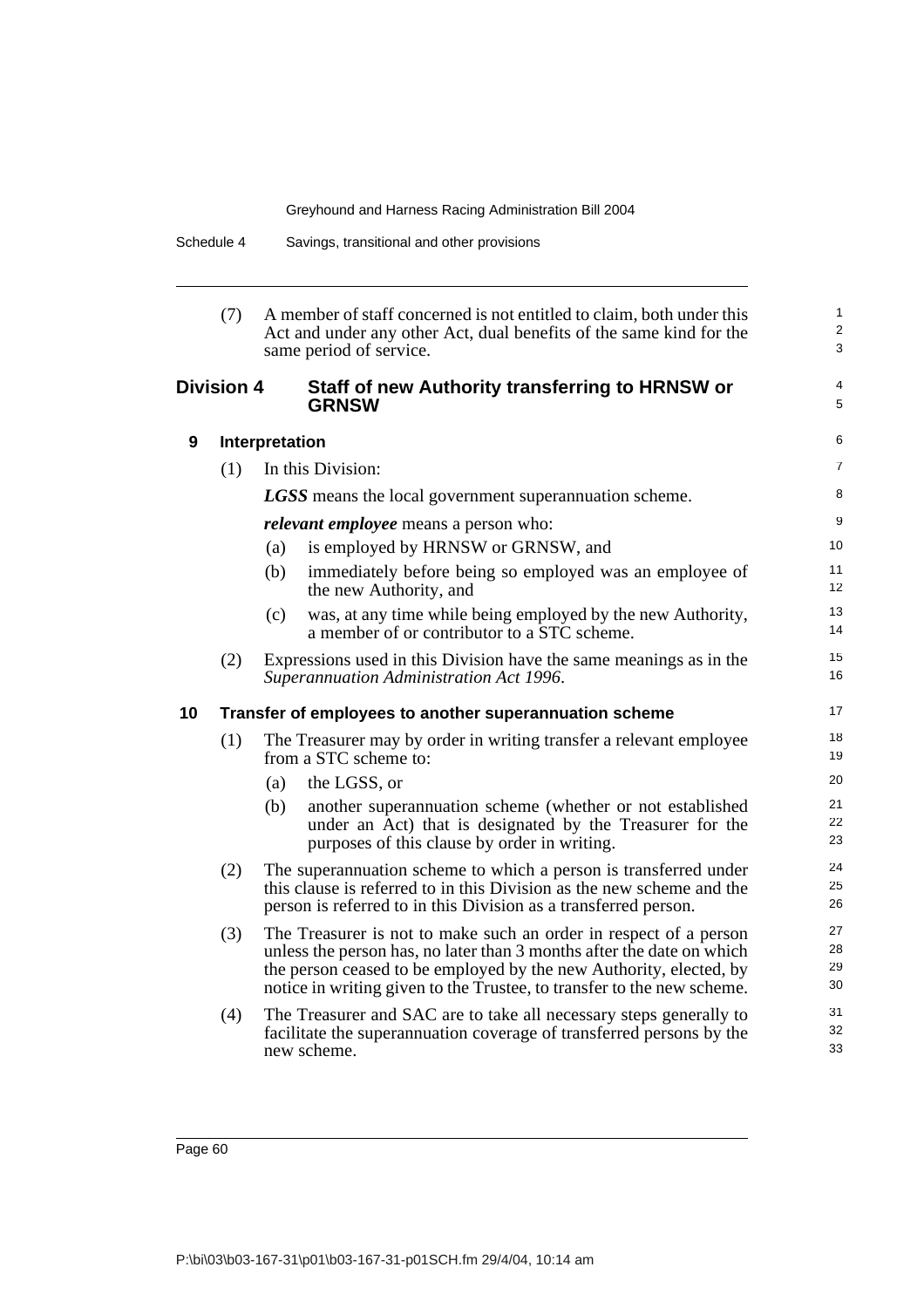(7) A member of staff concerned is not entitled to claim, both under this Act and under any other Act, dual benefits of the same kind for the same period of service.

## Division 4 Staff of new Authority transferring to HRNSW or GRNSW

### 9 Interpretation

(1) In this Division:

***LGSS*** means the local government superannuation scheme.

***relevant employee*** means a person who:

(a) is employed by HRNSW or GRNSW, and

(b) immediately before being so employed was an employee of the new Authority, and

(c) was, at any time while being employed by the new Authority, a member of or contributor to a STC scheme.

(2) Expressions used in this Division have the same meanings as in the *Superannuation Administration Act 1996*.

### 10 Transfer of employees to another superannuation scheme

(1) The Treasurer may by order in writing transfer a relevant employee from a STC scheme to:

(a) the LGSS, or

(b) another superannuation scheme (whether or not established under an Act) that is designated by the Treasurer for the purposes of this clause by order in writing.

(2) The superannuation scheme to which a person is transferred under this clause is referred to in this Division as the new scheme and the person is referred to in this Division as a transferred person.

(3) The Treasurer is not to make such an order in respect of a person unless the person has, no later than 3 months after the date on which the person ceased to be employed by the new Authority, elected, by notice in writing given to the Trustee, to transfer to the new scheme.

(4) The Treasurer and SAC are to take all necessary steps generally to facilitate the superannuation coverage of transferred persons by the new scheme.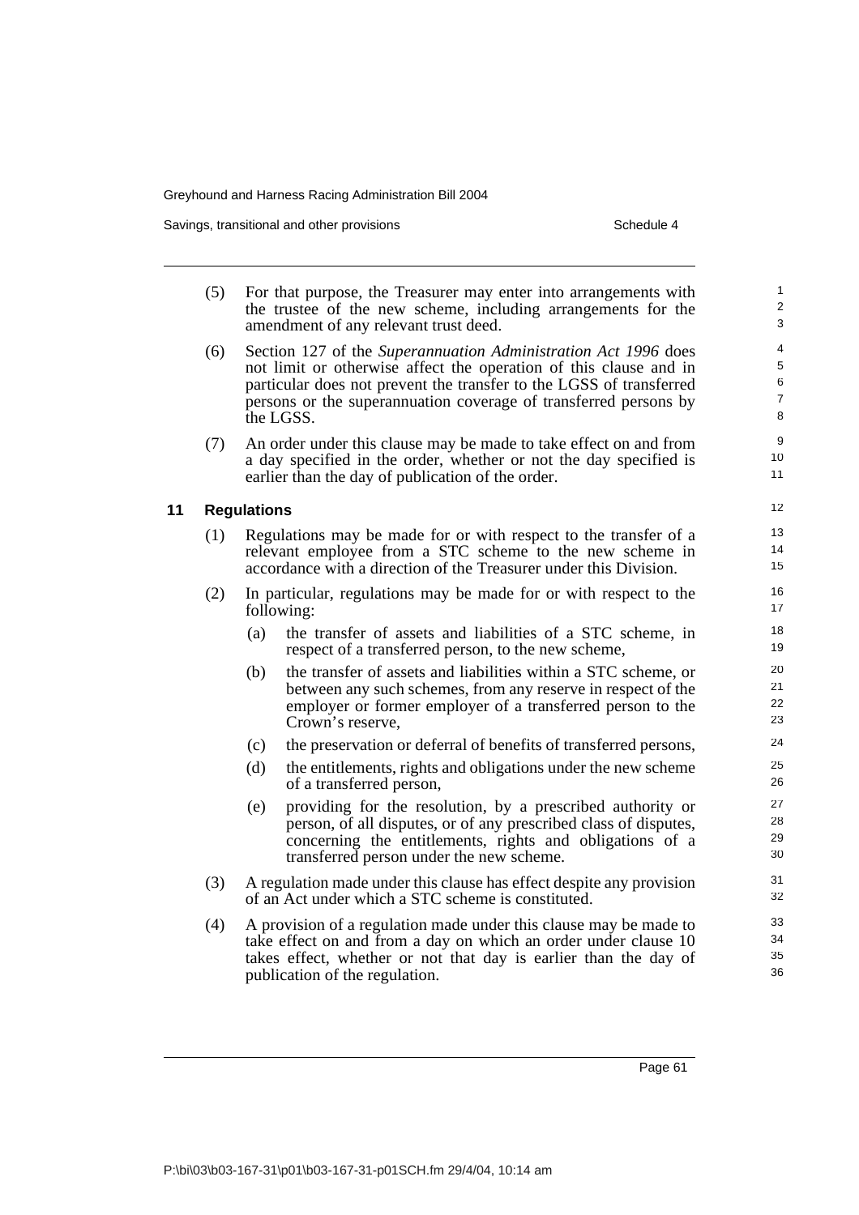(5) For that purpose, the Treasurer may enter into arrangements with the trustee of the new scheme, including arrangements for the amendment of any relevant trust deed.

(6) Section 127 of the *Superannuation Administration Act 1996* does not limit or otherwise affect the operation of this clause and in particular does not prevent the transfer to the LGSS of transferred persons or the superannuation coverage of transferred persons by the LGSS.

(7) An order under this clause may be made to take effect on and from a day specified in the order, whether or not the day specified is earlier than the day of publication of the order.

### 11 Regulations

(1) Regulations may be made for or with respect to the transfer of a relevant employee from a STC scheme to the new scheme in accordance with a direction of the Treasurer under this Division.

(2) In particular, regulations may be made for or with respect to the following:

- (a) the transfer of assets and liabilities of a STC scheme, in respect of a transferred person, to the new scheme,
- (b) the transfer of assets and liabilities within a STC scheme, or between any such schemes, from any reserve in respect of the employer or former employer of a transferred person to the Crown's reserve,
- (c) the preservation or deferral of benefits of transferred persons,
- (d) the entitlements, rights and obligations under the new scheme of a transferred person,
- (e) providing for the resolution, by a prescribed authority or person, of all disputes, or of any prescribed class of disputes, concerning the entitlements, rights and obligations of a transferred person under the new scheme.

(3) A regulation made under this clause has effect despite any provision of an Act under which a STC scheme is constituted.

(4) A provision of a regulation made under this clause may be made to take effect on and from a day on which an order under clause 10 takes effect, whether or not that day is earlier than the day of publication of the regulation.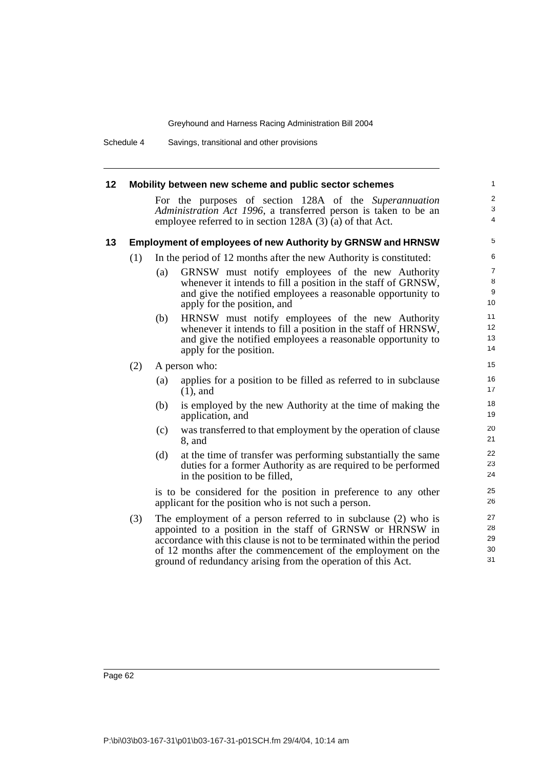**12 Mobility between new scheme and public sector schemes**

For the purposes of section 128A of the *Superannuation Administration Act 1996*, a transferred person is taken to be an employee referred to in section 128A (3) (a) of that Act.

**13 Employment of employees of new Authority by GRNSW and HRNSW**

(1) In the period of 12 months after the new Authority is constituted:

(a) GRNSW must notify employees of the new Authority whenever it intends to fill a position in the staff of GRNSW, and give the notified employees a reasonable opportunity to apply for the position, and

(b) HRNSW must notify employees of the new Authority whenever it intends to fill a position in the staff of HRNSW, and give the notified employees a reasonable opportunity to apply for the position.

(2) A person who:

(a) applies for a position to be filled as referred to in subclause (1), and

(b) is employed by the new Authority at the time of making the application, and

(c) was transferred to that employment by the operation of clause 8, and

(d) at the time of transfer was performing substantially the same duties for a former Authority as are required to be performed in the position to be filled,

is to be considered for the position in preference to any other applicant for the position who is not such a person.

(3) The employment of a person referred to in subclause (2) who is appointed to a position in the staff of GRNSW or HRNSW in accordance with this clause is not to be terminated within the period of 12 months after the commencement of the employment on the ground of redundancy arising from the operation of this Act.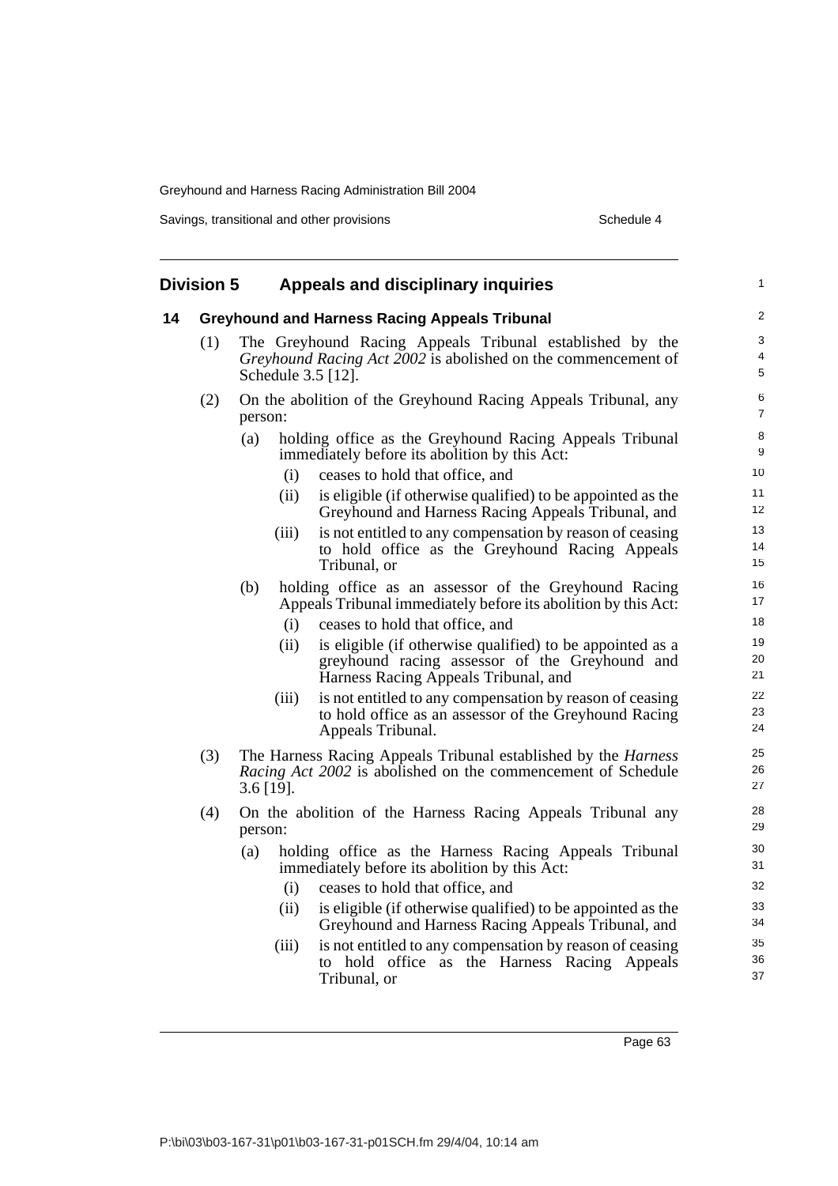## Division 5 Appeals and disciplinary inquiries

### 14 Greyhound and Harness Racing Appeals Tribunal

(1) The Greyhound Racing Appeals Tribunal established by the *Greyhound Racing Act 2002* is abolished on the commencement of Schedule 3.5 [12].

(2) On the abolition of the Greyhound Racing Appeals Tribunal, any person:

- (a) holding office as the Greyhound Racing Appeals Tribunal immediately before its abolition by this Act:
  - (i) ceases to hold that office, and
  - (ii) is eligible (if otherwise qualified) to be appointed as the Greyhound and Harness Racing Appeals Tribunal, and
  - (iii) is not entitled to any compensation by reason of ceasing to hold office as the Greyhound Racing Appeals Tribunal, or
- (b) holding office as an assessor of the Greyhound Racing Appeals Tribunal immediately before its abolition by this Act:
  - (i) ceases to hold that office, and
  - (ii) is eligible (if otherwise qualified) to be appointed as a greyhound racing assessor of the Greyhound and Harness Racing Appeals Tribunal, and
  - (iii) is not entitled to any compensation by reason of ceasing to hold office as an assessor of the Greyhound Racing Appeals Tribunal.

(3) The Harness Racing Appeals Tribunal established by the *Harness Racing Act 2002* is abolished on the commencement of Schedule 3.6 [19].

(4) On the abolition of the Harness Racing Appeals Tribunal any person:

- (a) holding office as the Harness Racing Appeals Tribunal immediately before its abolition by this Act:
  - (i) ceases to hold that office, and
  - (ii) is eligible (if otherwise qualified) to be appointed as the Greyhound and Harness Racing Appeals Tribunal, and
  - (iii) is not entitled to any compensation by reason of ceasing to hold office as the Harness Racing Appeals Tribunal, or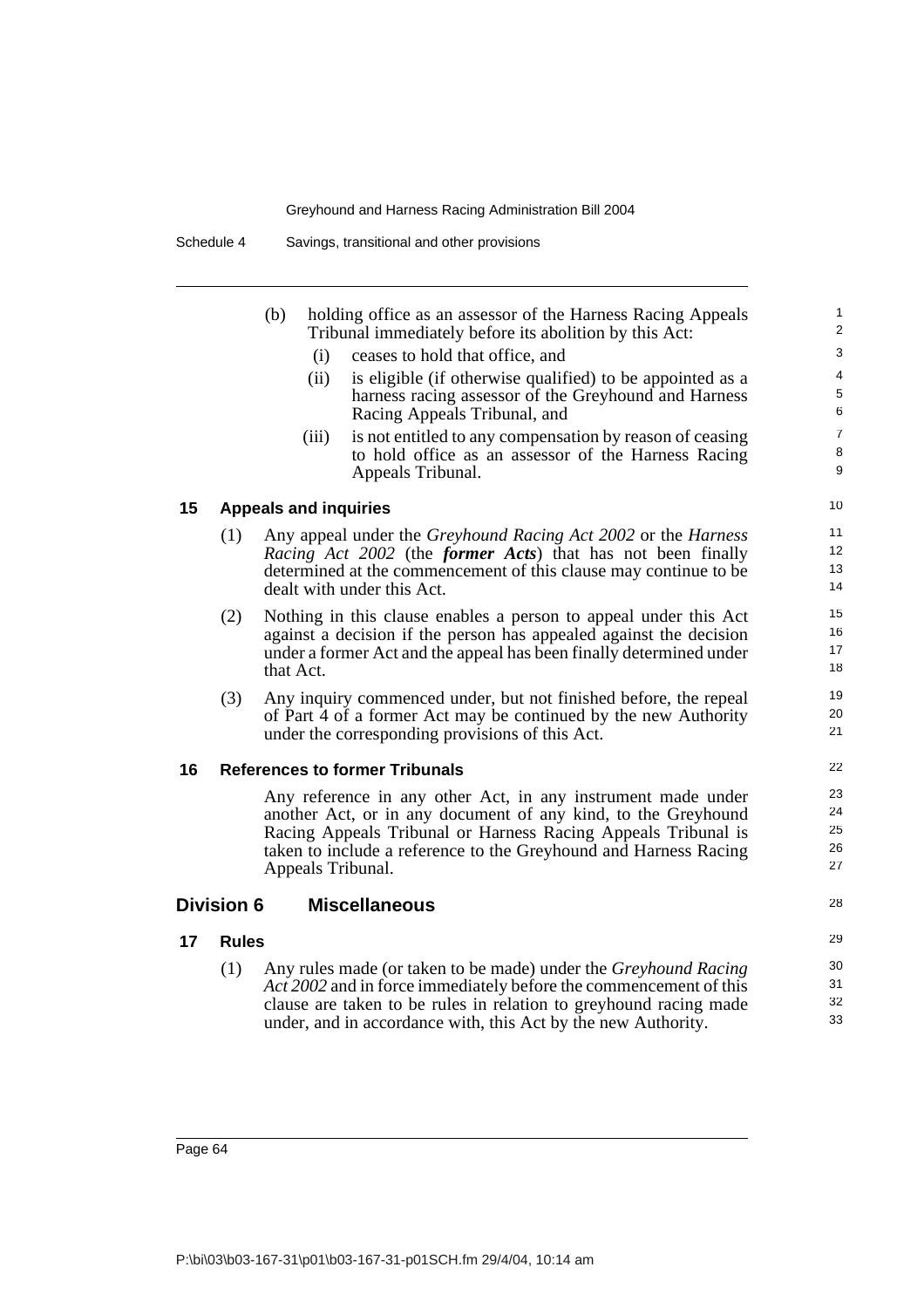(b) holding office as an assessor of the Harness Racing Appeals Tribunal immediately before its abolition by this Act:

   (i) ceases to hold that office, and

   (ii) is eligible (if otherwise qualified) to be appointed as a harness racing assessor of the Greyhound and Harness Racing Appeals Tribunal, and

   (iii) is not entitled to any compensation by reason of ceasing to hold office as an assessor of the Harness Racing Appeals Tribunal.

### 15 Appeals and inquiries

(1) Any appeal under the *Greyhound Racing Act 2002* or the *Harness Racing Act 2002* (the ***former Acts***) that has not been finally determined at the commencement of this clause may continue to be dealt with under this Act.

(2) Nothing in this clause enables a person to appeal under this Act against a decision if the person has appealed against the decision under a former Act and the appeal has been finally determined under that Act.

(3) Any inquiry commenced under, but not finished before, the repeal of Part 4 of a former Act may be continued by the new Authority under the corresponding provisions of this Act.

### 16 References to former Tribunals

Any reference in any other Act, in any instrument made under another Act, or in any document of any kind, to the Greyhound Racing Appeals Tribunal or Harness Racing Appeals Tribunal is taken to include a reference to the Greyhound and Harness Racing Appeals Tribunal.

## Division 6 Miscellaneous

### 17 Rules

(1) Any rules made (or taken to be made) under the *Greyhound Racing Act 2002* and in force immediately before the commencement of this clause are taken to be rules in relation to greyhound racing made under, and in accordance with, this Act by the new Authority.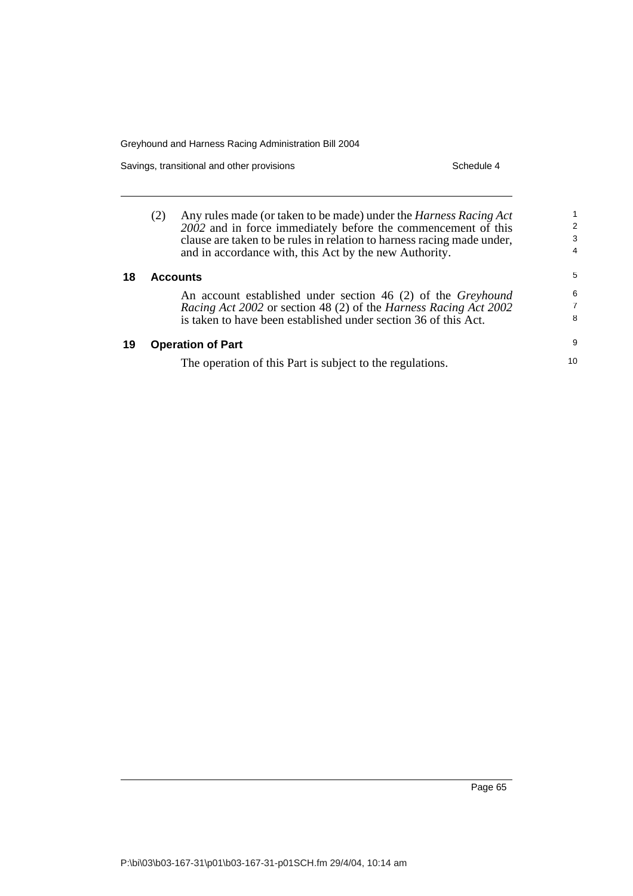(2) Any rules made (or taken to be made) under the *Harness Racing Act 2002* and in force immediately before the commencement of this clause are taken to be rules in relation to harness racing made under, and in accordance with, this Act by the new Authority.

### 18 Accounts

An account established under section 46 (2) of the *Greyhound Racing Act 2002* or section 48 (2) of the *Harness Racing Act 2002* is taken to have been established under section 36 of this Act.

### 19 Operation of Part

The operation of this Part is subject to the regulations.